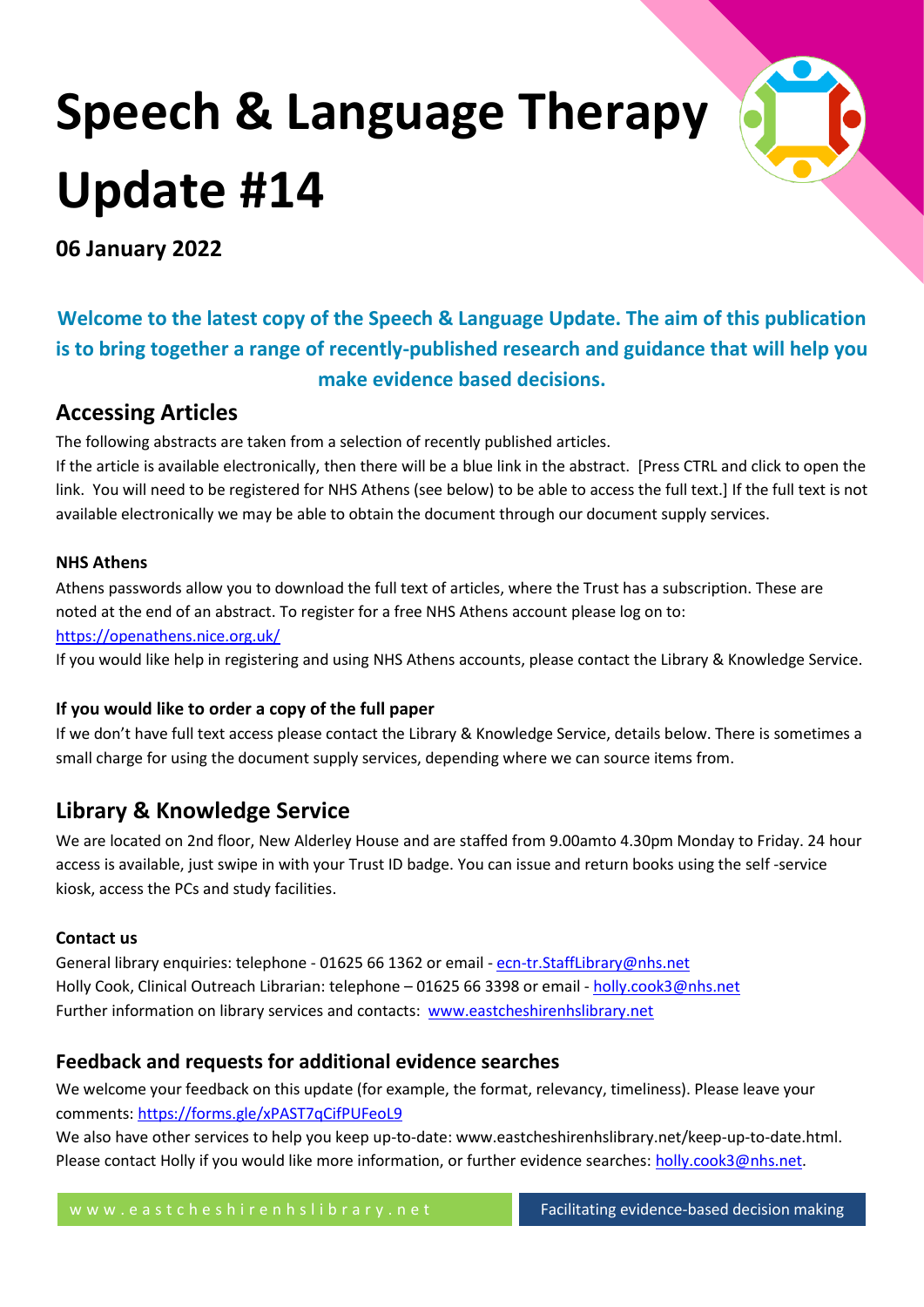# Speech & Language Therapy Update #14

**06 January 2022**

**Welcome to the latest copy of the Speech & Language Update. The aim of this publication is to bring together a range of recently-published research and guidance that will help you make evidence based decisions.**

## Accessing Articles

The following abstracts are taken from a selection of recently published articles.
If the article is available electronically, then there will be a blue link in the abstract. [Press CTRL and click to open the link. You will need to be registered for NHS Athens (see below) to be able to access the full text.] If the full text is not available electronically we may be able to obtain the document through our document supply services.

### NHS Athens

Athens passwords allow you to download the full text of articles, where the Trust has a subscription. These are noted at the end of an abstract. To register for a free NHS Athens account please log on to:
https://openathens.nice.org.uk/
If you would like help in registering and using NHS Athens accounts, please contact the Library & Knowledge Service.

### If you would like to order a copy of the full paper

If we don't have full text access please contact the Library & Knowledge Service, details below. There is sometimes a small charge for using the document supply services, depending where we can source items from.

## Library & Knowledge Service

We are located on 2nd floor, New Alderley House and are staffed from 9.00amto 4.30pm Monday to Friday. 24 hour access is available, just swipe in with your Trust ID badge. You can issue and return books using the self -service kiosk, access the PCs and study facilities.

### Contact us

General library enquiries: telephone - 01625 66 1362 or email - ecn-tr.StaffLibrary@nhs.net
Holly Cook, Clinical Outreach Librarian: telephone – 01625 66 3398 or email - holly.cook3@nhs.net
Further information on library services and contacts: www.eastcheshirenhslibrary.net

## Feedback and requests for additional evidence searches

We welcome your feedback on this update (for example, the format, relevancy, timeliness). Please leave your comments: https://forms.gle/xPAST7qCifPUFeoL9
We also have other services to help you keep up-to-date: www.eastcheshirenhslibrary.net/keep-up-to-date.html. Please contact Holly if you would like more information, or further evidence searches: holly.cook3@nhs.net.

www.eastcheshirenhslibrary.net | Facilitating evidence-based decision making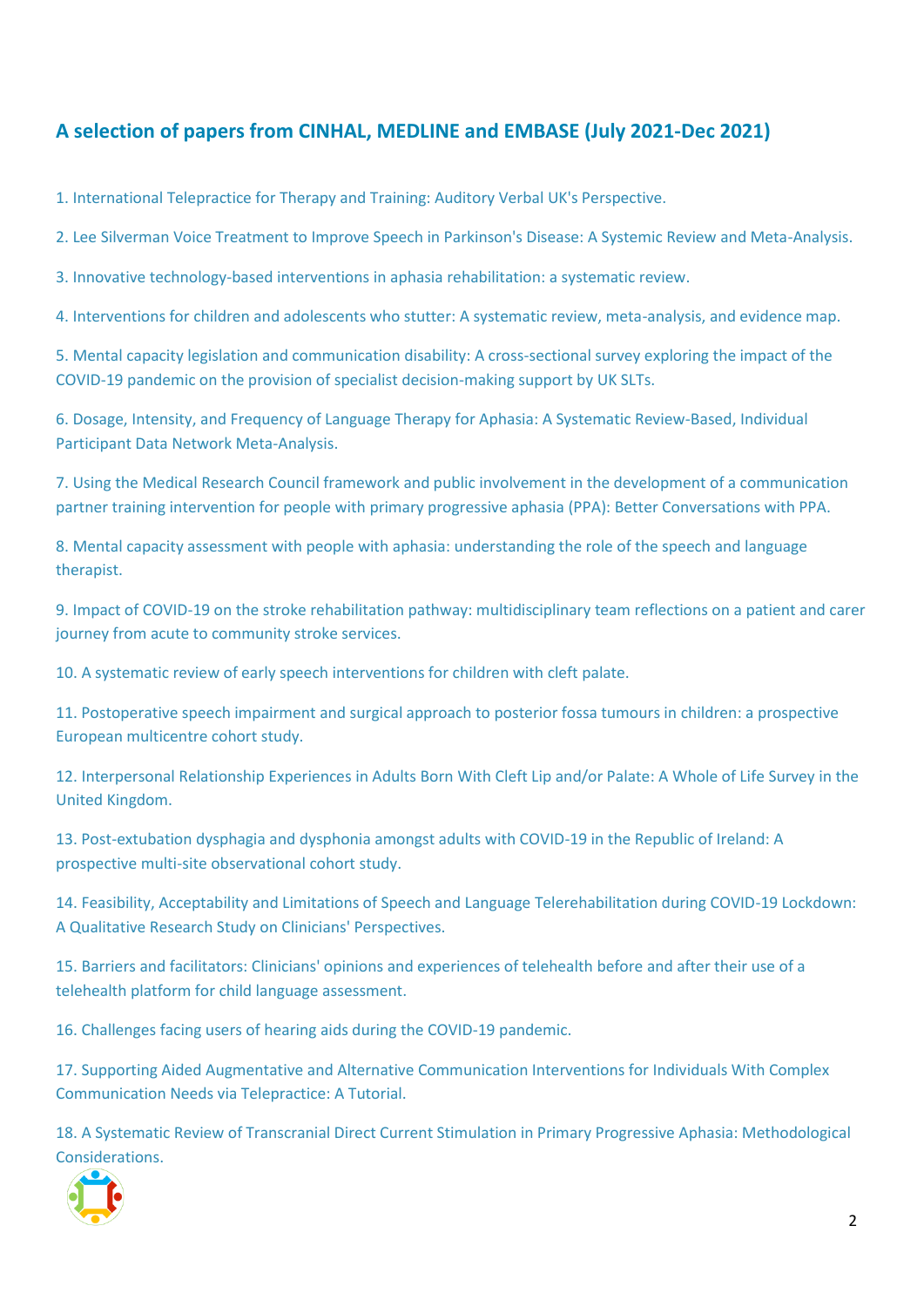## A selection of papers from CINHAL, MEDLINE and EMBASE (July 2021-Dec 2021)

1. International Telepractice for Therapy and Training: Auditory Verbal UK's Perspective.

2. Lee Silverman Voice Treatment to Improve Speech in Parkinson's Disease: A Systemic Review and Meta-Analysis.

3. Innovative technology-based interventions in aphasia rehabilitation: a systematic review.

4. Interventions for children and adolescents who stutter: A systematic review, meta-analysis, and evidence map.

5. Mental capacity legislation and communication disability: A cross-sectional survey exploring the impact of the COVID-19 pandemic on the provision of specialist decision-making support by UK SLTs.

6. Dosage, Intensity, and Frequency of Language Therapy for Aphasia: A Systematic Review-Based, Individual Participant Data Network Meta-Analysis.

7. Using the Medical Research Council framework and public involvement in the development of a communication partner training intervention for people with primary progressive aphasia (PPA): Better Conversations with PPA.

8. Mental capacity assessment with people with aphasia: understanding the role of the speech and language therapist.

9. Impact of COVID-19 on the stroke rehabilitation pathway: multidisciplinary team reflections on a patient and carer journey from acute to community stroke services.

10. A systematic review of early speech interventions for children with cleft palate.

11. Postoperative speech impairment and surgical approach to posterior fossa tumours in children: a prospective European multicentre cohort study.

12. Interpersonal Relationship Experiences in Adults Born With Cleft Lip and/or Palate: A Whole of Life Survey in the United Kingdom.

13. Post-extubation dysphagia and dysphonia amongst adults with COVID-19 in the Republic of Ireland: A prospective multi-site observational cohort study.

14. Feasibility, Acceptability and Limitations of Speech and Language Telerehabilitation during COVID-19 Lockdown: A Qualitative Research Study on Clinicians' Perspectives.

15. Barriers and facilitators: Clinicians' opinions and experiences of telehealth before and after their use of a telehealth platform for child language assessment.

16. Challenges facing users of hearing aids during the COVID-19 pandemic.

17. Supporting Aided Augmentative and Alternative Communication Interventions for Individuals With Complex Communication Needs via Telepractice: A Tutorial.

18. A Systematic Review of Transcranial Direct Current Stimulation in Primary Progressive Aphasia: Methodological Considerations.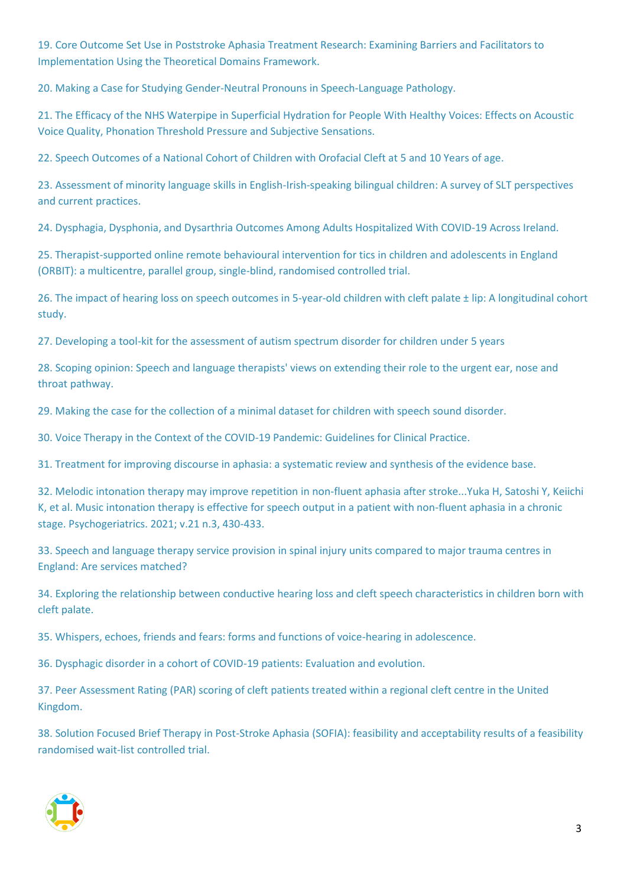19. Core Outcome Set Use in Poststroke Aphasia Treatment Research: Examining Barriers and Facilitators to Implementation Using the Theoretical Domains Framework.

20. Making a Case for Studying Gender-Neutral Pronouns in Speech-Language Pathology.

21. The Efficacy of the NHS Waterpipe in Superficial Hydration for People With Healthy Voices: Effects on Acoustic Voice Quality, Phonation Threshold Pressure and Subjective Sensations.

22. Speech Outcomes of a National Cohort of Children with Orofacial Cleft at 5 and 10 Years of age.

23. Assessment of minority language skills in English-Irish-speaking bilingual children: A survey of SLT perspectives and current practices.

24. Dysphagia, Dysphonia, and Dysarthria Outcomes Among Adults Hospitalized With COVID-19 Across Ireland.

25. Therapist-supported online remote behavioural intervention for tics in children and adolescents in England (ORBIT): a multicentre, parallel group, single-blind, randomised controlled trial.

26. The impact of hearing loss on speech outcomes in 5-year-old children with cleft palate ± lip: A longitudinal cohort study.

27. Developing a tool-kit for the assessment of autism spectrum disorder for children under 5 years

28. Scoping opinion: Speech and language therapists' views on extending their role to the urgent ear, nose and throat pathway.

29. Making the case for the collection of a minimal dataset for children with speech sound disorder.

30. Voice Therapy in the Context of the COVID-19 Pandemic: Guidelines for Clinical Practice.

31. Treatment for improving discourse in aphasia: a systematic review and synthesis of the evidence base.

32. Melodic intonation therapy may improve repetition in non-fluent aphasia after stroke...Yuka H, Satoshi Y, Keiichi K, et al. Music intonation therapy is effective for speech output in a patient with non-fluent aphasia in a chronic stage. Psychogeriatrics. 2021; v.21 n.3, 430-433.

33. Speech and language therapy service provision in spinal injury units compared to major trauma centres in England: Are services matched?

34. Exploring the relationship between conductive hearing loss and cleft speech characteristics in children born with cleft palate.

35. Whispers, echoes, friends and fears: forms and functions of voice-hearing in adolescence.

36. Dysphagic disorder in a cohort of COVID-19 patients: Evaluation and evolution.

37. Peer Assessment Rating (PAR) scoring of cleft patients treated within a regional cleft centre in the United Kingdom.

38. Solution Focused Brief Therapy in Post-Stroke Aphasia (SOFIA): feasibility and acceptability results of a feasibility randomised wait-list controlled trial.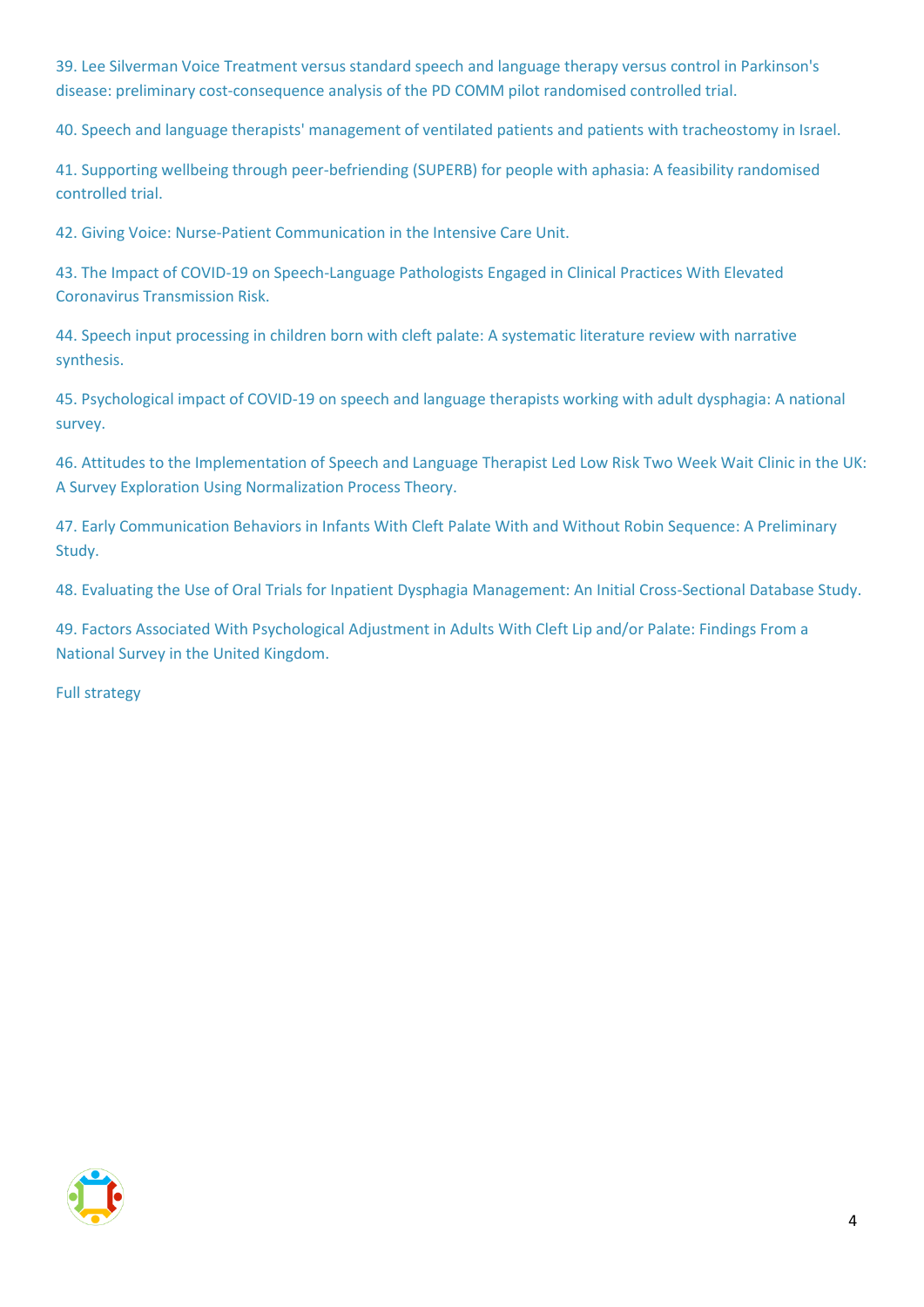39. Lee Silverman Voice Treatment versus standard speech and language therapy versus control in Parkinson's disease: preliminary cost-consequence analysis of the PD COMM pilot randomised controlled trial.

40. Speech and language therapists' management of ventilated patients and patients with tracheostomy in Israel.

41. Supporting wellbeing through peer-befriending (SUPERB) for people with aphasia: A feasibility randomised controlled trial.

42. Giving Voice: Nurse-Patient Communication in the Intensive Care Unit.

43. The Impact of COVID-19 on Speech-Language Pathologists Engaged in Clinical Practices With Elevated Coronavirus Transmission Risk.

44. Speech input processing in children born with cleft palate: A systematic literature review with narrative synthesis.

45. Psychological impact of COVID-19 on speech and language therapists working with adult dysphagia: A national survey.

46. Attitudes to the Implementation of Speech and Language Therapist Led Low Risk Two Week Wait Clinic in the UK: A Survey Exploration Using Normalization Process Theory.

47. Early Communication Behaviors in Infants With Cleft Palate With and Without Robin Sequence: A Preliminary Study.

48. Evaluating the Use of Oral Trials for Inpatient Dysphagia Management: An Initial Cross-Sectional Database Study.

49. Factors Associated With Psychological Adjustment in Adults With Cleft Lip and/or Palate: Findings From a National Survey in the United Kingdom.

Full strategy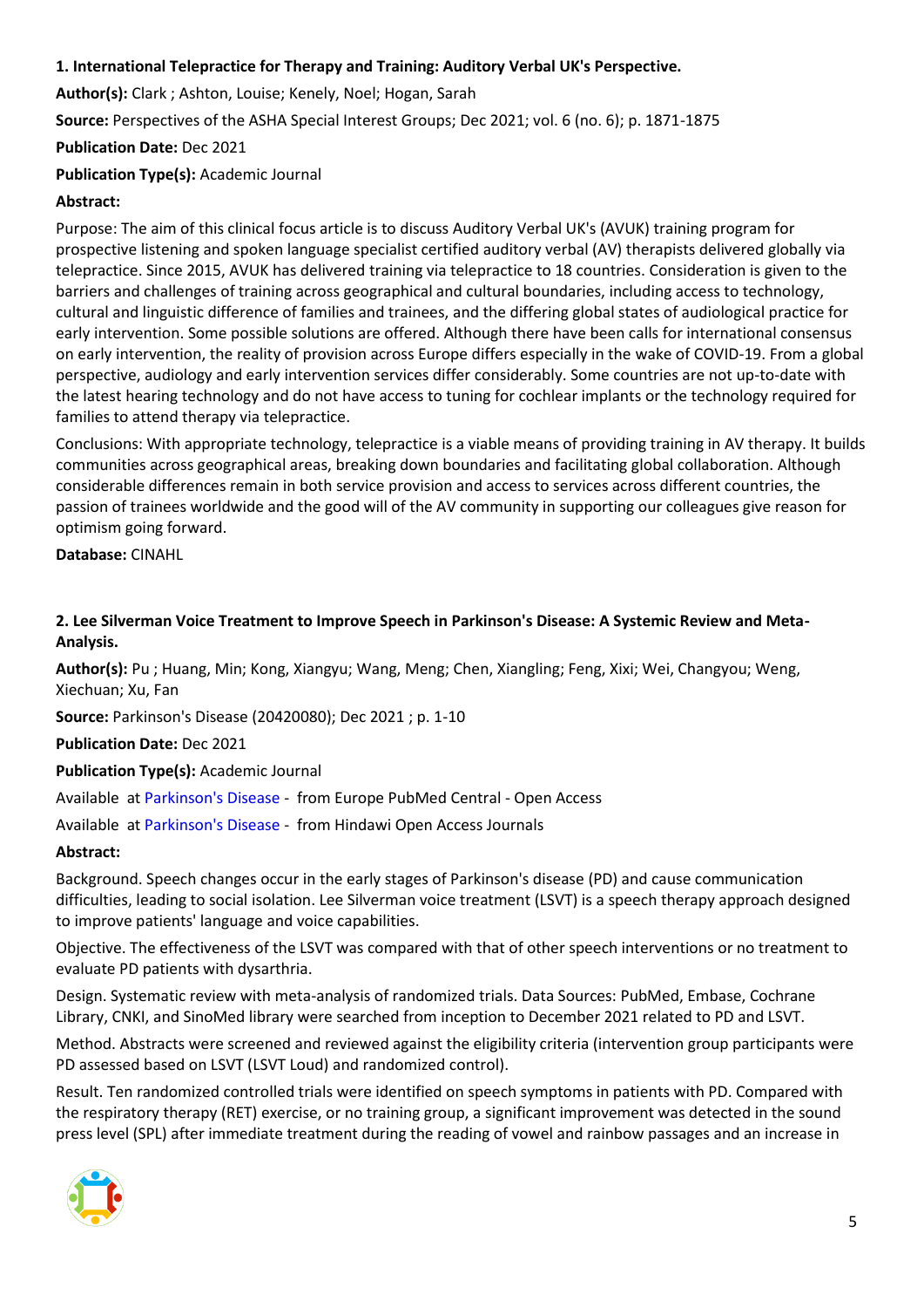**1. International Telepractice for Therapy and Training: Auditory Verbal UK's Perspective.**

**Author(s):** Clark ; Ashton, Louise; Kenely, Noel; Hogan, Sarah

**Source:** Perspectives of the ASHA Special Interest Groups; Dec 2021; vol. 6 (no. 6); p. 1871-1875

**Publication Date:** Dec 2021

**Publication Type(s):** Academic Journal

**Abstract:**

Purpose: The aim of this clinical focus article is to discuss Auditory Verbal UK's (AVUK) training program for prospective listening and spoken language specialist certified auditory verbal (AV) therapists delivered globally via telepractice. Since 2015, AVUK has delivered training via telepractice to 18 countries. Consideration is given to the barriers and challenges of training across geographical and cultural boundaries, including access to technology, cultural and linguistic difference of families and trainees, and the differing global states of audiological practice for early intervention. Some possible solutions are offered. Although there have been calls for international consensus on early intervention, the reality of provision across Europe differs especially in the wake of COVID-19. From a global perspective, audiology and early intervention services differ considerably. Some countries are not up-to-date with the latest hearing technology and do not have access to tuning for cochlear implants or the technology required for families to attend therapy via telepractice.

Conclusions: With appropriate technology, telepractice is a viable means of providing training in AV therapy. It builds communities across geographical areas, breaking down boundaries and facilitating global collaboration. Although considerable differences remain in both service provision and access to services across different countries, the passion of trainees worldwide and the good will of the AV community in supporting our colleagues give reason for optimism going forward.

**Database:** CINAHL

**2. Lee Silverman Voice Treatment to Improve Speech in Parkinson's Disease: A Systemic Review and Meta-Analysis.**

**Author(s):** Pu ; Huang, Min; Kong, Xiangyu; Wang, Meng; Chen, Xiangling; Feng, Xixi; Wei, Changyou; Weng, Xiechuan; Xu, Fan

**Source:** Parkinson's Disease (20420080); Dec 2021 ; p. 1-10

**Publication Date:** Dec 2021

**Publication Type(s):** Academic Journal

Available at Parkinson's Disease - from Europe PubMed Central - Open Access

Available at Parkinson's Disease - from Hindawi Open Access Journals

**Abstract:**

Background. Speech changes occur in the early stages of Parkinson's disease (PD) and cause communication difficulties, leading to social isolation. Lee Silverman voice treatment (LSVT) is a speech therapy approach designed to improve patients' language and voice capabilities.

Objective. The effectiveness of the LSVT was compared with that of other speech interventions or no treatment to evaluate PD patients with dysarthria.

Design. Systematic review with meta-analysis of randomized trials. Data Sources: PubMed, Embase, Cochrane Library, CNKI, and SinoMed library were searched from inception to December 2021 related to PD and LSVT.

Method. Abstracts were screened and reviewed against the eligibility criteria (intervention group participants were PD assessed based on LSVT (LSVT Loud) and randomized control).

Result. Ten randomized controlled trials were identified on speech symptoms in patients with PD. Compared with the respiratory therapy (RET) exercise, or no training group, a significant improvement was detected in the sound press level (SPL) after immediate treatment during the reading of vowel and rainbow passages and an increase in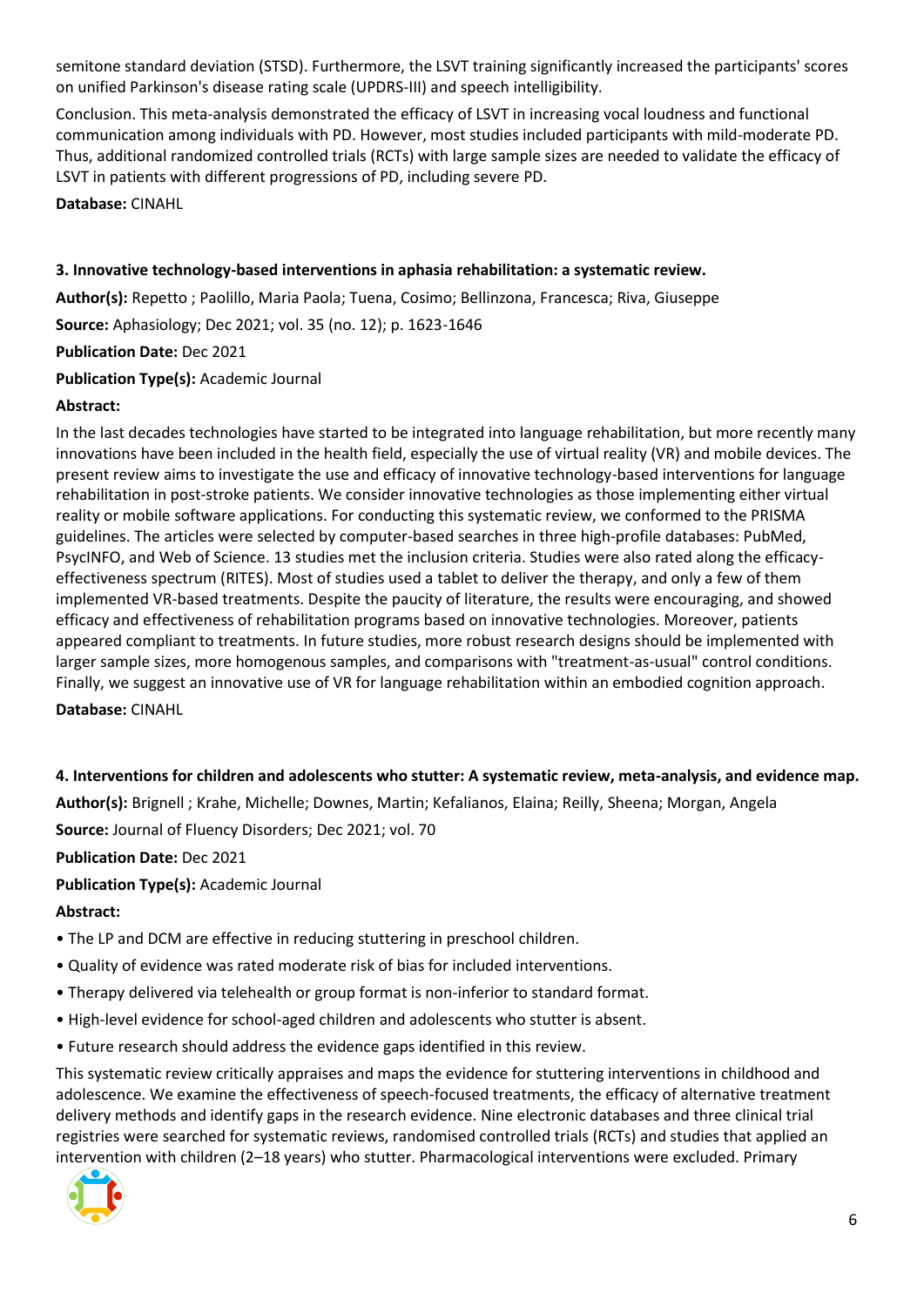semitone standard deviation (STSD). Furthermore, the LSVT training significantly increased the participants' scores on unified Parkinson's disease rating scale (UPDRS-III) and speech intelligibility.

Conclusion. This meta-analysis demonstrated the efficacy of LSVT in increasing vocal loudness and functional communication among individuals with PD. However, most studies included participants with mild-moderate PD. Thus, additional randomized controlled trials (RCTs) with large sample sizes are needed to validate the efficacy of LSVT in patients with different progressions of PD, including severe PD.

**Database:** CINAHL

**3. Innovative technology-based interventions in aphasia rehabilitation: a systematic review.**

**Author(s):** Repetto ; Paolillo, Maria Paola; Tuena, Cosimo; Bellinzona, Francesca; Riva, Giuseppe

**Source:** Aphasiology; Dec 2021; vol. 35 (no. 12); p. 1623-1646

**Publication Date:** Dec 2021

**Publication Type(s):** Academic Journal

**Abstract:**

In the last decades technologies have started to be integrated into language rehabilitation, but more recently many innovations have been included in the health field, especially the use of virtual reality (VR) and mobile devices. The present review aims to investigate the use and efficacy of innovative technology-based interventions for language rehabilitation in post-stroke patients. We consider innovative technologies as those implementing either virtual reality or mobile software applications. For conducting this systematic review, we conformed to the PRISMA guidelines. The articles were selected by computer-based searches in three high-profile databases: PubMed, PsycINFO, and Web of Science. 13 studies met the inclusion criteria. Studies were also rated along the efficacy-effectiveness spectrum (RITES). Most of studies used a tablet to deliver the therapy, and only a few of them implemented VR-based treatments. Despite the paucity of literature, the results were encouraging, and showed efficacy and effectiveness of rehabilitation programs based on innovative technologies. Moreover, patients appeared compliant to treatments. In future studies, more robust research designs should be implemented with larger sample sizes, more homogenous samples, and comparisons with "treatment-as-usual" control conditions. Finally, we suggest an innovative use of VR for language rehabilitation within an embodied cognition approach.

**Database:** CINAHL

**4. Interventions for children and adolescents who stutter: A systematic review, meta-analysis, and evidence map.**

**Author(s):** Brignell ; Krahe, Michelle; Downes, Martin; Kefalianos, Elaina; Reilly, Sheena; Morgan, Angela

**Source:** Journal of Fluency Disorders; Dec 2021; vol. 70

**Publication Date:** Dec 2021

**Publication Type(s):** Academic Journal

**Abstract:**

- The LP and DCM are effective in reducing stuttering in preschool children.
- Quality of evidence was rated moderate risk of bias for included interventions.
- Therapy delivered via telehealth or group format is non-inferior to standard format.
- High-level evidence for school-aged children and adolescents who stutter is absent.
- Future research should address the evidence gaps identified in this review.

This systematic review critically appraises and maps the evidence for stuttering interventions in childhood and adolescence. We examine the effectiveness of speech-focused treatments, the efficacy of alternative treatment delivery methods and identify gaps in the research evidence. Nine electronic databases and three clinical trial registries were searched for systematic reviews, randomised controlled trials (RCTs) and studies that applied an intervention with children (2–18 years) who stutter. Pharmacological interventions were excluded. Primary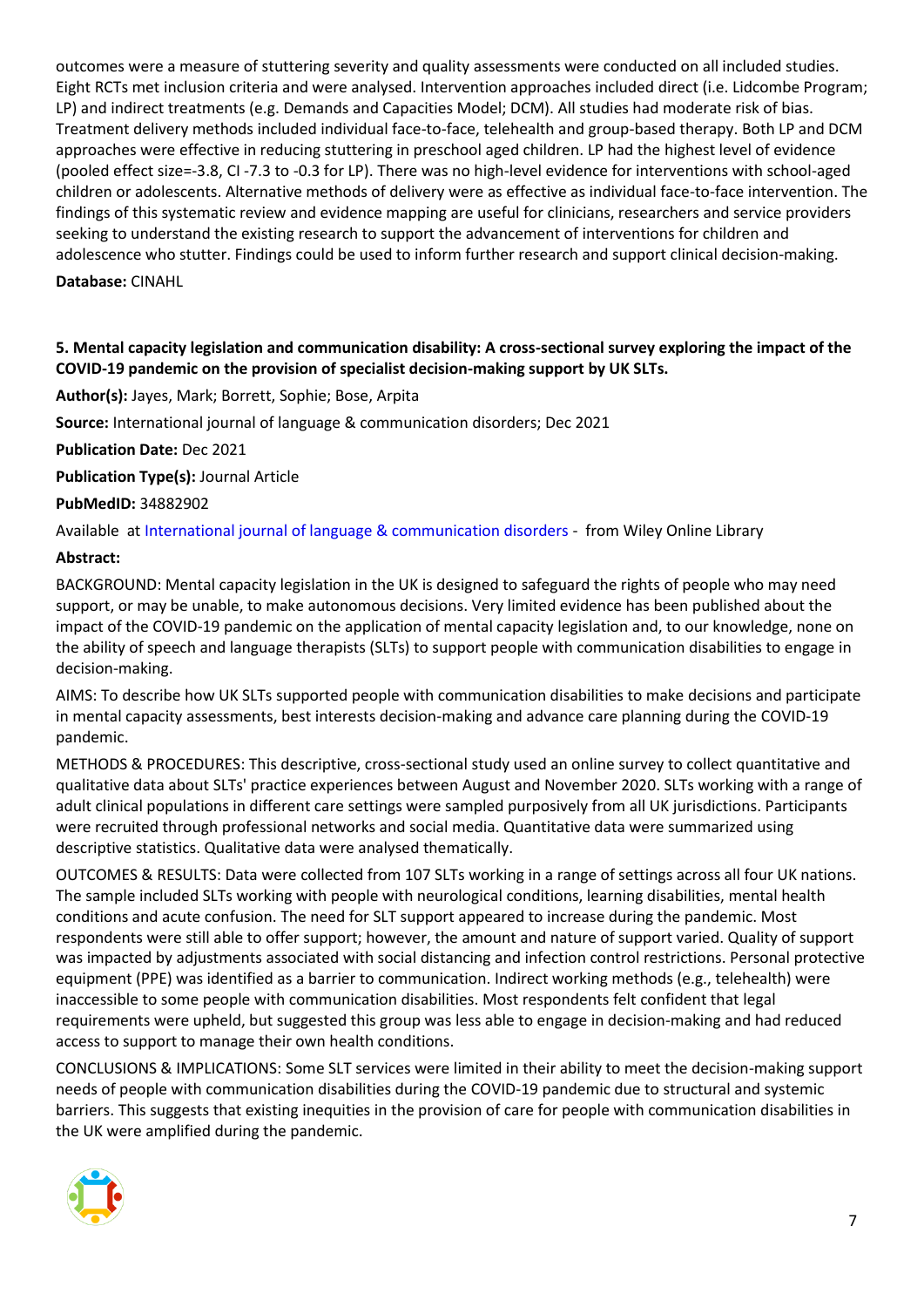outcomes were a measure of stuttering severity and quality assessments were conducted on all included studies. Eight RCTs met inclusion criteria and were analysed. Intervention approaches included direct (i.e. Lidcombe Program; LP) and indirect treatments (e.g. Demands and Capacities Model; DCM). All studies had moderate risk of bias. Treatment delivery methods included individual face-to-face, telehealth and group-based therapy. Both LP and DCM approaches were effective in reducing stuttering in preschool aged children. LP had the highest level of evidence (pooled effect size=-3.8, CI -7.3 to -0.3 for LP). There was no high-level evidence for interventions with school-aged children or adolescents. Alternative methods of delivery were as effective as individual face-to-face intervention. The findings of this systematic review and evidence mapping are useful for clinicians, researchers and service providers seeking to understand the existing research to support the advancement of interventions for children and adolescence who stutter. Findings could be used to inform further research and support clinical decision-making.

**Database:** CINAHL

**5. Mental capacity legislation and communication disability: A cross-sectional survey exploring the impact of the COVID-19 pandemic on the provision of specialist decision-making support by UK SLTs.**

**Author(s):** Jayes, Mark; Borrett, Sophie; Bose, Arpita

**Source:** International journal of language & communication disorders; Dec 2021

**Publication Date:** Dec 2021

**Publication Type(s):** Journal Article

**PubMedID:** 34882902

Available at International journal of language & communication disorders - from Wiley Online Library

**Abstract:**

BACKGROUND: Mental capacity legislation in the UK is designed to safeguard the rights of people who may need support, or may be unable, to make autonomous decisions. Very limited evidence has been published about the impact of the COVID-19 pandemic on the application of mental capacity legislation and, to our knowledge, none on the ability of speech and language therapists (SLTs) to support people with communication disabilities to engage in decision-making.

AIMS: To describe how UK SLTs supported people with communication disabilities to make decisions and participate in mental capacity assessments, best interests decision-making and advance care planning during the COVID-19 pandemic.

METHODS & PROCEDURES: This descriptive, cross-sectional study used an online survey to collect quantitative and qualitative data about SLTs' practice experiences between August and November 2020. SLTs working with a range of adult clinical populations in different care settings were sampled purposively from all UK jurisdictions. Participants were recruited through professional networks and social media. Quantitative data were summarized using descriptive statistics. Qualitative data were analysed thematically.

OUTCOMES & RESULTS: Data were collected from 107 SLTs working in a range of settings across all four UK nations. The sample included SLTs working with people with neurological conditions, learning disabilities, mental health conditions and acute confusion. The need for SLT support appeared to increase during the pandemic. Most respondents were still able to offer support; however, the amount and nature of support varied. Quality of support was impacted by adjustments associated with social distancing and infection control restrictions. Personal protective equipment (PPE) was identified as a barrier to communication. Indirect working methods (e.g., telehealth) were inaccessible to some people with communication disabilities. Most respondents felt confident that legal requirements were upheld, but suggested this group was less able to engage in decision-making and had reduced access to support to manage their own health conditions.

CONCLUSIONS & IMPLICATIONS: Some SLT services were limited in their ability to meet the decision-making support needs of people with communication disabilities during the COVID-19 pandemic due to structural and systemic barriers. This suggests that existing inequities in the provision of care for people with communication disabilities in the UK were amplified during the pandemic.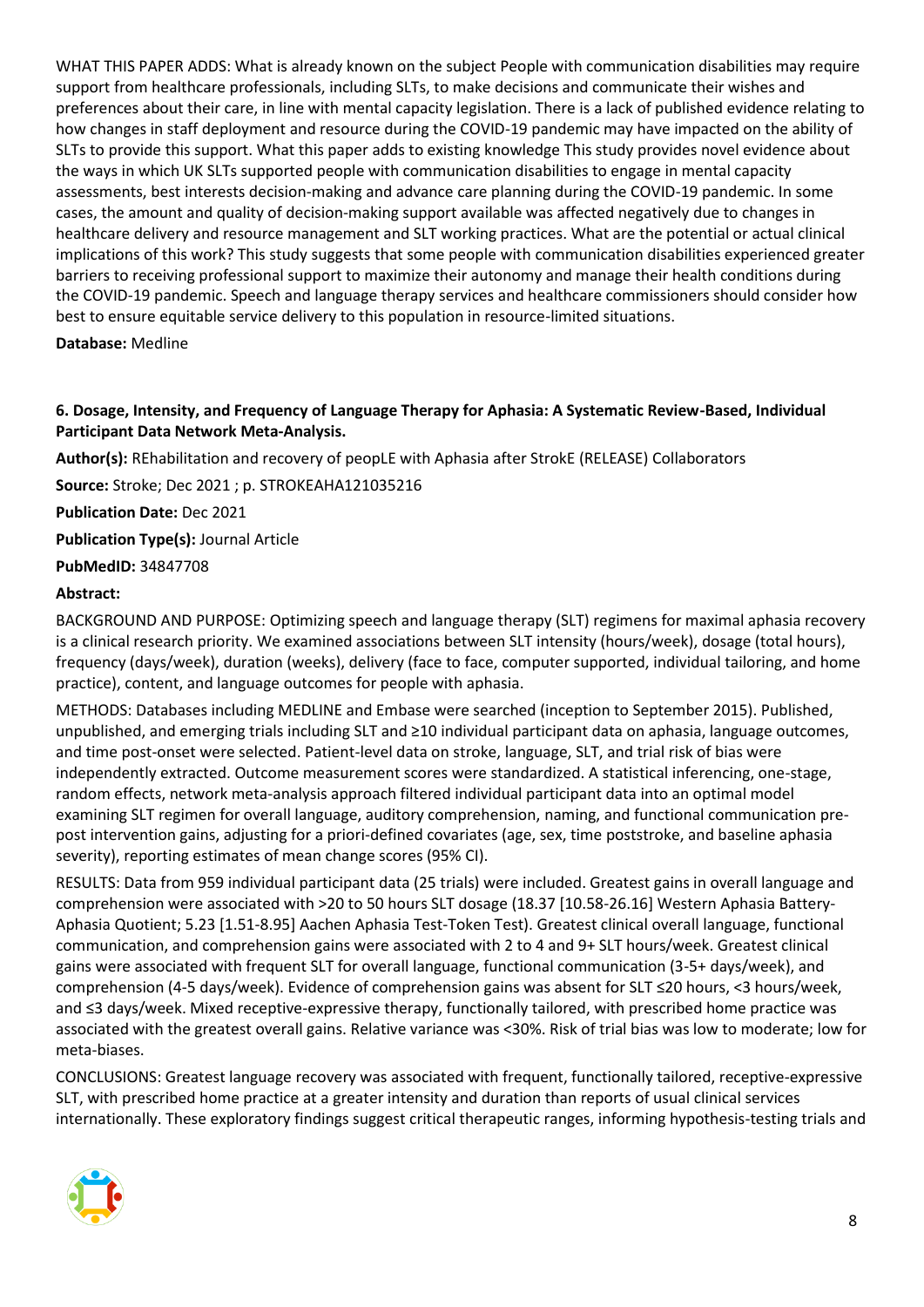WHAT THIS PAPER ADDS: What is already known on the subject People with communication disabilities may require support from healthcare professionals, including SLTs, to make decisions and communicate their wishes and preferences about their care, in line with mental capacity legislation. There is a lack of published evidence relating to how changes in staff deployment and resource during the COVID-19 pandemic may have impacted on the ability of SLTs to provide this support. What this paper adds to existing knowledge This study provides novel evidence about the ways in which UK SLTs supported people with communication disabilities to engage in mental capacity assessments, best interests decision-making and advance care planning during the COVID-19 pandemic. In some cases, the amount and quality of decision-making support available was affected negatively due to changes in healthcare delivery and resource management and SLT working practices. What are the potential or actual clinical implications of this work? This study suggests that some people with communication disabilities experienced greater barriers to receiving professional support to maximize their autonomy and manage their health conditions during the COVID-19 pandemic. Speech and language therapy services and healthcare commissioners should consider how best to ensure equitable service delivery to this population in resource-limited situations.

**Database:** Medline

### 6. Dosage, Intensity, and Frequency of Language Therapy for Aphasia: A Systematic Review-Based, Individual Participant Data Network Meta-Analysis.

**Author(s):** REhabilitation and recovery of peopLE with Aphasia after StrokE (RELEASE) Collaborators

**Source:** Stroke; Dec 2021 ; p. STROKEAHA121035216

**Publication Date:** Dec 2021

**Publication Type(s):** Journal Article

**PubMedID:** 34847708

**Abstract:**

BACKGROUND AND PURPOSE: Optimizing speech and language therapy (SLT) regimens for maximal aphasia recovery is a clinical research priority. We examined associations between SLT intensity (hours/week), dosage (total hours), frequency (days/week), duration (weeks), delivery (face to face, computer supported, individual tailoring, and home practice), content, and language outcomes for people with aphasia.

METHODS: Databases including MEDLINE and Embase were searched (inception to September 2015). Published, unpublished, and emerging trials including SLT and ≥10 individual participant data on aphasia, language outcomes, and time post-onset were selected. Patient-level data on stroke, language, SLT, and trial risk of bias were independently extracted. Outcome measurement scores were standardized. A statistical inferencing, one-stage, random effects, network meta-analysis approach filtered individual participant data into an optimal model examining SLT regimen for overall language, auditory comprehension, naming, and functional communication pre-post intervention gains, adjusting for a priori-defined covariates (age, sex, time poststroke, and baseline aphasia severity), reporting estimates of mean change scores (95% CI).

RESULTS: Data from 959 individual participant data (25 trials) were included. Greatest gains in overall language and comprehension were associated with >20 to 50 hours SLT dosage (18.37 [10.58-26.16] Western Aphasia Battery-Aphasia Quotient; 5.23 [1.51-8.95] Aachen Aphasia Test-Token Test). Greatest clinical overall language, functional communication, and comprehension gains were associated with 2 to 4 and 9+ SLT hours/week. Greatest clinical gains were associated with frequent SLT for overall language, functional communication (3-5+ days/week), and comprehension (4-5 days/week). Evidence of comprehension gains was absent for SLT ≤20 hours, <3 hours/week, and ≤3 days/week. Mixed receptive-expressive therapy, functionally tailored, with prescribed home practice was associated with the greatest overall gains. Relative variance was <30%. Risk of trial bias was low to moderate; low for meta-biases.

CONCLUSIONS: Greatest language recovery was associated with frequent, functionally tailored, receptive-expressive SLT, with prescribed home practice at a greater intensity and duration than reports of usual clinical services internationally. These exploratory findings suggest critical therapeutic ranges, informing hypothesis-testing trials and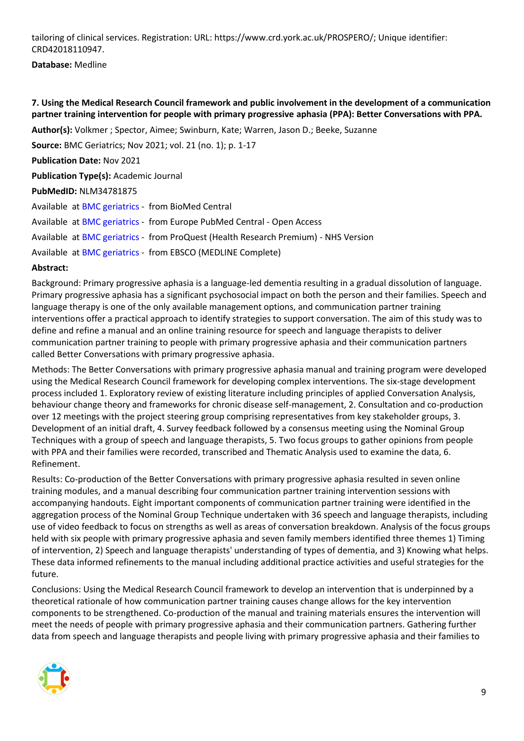tailoring of clinical services. Registration: URL: https://www.crd.york.ac.uk/PROSPERO/; Unique identifier: CRD42018110947.

**Database:** Medline

**7. Using the Medical Research Council framework and public involvement in the development of a communication partner training intervention for people with primary progressive aphasia (PPA): Better Conversations with PPA.**

**Author(s):** Volkmer ; Spector, Aimee; Swinburn, Kate; Warren, Jason D.; Beeke, Suzanne

**Source:** BMC Geriatrics; Nov 2021; vol. 21 (no. 1); p. 1-17

**Publication Date:** Nov 2021

**Publication Type(s):** Academic Journal

**PubMedID:** NLM34781875

Available at BMC geriatrics - from BioMed Central

Available at BMC geriatrics - from Europe PubMed Central - Open Access

Available at BMC geriatrics - from ProQuest (Health Research Premium) - NHS Version

Available at BMC geriatrics - from EBSCO (MEDLINE Complete)

**Abstract:**

Background: Primary progressive aphasia is a language-led dementia resulting in a gradual dissolution of language. Primary progressive aphasia has a significant psychosocial impact on both the person and their families. Speech and language therapy is one of the only available management options, and communication partner training interventions offer a practical approach to identify strategies to support conversation. The aim of this study was to define and refine a manual and an online training resource for speech and language therapists to deliver communication partner training to people with primary progressive aphasia and their communication partners called Better Conversations with primary progressive aphasia.

Methods: The Better Conversations with primary progressive aphasia manual and training program were developed using the Medical Research Council framework for developing complex interventions. The six-stage development process included 1. Exploratory review of existing literature including principles of applied Conversation Analysis, behaviour change theory and frameworks for chronic disease self-management, 2. Consultation and co-production over 12 meetings with the project steering group comprising representatives from key stakeholder groups, 3. Development of an initial draft, 4. Survey feedback followed by a consensus meeting using the Nominal Group Techniques with a group of speech and language therapists, 5. Two focus groups to gather opinions from people with PPA and their families were recorded, transcribed and Thematic Analysis used to examine the data, 6. Refinement.

Results: Co-production of the Better Conversations with primary progressive aphasia resulted in seven online training modules, and a manual describing four communication partner training intervention sessions with accompanying handouts. Eight important components of communication partner training were identified in the aggregation process of the Nominal Group Technique undertaken with 36 speech and language therapists, including use of video feedback to focus on strengths as well as areas of conversation breakdown. Analysis of the focus groups held with six people with primary progressive aphasia and seven family members identified three themes 1) Timing of intervention, 2) Speech and language therapists' understanding of types of dementia, and 3) Knowing what helps. These data informed refinements to the manual including additional practice activities and useful strategies for the future.

Conclusions: Using the Medical Research Council framework to develop an intervention that is underpinned by a theoretical rationale of how communication partner training causes change allows for the key intervention components to be strengthened. Co-production of the manual and training materials ensures the intervention will meet the needs of people with primary progressive aphasia and their communication partners. Gathering further data from speech and language therapists and people living with primary progressive aphasia and their families to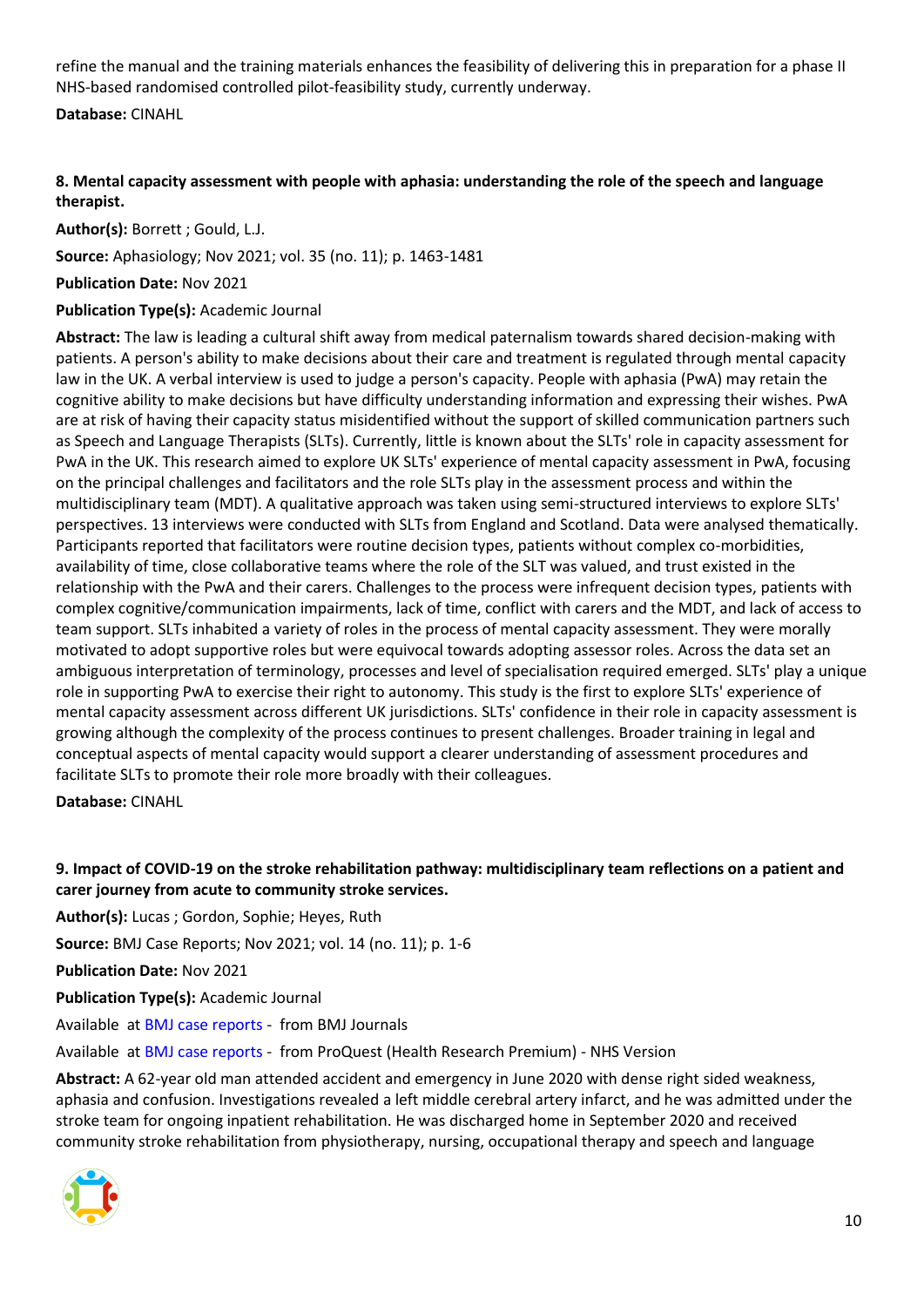refine the manual and the training materials enhances the feasibility of delivering this in preparation for a phase II NHS-based randomised controlled pilot-feasibility study, currently underway.

**Database:** CINAHL

**8. Mental capacity assessment with people with aphasia: understanding the role of the speech and language therapist.**

**Author(s):** Borrett ; Gould, L.J.

**Source:** Aphasiology; Nov 2021; vol. 35 (no. 11); p. 1463-1481

**Publication Date:** Nov 2021

**Publication Type(s):** Academic Journal

**Abstract:** The law is leading a cultural shift away from medical paternalism towards shared decision-making with patients. A person's ability to make decisions about their care and treatment is regulated through mental capacity law in the UK. A verbal interview is used to judge a person's capacity. People with aphasia (PwA) may retain the cognitive ability to make decisions but have difficulty understanding information and expressing their wishes. PwA are at risk of having their capacity status misidentified without the support of skilled communication partners such as Speech and Language Therapists (SLTs). Currently, little is known about the SLTs' role in capacity assessment for PwA in the UK. This research aimed to explore UK SLTs' experience of mental capacity assessment in PwA, focusing on the principal challenges and facilitators and the role SLTs play in the assessment process and within the multidisciplinary team (MDT). A qualitative approach was taken using semi-structured interviews to explore SLTs' perspectives. 13 interviews were conducted with SLTs from England and Scotland. Data were analysed thematically. Participants reported that facilitators were routine decision types, patients without complex co-morbidities, availability of time, close collaborative teams where the role of the SLT was valued, and trust existed in the relationship with the PwA and their carers. Challenges to the process were infrequent decision types, patients with complex cognitive/communication impairments, lack of time, conflict with carers and the MDT, and lack of access to team support. SLTs inhabited a variety of roles in the process of mental capacity assessment. They were morally motivated to adopt supportive roles but were equivocal towards adopting assessor roles. Across the data set an ambiguous interpretation of terminology, processes and level of specialisation required emerged. SLTs' play a unique role in supporting PwA to exercise their right to autonomy. This study is the first to explore SLTs' experience of mental capacity assessment across different UK jurisdictions. SLTs' confidence in their role in capacity assessment is growing although the complexity of the process continues to present challenges. Broader training in legal and conceptual aspects of mental capacity would support a clearer understanding of assessment procedures and facilitate SLTs to promote their role more broadly with their colleagues.

**Database:** CINAHL

**9. Impact of COVID-19 on the stroke rehabilitation pathway: multidisciplinary team reflections on a patient and carer journey from acute to community stroke services.**

**Author(s):** Lucas ; Gordon, Sophie; Heyes, Ruth

**Source:** BMJ Case Reports; Nov 2021; vol. 14 (no. 11); p. 1-6

**Publication Date:** Nov 2021

**Publication Type(s):** Academic Journal

Available at BMJ case reports - from BMJ Journals

Available at BMJ case reports - from ProQuest (Health Research Premium) - NHS Version

**Abstract:** A 62-year old man attended accident and emergency in June 2020 with dense right sided weakness, aphasia and confusion. Investigations revealed a left middle cerebral artery infarct, and he was admitted under the stroke team for ongoing inpatient rehabilitation. He was discharged home in September 2020 and received community stroke rehabilitation from physiotherapy, nursing, occupational therapy and speech and language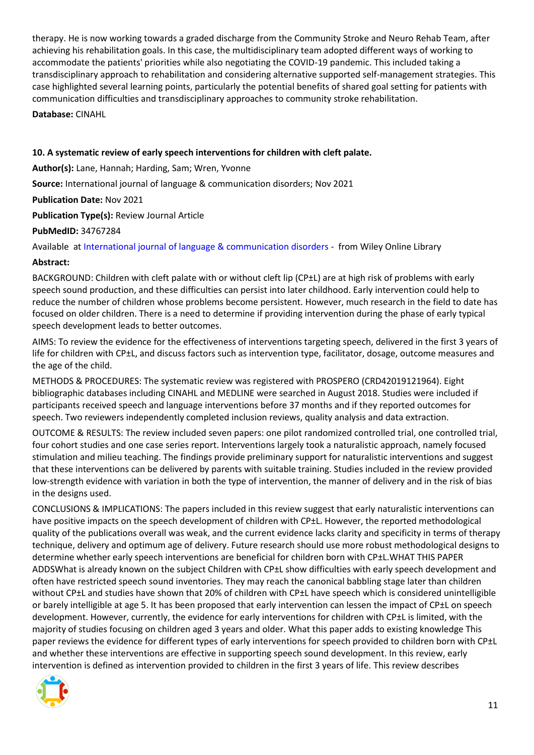therapy. He is now working towards a graded discharge from the Community Stroke and Neuro Rehab Team, after achieving his rehabilitation goals. In this case, the multidisciplinary team adopted different ways of working to accommodate the patients' priorities while also negotiating the COVID-19 pandemic. This included taking a transdisciplinary approach to rehabilitation and considering alternative supported self-management strategies. This case highlighted several learning points, particularly the potential benefits of shared goal setting for patients with communication difficulties and transdisciplinary approaches to community stroke rehabilitation.

**Database:** CINAHL

**10. A systematic review of early speech interventions for children with cleft palate.**

**Author(s):** Lane, Hannah; Harding, Sam; Wren, Yvonne

**Source:** International journal of language & communication disorders; Nov 2021

**Publication Date:** Nov 2021

**Publication Type(s):** Review Journal Article

**PubMedID:** 34767284

Available at International journal of language & communication disorders - from Wiley Online Library

**Abstract:**

BACKGROUND: Children with cleft palate with or without cleft lip (CP±L) are at high risk of problems with early speech sound production, and these difficulties can persist into later childhood. Early intervention could help to reduce the number of children whose problems become persistent. However, much research in the field to date has focused on older children. There is a need to determine if providing intervention during the phase of early typical speech development leads to better outcomes.

AIMS: To review the evidence for the effectiveness of interventions targeting speech, delivered in the first 3 years of life for children with CP±L, and discuss factors such as intervention type, facilitator, dosage, outcome measures and the age of the child.

METHODS & PROCEDURES: The systematic review was registered with PROSPERO (CRD42019121964). Eight bibliographic databases including CINAHL and MEDLINE were searched in August 2018. Studies were included if participants received speech and language interventions before 37 months and if they reported outcomes for speech. Two reviewers independently completed inclusion reviews, quality analysis and data extraction.

OUTCOME & RESULTS: The review included seven papers: one pilot randomized controlled trial, one controlled trial, four cohort studies and one case series report. Interventions largely took a naturalistic approach, namely focused stimulation and milieu teaching. The findings provide preliminary support for naturalistic interventions and suggest that these interventions can be delivered by parents with suitable training. Studies included in the review provided low-strength evidence with variation in both the type of intervention, the manner of delivery and in the risk of bias in the designs used.

CONCLUSIONS & IMPLICATIONS: The papers included in this review suggest that early naturalistic interventions can have positive impacts on the speech development of children with CP±L. However, the reported methodological quality of the publications overall was weak, and the current evidence lacks clarity and specificity in terms of therapy technique, delivery and optimum age of delivery. Future research should use more robust methodological designs to determine whether early speech interventions are beneficial for children born with CP±L.WHAT THIS PAPER ADDSWhat is already known on the subject Children with CP±L show difficulties with early speech development and often have restricted speech sound inventories. They may reach the canonical babbling stage later than children without CP±L and studies have shown that 20% of children with CP±L have speech which is considered unintelligible or barely intelligible at age 5. It has been proposed that early intervention can lessen the impact of CP±L on speech development. However, currently, the evidence for early interventions for children with CP±L is limited, with the majority of studies focusing on children aged 3 years and older. What this paper adds to existing knowledge This paper reviews the evidence for different types of early interventions for speech provided to children born with CP±L and whether these interventions are effective in supporting speech sound development. In this review, early intervention is defined as intervention provided to children in the first 3 years of life. This review describes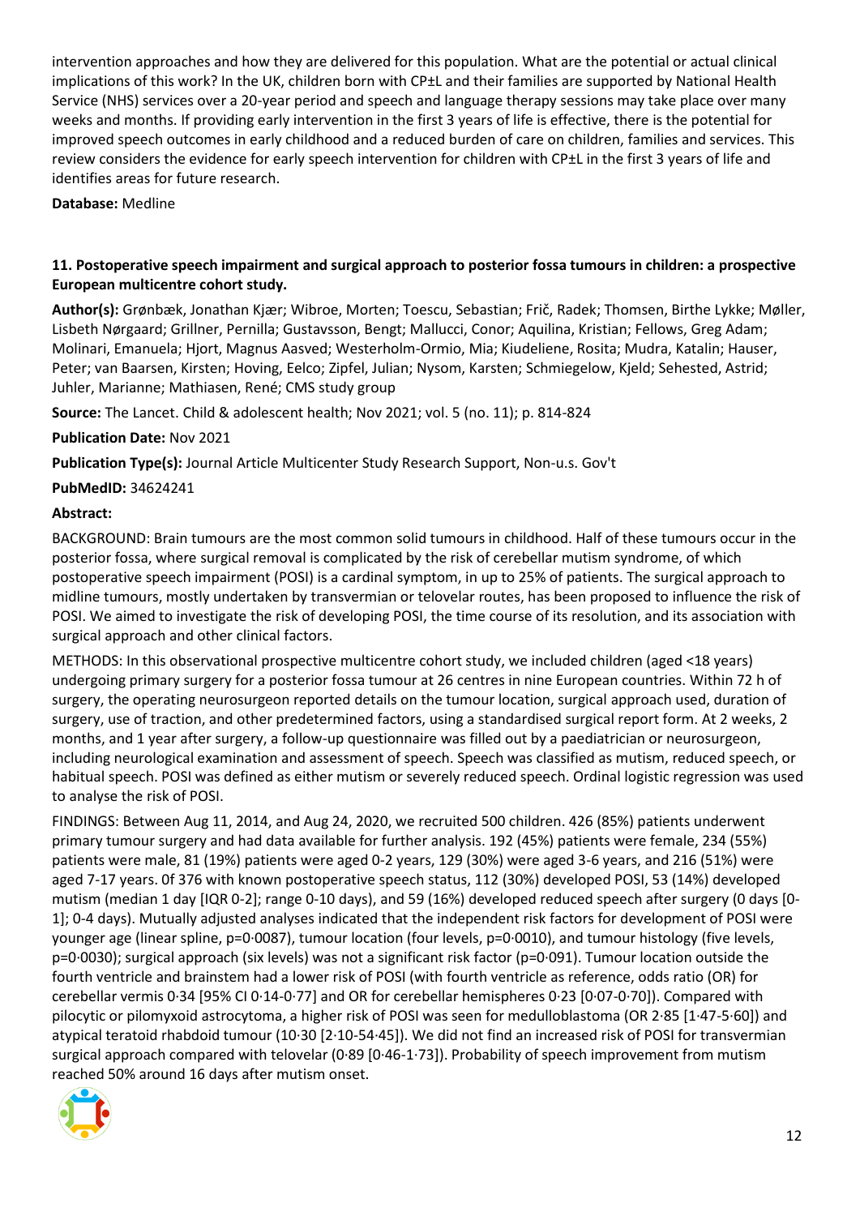intervention approaches and how they are delivered for this population. What are the potential or actual clinical implications of this work? In the UK, children born with CP±L and their families are supported by National Health Service (NHS) services over a 20-year period and speech and language therapy sessions may take place over many weeks and months. If providing early intervention in the first 3 years of life is effective, there is the potential for improved speech outcomes in early childhood and a reduced burden of care on children, families and services. This review considers the evidence for early speech intervention for children with CP±L in the first 3 years of life and identifies areas for future research.

**Database:** Medline

### 11. Postoperative speech impairment and surgical approach to posterior fossa tumours in children: a prospective European multicentre cohort study.

**Author(s):** Grønbæk, Jonathan Kjær; Wibroe, Morten; Toescu, Sebastian; Frič, Radek; Thomsen, Birthe Lykke; Møller, Lisbeth Nørgaard; Grillner, Pernilla; Gustavsson, Bengt; Mallucci, Conor; Aquilina, Kristian; Fellows, Greg Adam; Molinari, Emanuela; Hjort, Magnus Aasved; Westerholm-Ormio, Mia; Kiudeliene, Rosita; Mudra, Katalin; Hauser, Peter; van Baarsen, Kirsten; Hoving, Eelco; Zipfel, Julian; Nysom, Karsten; Schmiegelow, Kjeld; Sehested, Astrid; Juhler, Marianne; Mathiasen, René; CMS study group

**Source:** The Lancet. Child & adolescent health; Nov 2021; vol. 5 (no. 11); p. 814-824

**Publication Date:** Nov 2021

**Publication Type(s):** Journal Article Multicenter Study Research Support, Non-u.s. Gov't

**PubMedID:** 34624241

**Abstract:**

BACKGROUND: Brain tumours are the most common solid tumours in childhood. Half of these tumours occur in the posterior fossa, where surgical removal is complicated by the risk of cerebellar mutism syndrome, of which postoperative speech impairment (POSI) is a cardinal symptom, in up to 25% of patients. The surgical approach to midline tumours, mostly undertaken by transvermian or telovelar routes, has been proposed to influence the risk of POSI. We aimed to investigate the risk of developing POSI, the time course of its resolution, and its association with surgical approach and other clinical factors.

METHODS: In this observational prospective multicentre cohort study, we included children (aged <18 years) undergoing primary surgery for a posterior fossa tumour at 26 centres in nine European countries. Within 72 h of surgery, the operating neurosurgeon reported details on the tumour location, surgical approach used, duration of surgery, use of traction, and other predetermined factors, using a standardised surgical report form. At 2 weeks, 2 months, and 1 year after surgery, a follow-up questionnaire was filled out by a paediatrician or neurosurgeon, including neurological examination and assessment of speech. Speech was classified as mutism, reduced speech, or habitual speech. POSI was defined as either mutism or severely reduced speech. Ordinal logistic regression was used to analyse the risk of POSI.

FINDINGS: Between Aug 11, 2014, and Aug 24, 2020, we recruited 500 children. 426 (85%) patients underwent primary tumour surgery and had data available for further analysis. 192 (45%) patients were female, 234 (55%) patients were male, 81 (19%) patients were aged 0-2 years, 129 (30%) were aged 3-6 years, and 216 (51%) were aged 7-17 years. Of 376 with known postoperative speech status, 112 (30%) developed POSI, 53 (14%) developed mutism (median 1 day [IQR 0-2]; range 0-10 days), and 59 (16%) developed reduced speech after surgery (0 days [0-1]; 0-4 days). Mutually adjusted analyses indicated that the independent risk factors for development of POSI were younger age (linear spline, p=0·0087), tumour location (four levels, p=0·0010), and tumour histology (five levels, p=0·0030); surgical approach (six levels) was not a significant risk factor (p=0·091). Tumour location outside the fourth ventricle and brainstem had a lower risk of POSI (with fourth ventricle as reference, odds ratio (OR) for cerebellar vermis 0·34 [95% CI 0·14-0·77] and OR for cerebellar hemispheres 0·23 [0·07-0·70]). Compared with pilocytic or pilomyxoid astrocytoma, a higher risk of POSI was seen for medulloblastoma (OR 2·85 [1·47-5·60]) and atypical teratoid rhabdoid tumour (10·30 [2·10-54·45]). We did not find an increased risk of POSI for transvermian surgical approach compared with telovelar (0·89 [0·46-1·73]). Probability of speech improvement from mutism reached 50% around 16 days after mutism onset.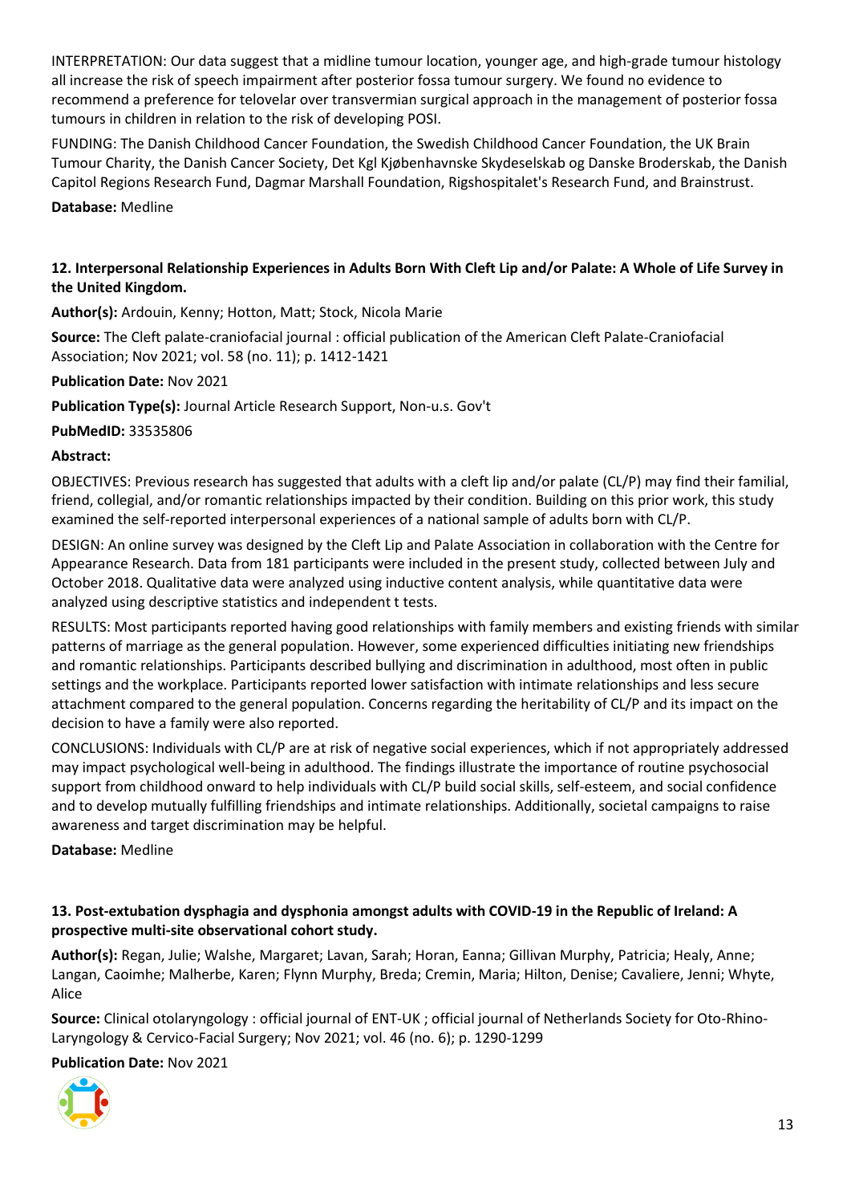INTERPRETATION: Our data suggest that a midline tumour location, younger age, and high-grade tumour histology all increase the risk of speech impairment after posterior fossa tumour surgery. We found no evidence to recommend a preference for telovelar over transvermian surgical approach in the management of posterior fossa tumours in children in relation to the risk of developing POSI.

FUNDING: The Danish Childhood Cancer Foundation, the Swedish Childhood Cancer Foundation, the UK Brain Tumour Charity, the Danish Cancer Society, Det Kgl Kjøbenhavnske Skydeselskab og Danske Broderskab, the Danish Capitol Regions Research Fund, Dagmar Marshall Foundation, Rigshospitalet's Research Fund, and Brainstrust.

**Database:** Medline

### 12. Interpersonal Relationship Experiences in Adults Born With Cleft Lip and/or Palate: A Whole of Life Survey in the United Kingdom.

**Author(s):** Ardouin, Kenny; Hotton, Matt; Stock, Nicola Marie

**Source:** The Cleft palate-craniofacial journal : official publication of the American Cleft Palate-Craniofacial Association; Nov 2021; vol. 58 (no. 11); p. 1412-1421

**Publication Date:** Nov 2021

**Publication Type(s):** Journal Article Research Support, Non-u.s. Gov't

**PubMedID:** 33535806

**Abstract:**

OBJECTIVES: Previous research has suggested that adults with a cleft lip and/or palate (CL/P) may find their familial, friend, collegial, and/or romantic relationships impacted by their condition. Building on this prior work, this study examined the self-reported interpersonal experiences of a national sample of adults born with CL/P.

DESIGN: An online survey was designed by the Cleft Lip and Palate Association in collaboration with the Centre for Appearance Research. Data from 181 participants were included in the present study, collected between July and October 2018. Qualitative data were analyzed using inductive content analysis, while quantitative data were analyzed using descriptive statistics and independent t tests.

RESULTS: Most participants reported having good relationships with family members and existing friends with similar patterns of marriage as the general population. However, some experienced difficulties initiating new friendships and romantic relationships. Participants described bullying and discrimination in adulthood, most often in public settings and the workplace. Participants reported lower satisfaction with intimate relationships and less secure attachment compared to the general population. Concerns regarding the heritability of CL/P and its impact on the decision to have a family were also reported.

CONCLUSIONS: Individuals with CL/P are at risk of negative social experiences, which if not appropriately addressed may impact psychological well-being in adulthood. The findings illustrate the importance of routine psychosocial support from childhood onward to help individuals with CL/P build social skills, self-esteem, and social confidence and to develop mutually fulfilling friendships and intimate relationships. Additionally, societal campaigns to raise awareness and target discrimination may be helpful.

**Database:** Medline

### 13. Post-extubation dysphagia and dysphonia amongst adults with COVID-19 in the Republic of Ireland: A prospective multi-site observational cohort study.

**Author(s):** Regan, Julie; Walshe, Margaret; Lavan, Sarah; Horan, Eanna; Gillivan Murphy, Patricia; Healy, Anne; Langan, Caoimhe; Malherbe, Karen; Flynn Murphy, Breda; Cremin, Maria; Hilton, Denise; Cavaliere, Jenni; Whyte, Alice

**Source:** Clinical otolaryngology : official journal of ENT-UK ; official journal of Netherlands Society for Oto-Rhino-Laryngology & Cervico-Facial Surgery; Nov 2021; vol. 46 (no. 6); p. 1290-1299

**Publication Date:** Nov 2021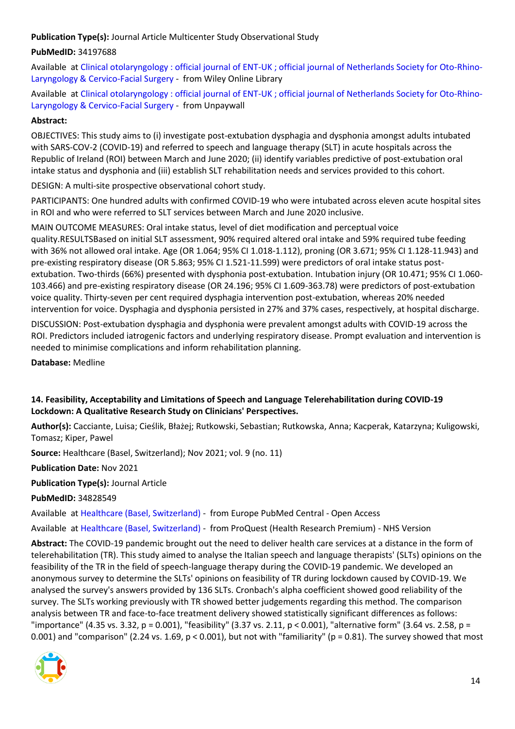**Publication Type(s):** Journal Article Multicenter Study Observational Study

**PubMedID:** 34197688

Available at Clinical otolaryngology : official journal of ENT-UK ; official journal of Netherlands Society for Oto-Rhino-Laryngology & Cervico-Facial Surgery - from Wiley Online Library

Available at Clinical otolaryngology : official journal of ENT-UK ; official journal of Netherlands Society for Oto-Rhino-Laryngology & Cervico-Facial Surgery - from Unpaywall

**Abstract:**

OBJECTIVES: This study aims to (i) investigate post-extubation dysphagia and dysphonia amongst adults intubated with SARS-COV-2 (COVID-19) and referred to speech and language therapy (SLT) in acute hospitals across the Republic of Ireland (ROI) between March and June 2020; (ii) identify variables predictive of post-extubation oral intake status and dysphonia and (iii) establish SLT rehabilitation needs and services provided to this cohort.

DESIGN: A multi-site prospective observational cohort study.

PARTICIPANTS: One hundred adults with confirmed COVID-19 who were intubated across eleven acute hospital sites in ROI and who were referred to SLT services between March and June 2020 inclusive.

MAIN OUTCOME MEASURES: Oral intake status, level of diet modification and perceptual voice quality.RESULTSBased on initial SLT assessment, 90% required altered oral intake and 59% required tube feeding with 36% not allowed oral intake. Age (OR 1.064; 95% CI 1.018-1.112), proning (OR 3.671; 95% CI 1.128-11.943) and pre-existing respiratory disease (OR 5.863; 95% CI 1.521-11.599) were predictors of oral intake status post-extubation. Two-thirds (66%) presented with dysphonia post-extubation. Intubation injury (OR 10.471; 95% CI 1.060-103.466) and pre-existing respiratory disease (OR 24.196; 95% CI 1.609-363.78) were predictors of post-extubation voice quality. Thirty-seven per cent required dysphagia intervention post-extubation, whereas 20% needed intervention for voice. Dysphagia and dysphonia persisted in 27% and 37% cases, respectively, at hospital discharge.

DISCUSSION: Post-extubation dysphagia and dysphonia were prevalent amongst adults with COVID-19 across the ROI. Predictors included iatrogenic factors and underlying respiratory disease. Prompt evaluation and intervention is needed to minimise complications and inform rehabilitation planning.

**Database:** Medline

**14. Feasibility, Acceptability and Limitations of Speech and Language Telerehabilitation during COVID-19 Lockdown: A Qualitative Research Study on Clinicians' Perspectives.**

**Author(s):** Cacciante, Luisa; Cieślik, Błażej; Rutkowski, Sebastian; Rutkowska, Anna; Kacperak, Katarzyna; Kuligowski, Tomasz; Kiper, Pawel

**Source:** Healthcare (Basel, Switzerland); Nov 2021; vol. 9 (no. 11)

**Publication Date:** Nov 2021

**Publication Type(s):** Journal Article

**PubMedID:** 34828549

Available at Healthcare (Basel, Switzerland) - from Europe PubMed Central - Open Access

Available at Healthcare (Basel, Switzerland) - from ProQuest (Health Research Premium) - NHS Version

**Abstract:** The COVID-19 pandemic brought out the need to deliver health care services at a distance in the form of telerehabilitation (TR). This study aimed to analyse the Italian speech and language therapists' (SLTs) opinions on the feasibility of the TR in the field of speech-language therapy during the COVID-19 pandemic. We developed an anonymous survey to determine the SLTs' opinions on feasibility of TR during lockdown caused by COVID-19. We analysed the survey's answers provided by 136 SLTs. Cronbach's alpha coefficient showed good reliability of the survey. The SLTs working previously with TR showed better judgements regarding this method. The comparison analysis between TR and face-to-face treatment delivery showed statistically significant differences as follows: "importance" (4.35 vs. 3.32, $p = 0.001$), "feasibility" (3.37 vs. 2.11, $p < 0.001$), "alternative form" (3.64 vs. 2.58, $p = 0.001$) and "comparison" (2.24 vs. 1.69, $p < 0.001$), but not with "familiarity" ($p = 0.81$). The survey showed that most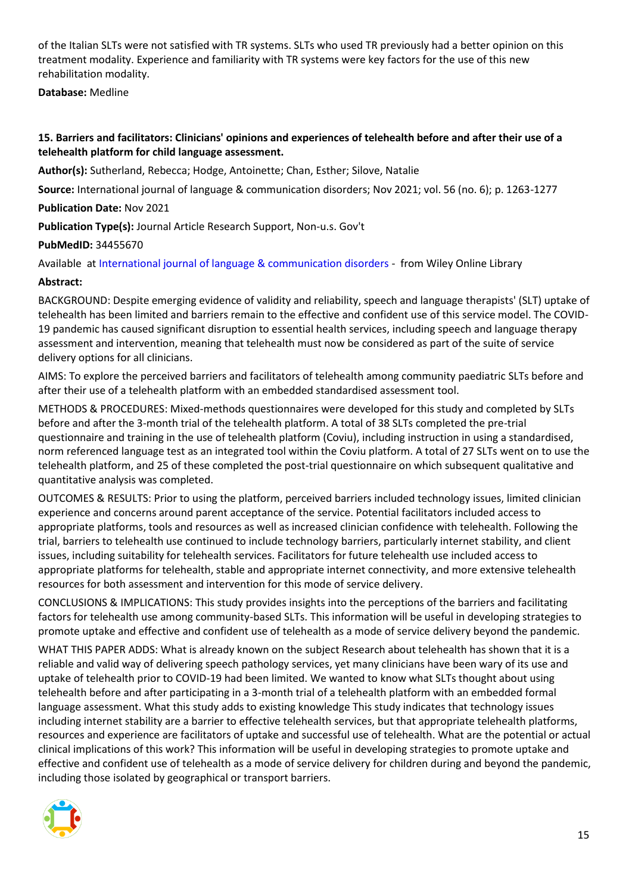of the Italian SLTs were not satisfied with TR systems. SLTs who used TR previously had a better opinion on this treatment modality. Experience and familiarity with TR systems were key factors for the use of this new rehabilitation modality.

**Database:** Medline

### 15. Barriers and facilitators: Clinicians' opinions and experiences of telehealth before and after their use of a telehealth platform for child language assessment.

**Author(s):** Sutherland, Rebecca; Hodge, Antoinette; Chan, Esther; Silove, Natalie

**Source:** International journal of language & communication disorders; Nov 2021; vol. 56 (no. 6); p. 1263-1277

**Publication Date:** Nov 2021

**Publication Type(s):** Journal Article Research Support, Non-u.s. Gov't

**PubMedID:** 34455670

Available at International journal of language & communication disorders - from Wiley Online Library

**Abstract:**

BACKGROUND: Despite emerging evidence of validity and reliability, speech and language therapists' (SLT) uptake of telehealth has been limited and barriers remain to the effective and confident use of this service model. The COVID-19 pandemic has caused significant disruption to essential health services, including speech and language therapy assessment and intervention, meaning that telehealth must now be considered as part of the suite of service delivery options for all clinicians.

AIMS: To explore the perceived barriers and facilitators of telehealth among community paediatric SLTs before and after their use of a telehealth platform with an embedded standardised assessment tool.

METHODS & PROCEDURES: Mixed-methods questionnaires were developed for this study and completed by SLTs before and after the 3-month trial of the telehealth platform. A total of 38 SLTs completed the pre-trial questionnaire and training in the use of telehealth platform (Coviu), including instruction in using a standardised, norm referenced language test as an integrated tool within the Coviu platform. A total of 27 SLTs went on to use the telehealth platform, and 25 of these completed the post-trial questionnaire on which subsequent qualitative and quantitative analysis was completed.

OUTCOMES & RESULTS: Prior to using the platform, perceived barriers included technology issues, limited clinician experience and concerns around parent acceptance of the service. Potential facilitators included access to appropriate platforms, tools and resources as well as increased clinician confidence with telehealth. Following the trial, barriers to telehealth use continued to include technology barriers, particularly internet stability, and client issues, including suitability for telehealth services. Facilitators for future telehealth use included access to appropriate platforms for telehealth, stable and appropriate internet connectivity, and more extensive telehealth resources for both assessment and intervention for this mode of service delivery.

CONCLUSIONS & IMPLICATIONS: This study provides insights into the perceptions of the barriers and facilitating factors for telehealth use among community-based SLTs. This information will be useful in developing strategies to promote uptake and effective and confident use of telehealth as a mode of service delivery beyond the pandemic.

WHAT THIS PAPER ADDS: What is already known on the subject Research about telehealth has shown that it is a reliable and valid way of delivering speech pathology services, yet many clinicians have been wary of its use and uptake of telehealth prior to COVID-19 had been limited. We wanted to know what SLTs thought about using telehealth before and after participating in a 3-month trial of a telehealth platform with an embedded formal language assessment. What this study adds to existing knowledge This study indicates that technology issues including internet stability are a barrier to effective telehealth services, but that appropriate telehealth platforms, resources and experience are facilitators of uptake and successful use of telehealth. What are the potential or actual clinical implications of this work? This information will be useful in developing strategies to promote uptake and effective and confident use of telehealth as a mode of service delivery for children during and beyond the pandemic, including those isolated by geographical or transport barriers.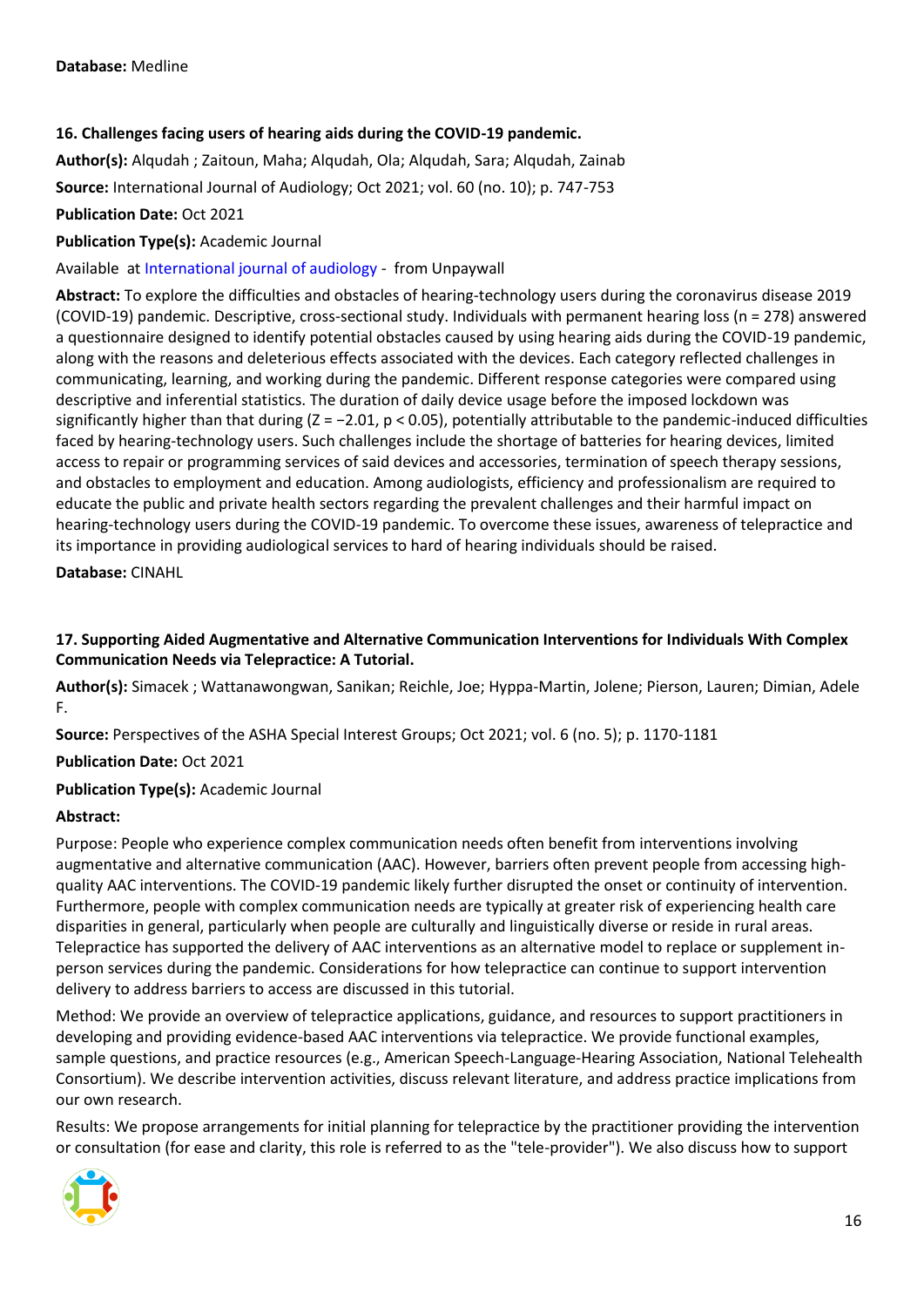**Database:** Medline

**16. Challenges facing users of hearing aids during the COVID-19 pandemic.**

**Author(s):** Alqudah ; Zaitoun, Maha; Alqudah, Ola; Alqudah, Sara; Alqudah, Zainab

**Source:** International Journal of Audiology; Oct 2021; vol. 60 (no. 10); p. 747-753

**Publication Date:** Oct 2021

**Publication Type(s):** Academic Journal

Available at International journal of audiology - from Unpaywall

**Abstract:** To explore the difficulties and obstacles of hearing-technology users during the coronavirus disease 2019 (COVID-19) pandemic. Descriptive, cross-sectional study. Individuals with permanent hearing loss (n = 278) answered a questionnaire designed to identify potential obstacles caused by using hearing aids during the COVID-19 pandemic, along with the reasons and deleterious effects associated with the devices. Each category reflected challenges in communicating, learning, and working during the pandemic. Different response categories were compared using descriptive and inferential statistics. The duration of daily device usage before the imposed lockdown was significantly higher than that during ($Z = -2.01$, $p < 0.05$), potentially attributable to the pandemic-induced difficulties faced by hearing-technology users. Such challenges include the shortage of batteries for hearing devices, limited access to repair or programming services of said devices and accessories, termination of speech therapy sessions, and obstacles to employment and education. Among audiologists, efficiency and professionalism are required to educate the public and private health sectors regarding the prevalent challenges and their harmful impact on hearing-technology users during the COVID-19 pandemic. To overcome these issues, awareness of telepractice and its importance in providing audiological services to hard of hearing individuals should be raised.

**Database:** CINAHL

**17. Supporting Aided Augmentative and Alternative Communication Interventions for Individuals With Complex Communication Needs via Telepractice: A Tutorial.**

**Author(s):** Simacek ; Wattanawongwan, Sanikan; Reichle, Joe; Hyppa-Martin, Jolene; Pierson, Lauren; Dimian, Adele F.

**Source:** Perspectives of the ASHA Special Interest Groups; Oct 2021; vol. 6 (no. 5); p. 1170-1181

**Publication Date:** Oct 2021

**Publication Type(s):** Academic Journal

**Abstract:**

Purpose: People who experience complex communication needs often benefit from interventions involving augmentative and alternative communication (AAC). However, barriers often prevent people from accessing high-quality AAC interventions. The COVID-19 pandemic likely further disrupted the onset or continuity of intervention. Furthermore, people with complex communication needs are typically at greater risk of experiencing health care disparities in general, particularly when people are culturally and linguistically diverse or reside in rural areas. Telepractice has supported the delivery of AAC interventions as an alternative model to replace or supplement in-person services during the pandemic. Considerations for how telepractice can continue to support intervention delivery to address barriers to access are discussed in this tutorial.

Method: We provide an overview of telepractice applications, guidance, and resources to support practitioners in developing and providing evidence-based AAC interventions via telepractice. We provide functional examples, sample questions, and practice resources (e.g., American Speech-Language-Hearing Association, National Telehealth Consortium). We describe intervention activities, discuss relevant literature, and address practice implications from our own research.

Results: We propose arrangements for initial planning for telepractice by the practitioner providing the intervention or consultation (for ease and clarity, this role is referred to as the "tele-provider"). We also discuss how to support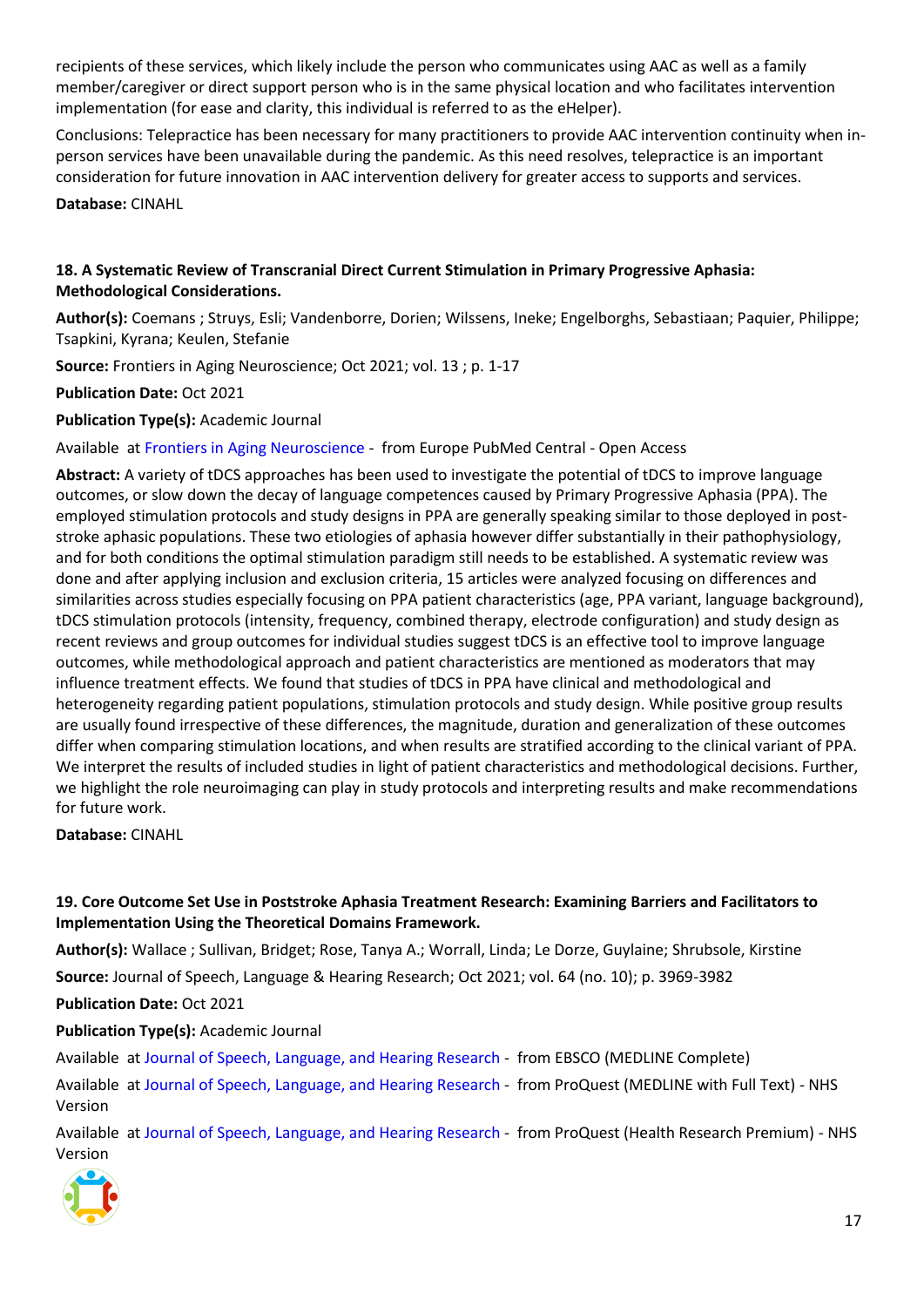recipients of these services, which likely include the person who communicates using AAC as well as a family member/caregiver or direct support person who is in the same physical location and who facilitates intervention implementation (for ease and clarity, this individual is referred to as the eHelper).

Conclusions: Telepractice has been necessary for many practitioners to provide AAC intervention continuity when in-person services have been unavailable during the pandemic. As this need resolves, telepractice is an important consideration for future innovation in AAC intervention delivery for greater access to supports and services.

**Database:** CINAHL

### 18. A Systematic Review of Transcranial Direct Current Stimulation in Primary Progressive Aphasia: Methodological Considerations.

**Author(s):** Coemans ; Struys, Esli; Vandenborre, Dorien; Wilssens, Ineke; Engelborghs, Sebastiaan; Paquier, Philippe; Tsapkini, Kyrana; Keulen, Stefanie

**Source:** Frontiers in Aging Neuroscience; Oct 2021; vol. 13 ; p. 1-17

**Publication Date:** Oct 2021

**Publication Type(s):** Academic Journal

Available at Frontiers in Aging Neuroscience - from Europe PubMed Central - Open Access

**Abstract:** A variety of tDCS approaches has been used to investigate the potential of tDCS to improve language outcomes, or slow down the decay of language competences caused by Primary Progressive Aphasia (PPA). The employed stimulation protocols and study designs in PPA are generally speaking similar to those deployed in post-stroke aphasic populations. These two etiologies of aphasia however differ substantially in their pathophysiology, and for both conditions the optimal stimulation paradigm still needs to be established. A systematic review was done and after applying inclusion and exclusion criteria, 15 articles were analyzed focusing on differences and similarities across studies especially focusing on PPA patient characteristics (age, PPA variant, language background), tDCS stimulation protocols (intensity, frequency, combined therapy, electrode configuration) and study design as recent reviews and group outcomes for individual studies suggest tDCS is an effective tool to improve language outcomes, while methodological approach and patient characteristics are mentioned as moderators that may influence treatment effects. We found that studies of tDCS in PPA have clinical and methodological and heterogeneity regarding patient populations, stimulation protocols and study design. While positive group results are usually found irrespective of these differences, the magnitude, duration and generalization of these outcomes differ when comparing stimulation locations, and when results are stratified according to the clinical variant of PPA. We interpret the results of included studies in light of patient characteristics and methodological decisions. Further, we highlight the role neuroimaging can play in study protocols and interpreting results and make recommendations for future work.

**Database:** CINAHL

### 19. Core Outcome Set Use in Poststroke Aphasia Treatment Research: Examining Barriers and Facilitators to Implementation Using the Theoretical Domains Framework.

**Author(s):** Wallace ; Sullivan, Bridget; Rose, Tanya A.; Worrall, Linda; Le Dorze, Guylaine; Shrubsole, Kirstine

**Source:** Journal of Speech, Language & Hearing Research; Oct 2021; vol. 64 (no. 10); p. 3969-3982

**Publication Date:** Oct 2021

**Publication Type(s):** Academic Journal

Available at Journal of Speech, Language, and Hearing Research - from EBSCO (MEDLINE Complete)

Available at Journal of Speech, Language, and Hearing Research - from ProQuest (MEDLINE with Full Text) - NHS Version

Available at Journal of Speech, Language, and Hearing Research - from ProQuest (Health Research Premium) - NHS Version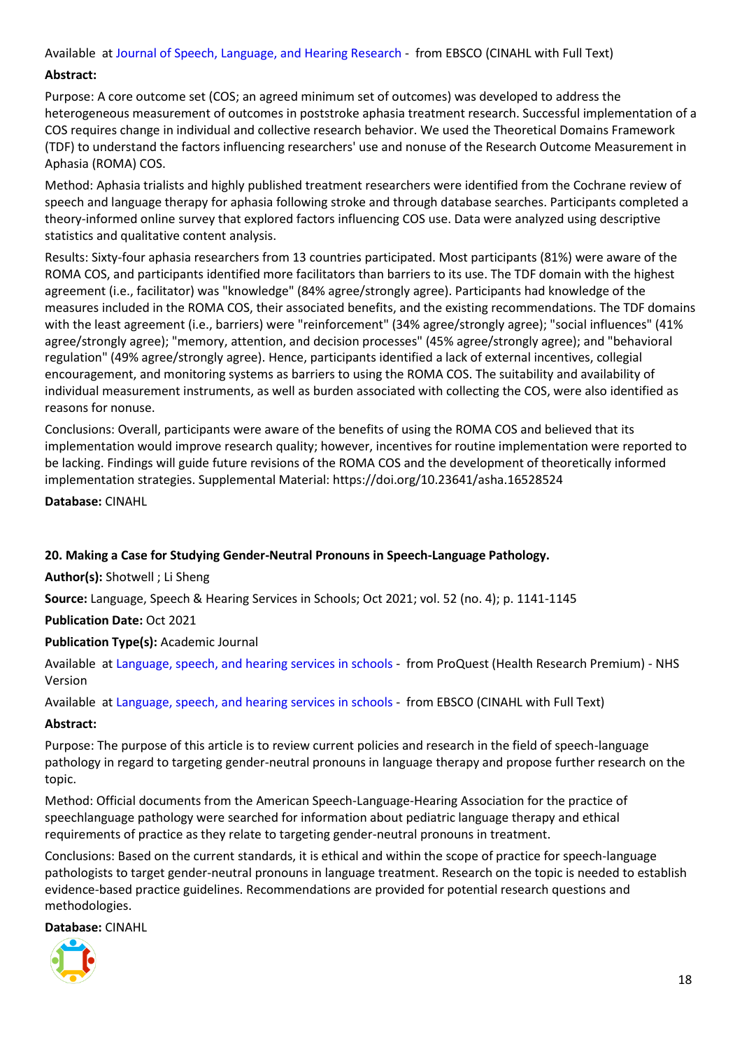Available at Journal of Speech, Language, and Hearing Research - from EBSCO (CINAHL with Full Text)

**Abstract:**

Purpose: A core outcome set (COS; an agreed minimum set of outcomes) was developed to address the heterogeneous measurement of outcomes in poststroke aphasia treatment research. Successful implementation of a COS requires change in individual and collective research behavior. We used the Theoretical Domains Framework (TDF) to understand the factors influencing researchers' use and nonuse of the Research Outcome Measurement in Aphasia (ROMA) COS.

Method: Aphasia trialists and highly published treatment researchers were identified from the Cochrane review of speech and language therapy for aphasia following stroke and through database searches. Participants completed a theory-informed online survey that explored factors influencing COS use. Data were analyzed using descriptive statistics and qualitative content analysis.

Results: Sixty-four aphasia researchers from 13 countries participated. Most participants (81%) were aware of the ROMA COS, and participants identified more facilitators than barriers to its use. The TDF domain with the highest agreement (i.e., facilitator) was "knowledge" (84% agree/strongly agree). Participants had knowledge of the measures included in the ROMA COS, their associated benefits, and the existing recommendations. The TDF domains with the least agreement (i.e., barriers) were "reinforcement" (34% agree/strongly agree); "social influences" (41% agree/strongly agree); "memory, attention, and decision processes" (45% agree/strongly agree); and "behavioral regulation" (49% agree/strongly agree). Hence, participants identified a lack of external incentives, collegial encouragement, and monitoring systems as barriers to using the ROMA COS. The suitability and availability of individual measurement instruments, as well as burden associated with collecting the COS, were also identified as reasons for nonuse.

Conclusions: Overall, participants were aware of the benefits of using the ROMA COS and believed that its implementation would improve research quality; however, incentives for routine implementation were reported to be lacking. Findings will guide future revisions of the ROMA COS and the development of theoretically informed implementation strategies. Supplemental Material: https://doi.org/10.23641/asha.16528524

**Database:** CINAHL

**20. Making a Case for Studying Gender-Neutral Pronouns in Speech-Language Pathology.**

**Author(s):** Shotwell ; Li Sheng

**Source:** Language, Speech & Hearing Services in Schools; Oct 2021; vol. 52 (no. 4); p. 1141-1145

**Publication Date:** Oct 2021

**Publication Type(s):** Academic Journal

Available at Language, speech, and hearing services in schools - from ProQuest (Health Research Premium) - NHS Version

Available at Language, speech, and hearing services in schools - from EBSCO (CINAHL with Full Text)

**Abstract:**

Purpose: The purpose of this article is to review current policies and research in the field of speech-language pathology in regard to targeting gender-neutral pronouns in language therapy and propose further research on the topic.

Method: Official documents from the American Speech-Language-Hearing Association for the practice of speechlanguage pathology were searched for information about pediatric language therapy and ethical requirements of practice as they relate to targeting gender-neutral pronouns in treatment.

Conclusions: Based on the current standards, it is ethical and within the scope of practice for speech-language pathologists to target gender-neutral pronouns in language treatment. Research on the topic is needed to establish evidence-based practice guidelines. Recommendations are provided for potential research questions and methodologies.

**Database:** CINAHL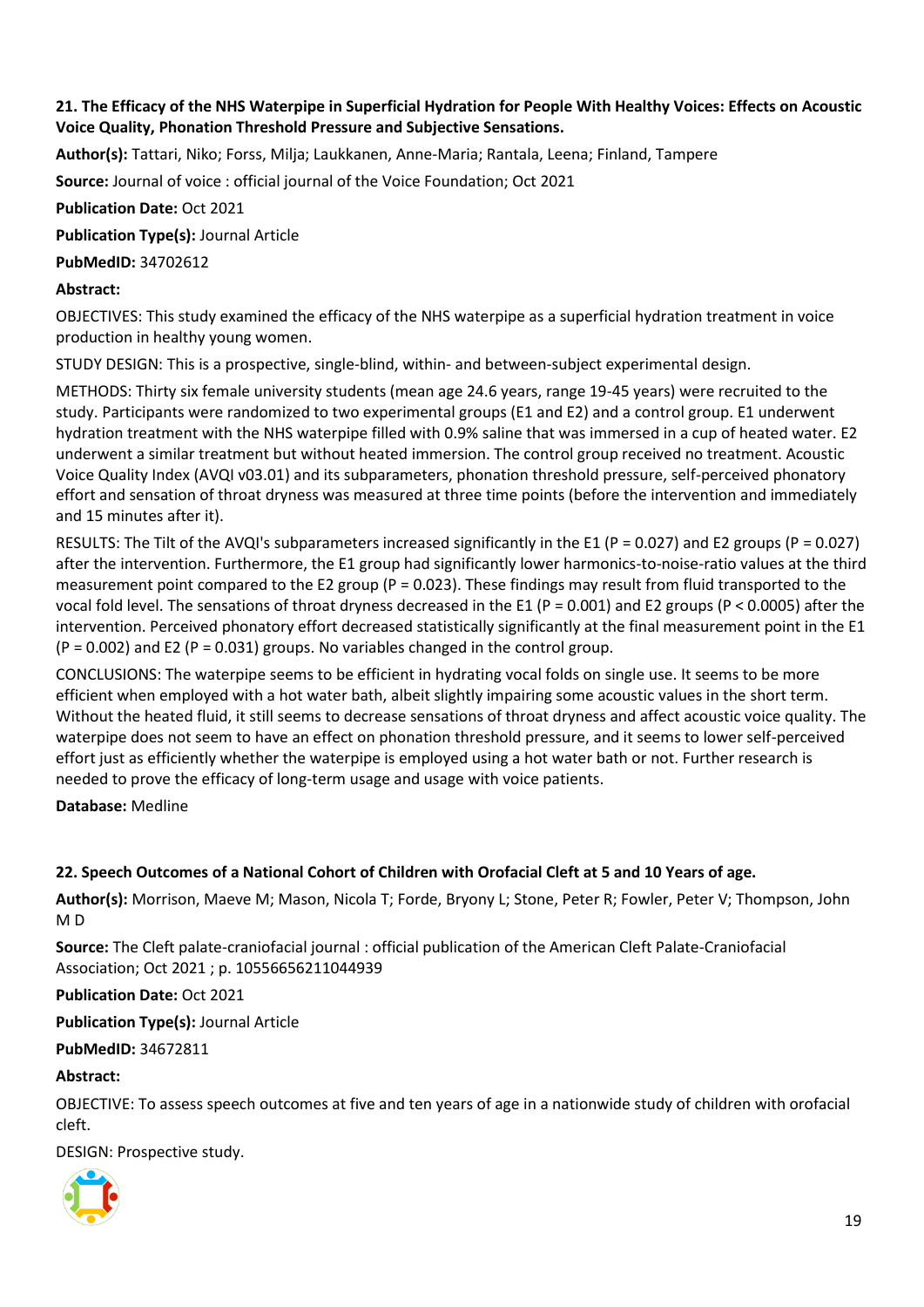### 21. The Efficacy of the NHS Waterpipe in Superficial Hydration for People With Healthy Voices: Effects on Acoustic Voice Quality, Phonation Threshold Pressure and Subjective Sensations.

**Author(s):** Tattari, Niko; Forss, Milja; Laukkanen, Anne-Maria; Rantala, Leena; Finland, Tampere

**Source:** Journal of voice : official journal of the Voice Foundation; Oct 2021

**Publication Date:** Oct 2021

**Publication Type(s):** Journal Article

**PubMedID:** 34702612

**Abstract:**

OBJECTIVES: This study examined the efficacy of the NHS waterpipe as a superficial hydration treatment in voice production in healthy young women.

STUDY DESIGN: This is a prospective, single-blind, within- and between-subject experimental design.

METHODS: Thirty six female university students (mean age 24.6 years, range 19-45 years) were recruited to the study. Participants were randomized to two experimental groups (E1 and E2) and a control group. E1 underwent hydration treatment with the NHS waterpipe filled with 0.9% saline that was immersed in a cup of heated water. E2 underwent a similar treatment but without heated immersion. The control group received no treatment. Acoustic Voice Quality Index (AVQI v03.01) and its subparameters, phonation threshold pressure, self-perceived phonatory effort and sensation of throat dryness was measured at three time points (before the intervention and immediately and 15 minutes after it).

RESULTS: The Tilt of the AVQI's subparameters increased significantly in the E1 ($P = 0.027$) and E2 groups ($P = 0.027$) after the intervention. Furthermore, the E1 group had significantly lower harmonics-to-noise-ratio values at the third measurement point compared to the E2 group ($P = 0.023$). These findings may result from fluid transported to the vocal fold level. The sensations of throat dryness decreased in the E1 ($P = 0.001$) and E2 groups ($P < 0.0005$) after the intervention. Perceived phonatory effort decreased statistically significantly at the final measurement point in the E1 ($P = 0.002$) and E2 ($P = 0.031$) groups. No variables changed in the control group.

CONCLUSIONS: The waterpipe seems to be efficient in hydrating vocal folds on single use. It seems to be more efficient when employed with a hot water bath, albeit slightly impairing some acoustic values in the short term. Without the heated fluid, it still seems to decrease sensations of throat dryness and affect acoustic voice quality. The waterpipe does not seem to have an effect on phonation threshold pressure, and it seems to lower self-perceived effort just as efficiently whether the waterpipe is employed using a hot water bath or not. Further research is needed to prove the efficacy of long-term usage and usage with voice patients.

**Database:** Medline

### 22. Speech Outcomes of a National Cohort of Children with Orofacial Cleft at 5 and 10 Years of age.

**Author(s):** Morrison, Maeve M; Mason, Nicola T; Forde, Bryony L; Stone, Peter R; Fowler, Peter V; Thompson, John M D

**Source:** The Cleft palate-craniofacial journal : official publication of the American Cleft Palate-Craniofacial Association; Oct 2021 ; p. 10556656211044939

**Publication Date:** Oct 2021

**Publication Type(s):** Journal Article

**PubMedID:** 34672811

**Abstract:**

OBJECTIVE: To assess speech outcomes at five and ten years of age in a nationwide study of children with orofacial cleft.

DESIGN: Prospective study.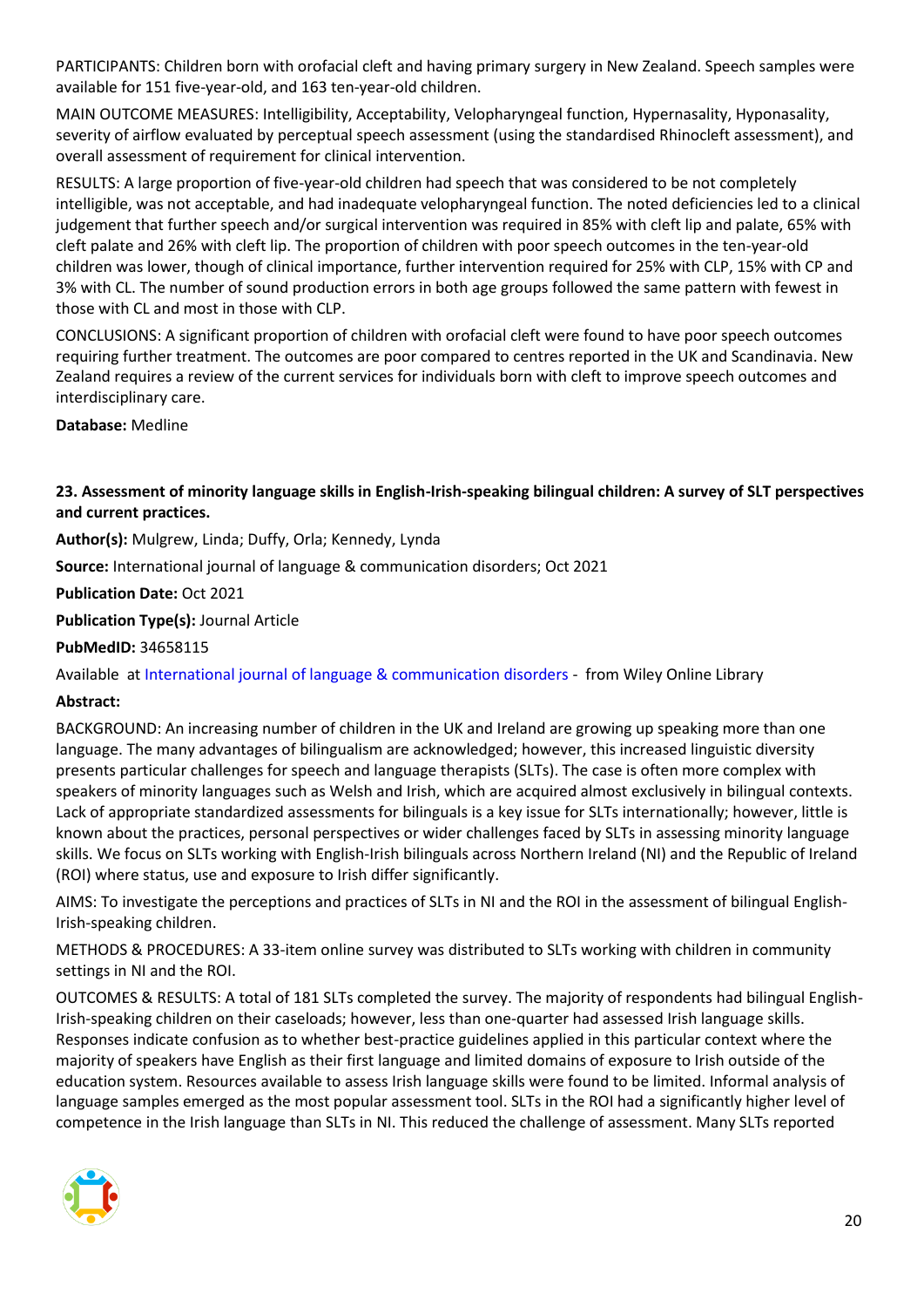PARTICIPANTS: Children born with orofacial cleft and having primary surgery in New Zealand. Speech samples were available for 151 five-year-old, and 163 ten-year-old children.

MAIN OUTCOME MEASURES: Intelligibility, Acceptability, Velopharyngeal function, Hypernasality, Hyponasality, severity of airflow evaluated by perceptual speech assessment (using the standardised Rhinocleft assessment), and overall assessment of requirement for clinical intervention.

RESULTS: A large proportion of five-year-old children had speech that was considered to be not completely intelligible, was not acceptable, and had inadequate velopharyngeal function. The noted deficiencies led to a clinical judgement that further speech and/or surgical intervention was required in 85% with cleft lip and palate, 65% with cleft palate and 26% with cleft lip. The proportion of children with poor speech outcomes in the ten-year-old children was lower, though of clinical importance, further intervention required for 25% with CLP, 15% with CP and 3% with CL. The number of sound production errors in both age groups followed the same pattern with fewest in those with CL and most in those with CLP.

CONCLUSIONS: A significant proportion of children with orofacial cleft were found to have poor speech outcomes requiring further treatment. The outcomes are poor compared to centres reported in the UK and Scandinavia. New Zealand requires a review of the current services for individuals born with cleft to improve speech outcomes and interdisciplinary care.

**Database:** Medline

### 23. Assessment of minority language skills in English-Irish-speaking bilingual children: A survey of SLT perspectives and current practices.

**Author(s):** Mulgrew, Linda; Duffy, Orla; Kennedy, Lynda

**Source:** International journal of language & communication disorders; Oct 2021

**Publication Date:** Oct 2021

**Publication Type(s):** Journal Article

**PubMedID:** 34658115

Available at International journal of language & communication disorders - from Wiley Online Library

**Abstract:**

BACKGROUND: An increasing number of children in the UK and Ireland are growing up speaking more than one language. The many advantages of bilingualism are acknowledged; however, this increased linguistic diversity presents particular challenges for speech and language therapists (SLTs). The case is often more complex with speakers of minority languages such as Welsh and Irish, which are acquired almost exclusively in bilingual contexts. Lack of appropriate standardized assessments for bilinguals is a key issue for SLTs internationally; however, little is known about the practices, personal perspectives or wider challenges faced by SLTs in assessing minority language skills. We focus on SLTs working with English-Irish bilinguals across Northern Ireland (NI) and the Republic of Ireland (ROI) where status, use and exposure to Irish differ significantly.

AIMS: To investigate the perceptions and practices of SLTs in NI and the ROI in the assessment of bilingual English-Irish-speaking children.

METHODS & PROCEDURES: A 33-item online survey was distributed to SLTs working with children in community settings in NI and the ROI.

OUTCOMES & RESULTS: A total of 181 SLTs completed the survey. The majority of respondents had bilingual English-Irish-speaking children on their caseloads; however, less than one-quarter had assessed Irish language skills. Responses indicate confusion as to whether best-practice guidelines applied in this particular context where the majority of speakers have English as their first language and limited domains of exposure to Irish outside of the education system. Resources available to assess Irish language skills were found to be limited. Informal analysis of language samples emerged as the most popular assessment tool. SLTs in the ROI had a significantly higher level of competence in the Irish language than SLTs in NI. This reduced the challenge of assessment. Many SLTs reported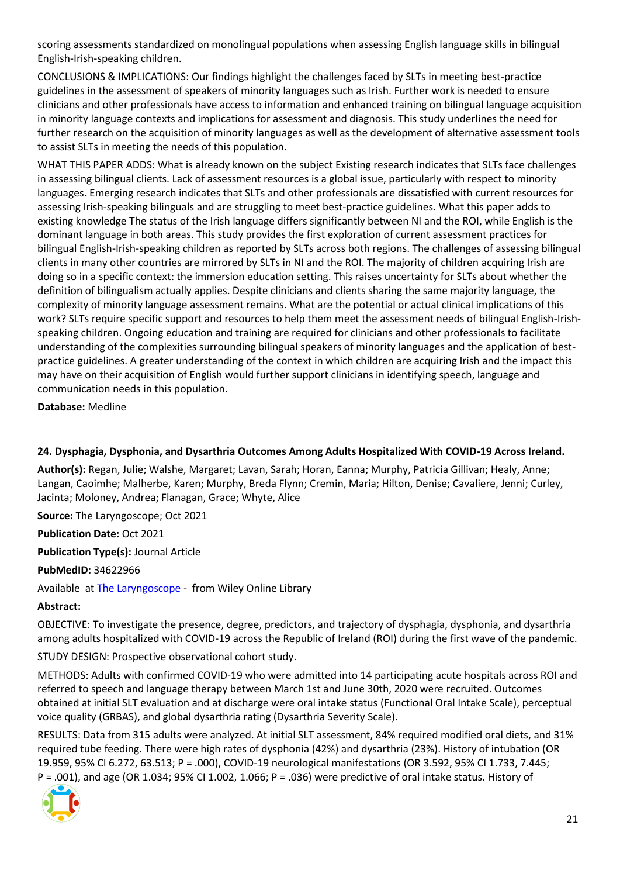scoring assessments standardized on monolingual populations when assessing English language skills in bilingual English-Irish-speaking children.

CONCLUSIONS & IMPLICATIONS: Our findings highlight the challenges faced by SLTs in meeting best-practice guidelines in the assessment of speakers of minority languages such as Irish. Further work is needed to ensure clinicians and other professionals have access to information and enhanced training on bilingual language acquisition in minority language contexts and implications for assessment and diagnosis. This study underlines the need for further research on the acquisition of minority languages as well as the development of alternative assessment tools to assist SLTs in meeting the needs of this population.

WHAT THIS PAPER ADDS: What is already known on the subject Existing research indicates that SLTs face challenges in assessing bilingual clients. Lack of assessment resources is a global issue, particularly with respect to minority languages. Emerging research indicates that SLTs and other professionals are dissatisfied with current resources for assessing Irish-speaking bilinguals and are struggling to meet best-practice guidelines. What this paper adds to existing knowledge The status of the Irish language differs significantly between NI and the ROI, while English is the dominant language in both areas. This study provides the first exploration of current assessment practices for bilingual English-Irish-speaking children as reported by SLTs across both regions. The challenges of assessing bilingual clients in many other countries are mirrored by SLTs in NI and the ROI. The majority of children acquiring Irish are doing so in a specific context: the immersion education setting. This raises uncertainty for SLTs about whether the definition of bilingualism actually applies. Despite clinicians and clients sharing the same majority language, the complexity of minority language assessment remains. What are the potential or actual clinical implications of this work? SLTs require specific support and resources to help them meet the assessment needs of bilingual English-Irish-speaking children. Ongoing education and training are required for clinicians and other professionals to facilitate understanding of the complexities surrounding bilingual speakers of minority languages and the application of best-practice guidelines. A greater understanding of the context in which children are acquiring Irish and the impact this may have on their acquisition of English would further support clinicians in identifying speech, language and communication needs in this population.

**Database:** Medline

### 24. Dysphagia, Dysphonia, and Dysarthria Outcomes Among Adults Hospitalized With COVID-19 Across Ireland.

**Author(s):** Regan, Julie; Walshe, Margaret; Lavan, Sarah; Horan, Eanna; Murphy, Patricia Gillivan; Healy, Anne; Langan, Caoimhe; Malherbe, Karen; Murphy, Breda Flynn; Cremin, Maria; Hilton, Denise; Cavaliere, Jenni; Curley, Jacinta; Moloney, Andrea; Flanagan, Grace; Whyte, Alice

**Source:** The Laryngoscope; Oct 2021

**Publication Date:** Oct 2021

**Publication Type(s):** Journal Article

**PubMedID:** 34622966

Available at The Laryngoscope - from Wiley Online Library

**Abstract:**

OBJECTIVE: To investigate the presence, degree, predictors, and trajectory of dysphagia, dysphonia, and dysarthria among adults hospitalized with COVID-19 across the Republic of Ireland (ROI) during the first wave of the pandemic.

STUDY DESIGN: Prospective observational cohort study.

METHODS: Adults with confirmed COVID-19 who were admitted into 14 participating acute hospitals across ROI and referred to speech and language therapy between March 1st and June 30th, 2020 were recruited. Outcomes obtained at initial SLT evaluation and at discharge were oral intake status (Functional Oral Intake Scale), perceptual voice quality (GRBAS), and global dysarthria rating (Dysarthria Severity Scale).

RESULTS: Data from 315 adults were analyzed. At initial SLT assessment, 84% required modified oral diets, and 31% required tube feeding. There were high rates of dysphonia (42%) and dysarthria (23%). History of intubation (OR 19.959, 95% CI 6.272, 63.513; P = .000), COVID-19 neurological manifestations (OR 3.592, 95% CI 1.733, 7.445; P = .001), and age (OR 1.034; 95% CI 1.002, 1.066; P = .036) were predictive of oral intake status. History of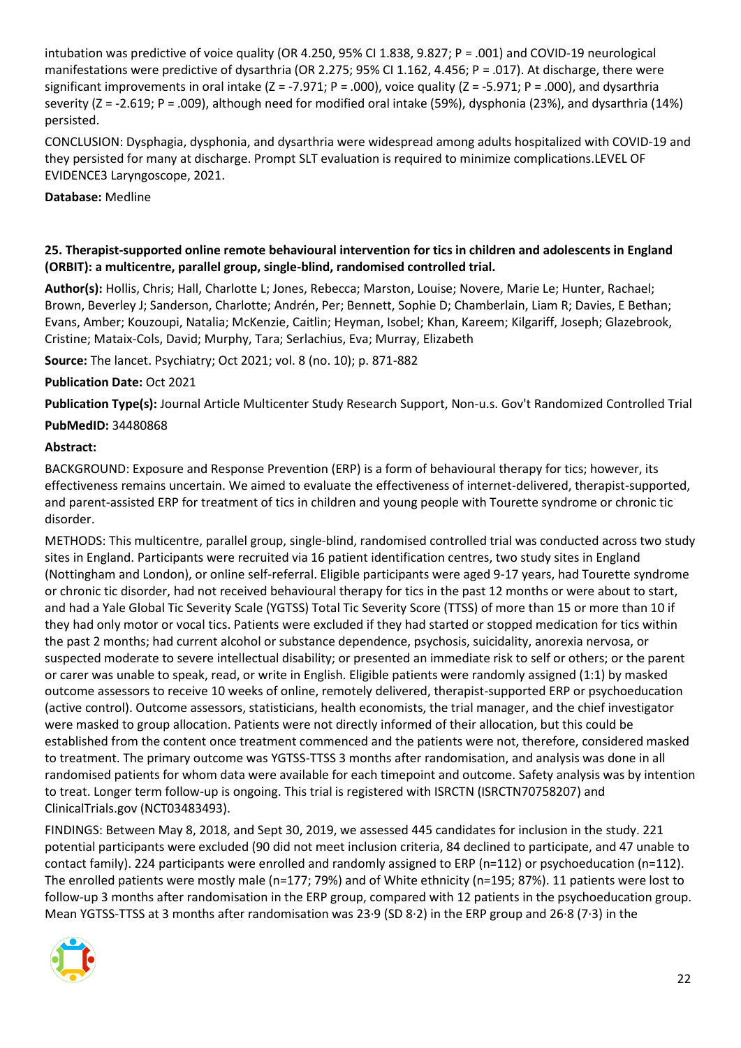intubation was predictive of voice quality (OR 4.250, 95% CI 1.838, 9.827; P = .001) and COVID-19 neurological manifestations were predictive of dysarthria (OR 2.275; 95% CI 1.162, 4.456; P = .017). At discharge, there were significant improvements in oral intake (Z = -7.971; P = .000), voice quality (Z = -5.971; P = .000), and dysarthria severity (Z = -2.619; P = .009), although need for modified oral intake (59%), dysphonia (23%), and dysarthria (14%) persisted.

CONCLUSION: Dysphagia, dysphonia, and dysarthria were widespread among adults hospitalized with COVID-19 and they persisted for many at discharge. Prompt SLT evaluation is required to minimize complications.LEVEL OF EVIDENCE3 Laryngoscope, 2021.

**Database:** Medline

### 25. Therapist-supported online remote behavioural intervention for tics in children and adolescents in England (ORBIT): a multicentre, parallel group, single-blind, randomised controlled trial.

**Author(s):** Hollis, Chris; Hall, Charlotte L; Jones, Rebecca; Marston, Louise; Novere, Marie Le; Hunter, Rachael; Brown, Beverley J; Sanderson, Charlotte; Andrén, Per; Bennett, Sophie D; Chamberlain, Liam R; Davies, E Bethan; Evans, Amber; Kouzoupi, Natalia; McKenzie, Caitlin; Heyman, Isobel; Khan, Kareem; Kilgariff, Joseph; Glazebrook, Cristine; Mataix-Cols, David; Murphy, Tara; Serlachius, Eva; Murray, Elizabeth

**Source:** The lancet. Psychiatry; Oct 2021; vol. 8 (no. 10); p. 871-882

**Publication Date:** Oct 2021

**Publication Type(s):** Journal Article Multicenter Study Research Support, Non-u.s. Gov't Randomized Controlled Trial

**PubMedID:** 34480868

**Abstract:**

BACKGROUND: Exposure and Response Prevention (ERP) is a form of behavioural therapy for tics; however, its effectiveness remains uncertain. We aimed to evaluate the effectiveness of internet-delivered, therapist-supported, and parent-assisted ERP for treatment of tics in children and young people with Tourette syndrome or chronic tic disorder.

METHODS: This multicentre, parallel group, single-blind, randomised controlled trial was conducted across two study sites in England. Participants were recruited via 16 patient identification centres, two study sites in England (Nottingham and London), or online self-referral. Eligible participants were aged 9-17 years, had Tourette syndrome or chronic tic disorder, had not received behavioural therapy for tics in the past 12 months or were about to start, and had a Yale Global Tic Severity Scale (YGTSS) Total Tic Severity Score (TTSS) of more than 15 or more than 10 if they had only motor or vocal tics. Patients were excluded if they had started or stopped medication for tics within the past 2 months; had current alcohol or substance dependence, psychosis, suicidality, anorexia nervosa, or suspected moderate to severe intellectual disability; or presented an immediate risk to self or others; or the parent or carer was unable to speak, read, or write in English. Eligible patients were randomly assigned (1:1) by masked outcome assessors to receive 10 weeks of online, remotely delivered, therapist-supported ERP or psychoeducation (active control). Outcome assessors, statisticians, health economists, the trial manager, and the chief investigator were masked to group allocation. Patients were not directly informed of their allocation, but this could be established from the content once treatment commenced and the patients were not, therefore, considered masked to treatment. The primary outcome was YGTSS-TTSS 3 months after randomisation, and analysis was done in all randomised patients for whom data were available for each timepoint and outcome. Safety analysis was by intention to treat. Longer term follow-up is ongoing. This trial is registered with ISRCTN (ISRCTN70758207) and ClinicalTrials.gov (NCT03483493).

FINDINGS: Between May 8, 2018, and Sept 30, 2019, we assessed 445 candidates for inclusion in the study. 221 potential participants were excluded (90 did not meet inclusion criteria, 84 declined to participate, and 47 unable to contact family). 224 participants were enrolled and randomly assigned to ERP (n=112) or psychoeducation (n=112). The enrolled patients were mostly male (n=177; 79%) and of White ethnicity (n=195; 87%). 11 patients were lost to follow-up 3 months after randomisation in the ERP group, compared with 12 patients in the psychoeducation group. Mean YGTSS-TTSS at 3 months after randomisation was 23·9 (SD 8·2) in the ERP group and 26·8 (7·3) in the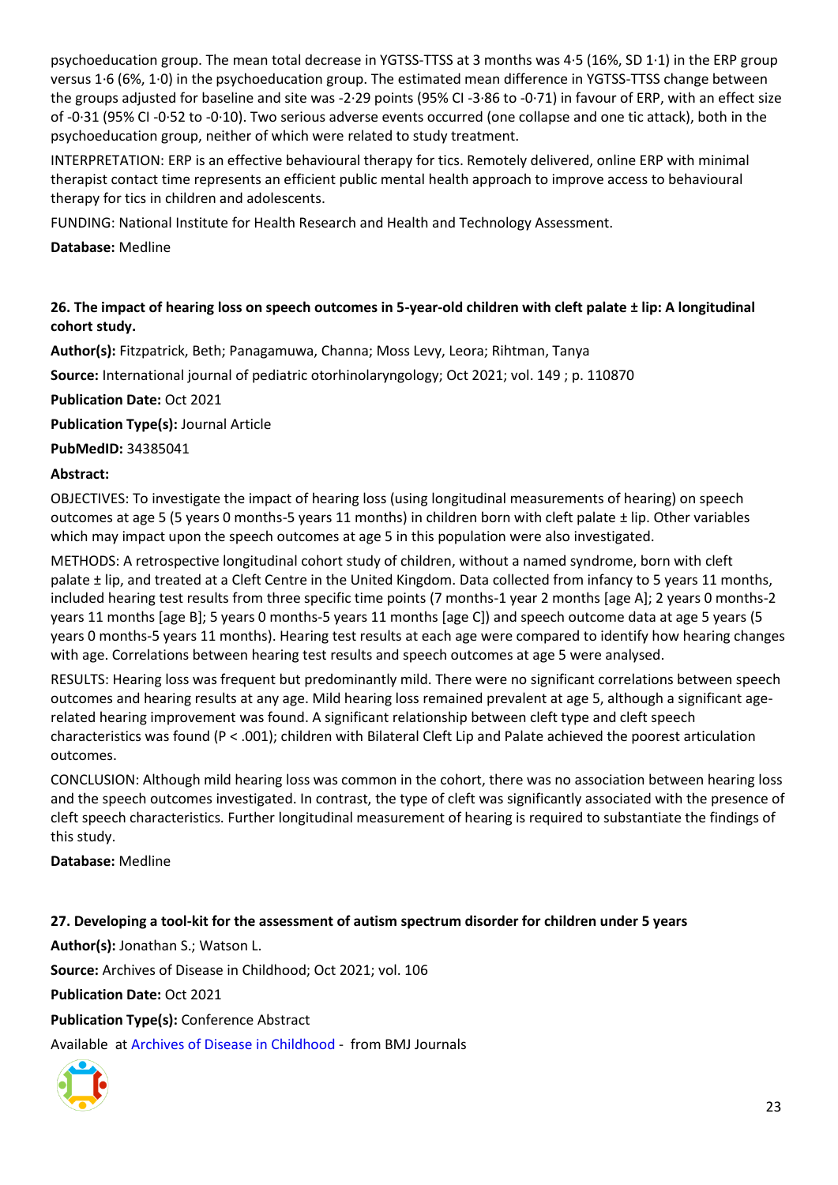psychoeducation group. The mean total decrease in YGTSS-TTSS at 3 months was 4·5 (16%, SD 1·1) in the ERP group versus 1·6 (6%, 1·0) in the psychoeducation group. The estimated mean difference in YGTSS-TTSS change between the groups adjusted for baseline and site was -2·29 points (95% CI -3·86 to -0·71) in favour of ERP, with an effect size of -0·31 (95% CI -0·52 to -0·10). Two serious adverse events occurred (one collapse and one tic attack), both in the psychoeducation group, neither of which were related to study treatment.

INTERPRETATION: ERP is an effective behavioural therapy for tics. Remotely delivered, online ERP with minimal therapist contact time represents an efficient public mental health approach to improve access to behavioural therapy for tics in children and adolescents.

FUNDING: National Institute for Health Research and Health and Technology Assessment.

**Database:** Medline

### 26. The impact of hearing loss on speech outcomes in 5-year-old children with cleft palate ± lip: A longitudinal cohort study.

**Author(s):** Fitzpatrick, Beth; Panagamuwa, Channa; Moss Levy, Leora; Rihtman, Tanya

**Source:** International journal of pediatric otorhinolaryngology; Oct 2021; vol. 149 ; p. 110870

**Publication Date:** Oct 2021

**Publication Type(s):** Journal Article

**PubMedID:** 34385041

**Abstract:**

OBJECTIVES: To investigate the impact of hearing loss (using longitudinal measurements of hearing) on speech outcomes at age 5 (5 years 0 months-5 years 11 months) in children born with cleft palate ± lip. Other variables which may impact upon the speech outcomes at age 5 in this population were also investigated.

METHODS: A retrospective longitudinal cohort study of children, without a named syndrome, born with cleft palate ± lip, and treated at a Cleft Centre in the United Kingdom. Data collected from infancy to 5 years 11 months, included hearing test results from three specific time points (7 months-1 year 2 months [age A]; 2 years 0 months-2 years 11 months [age B]; 5 years 0 months-5 years 11 months [age C]) and speech outcome data at age 5 years (5 years 0 months-5 years 11 months). Hearing test results at each age were compared to identify how hearing changes with age. Correlations between hearing test results and speech outcomes at age 5 were analysed.

RESULTS: Hearing loss was frequent but predominantly mild. There were no significant correlations between speech outcomes and hearing results at any age. Mild hearing loss remained prevalent at age 5, although a significant age-related hearing improvement was found. A significant relationship between cleft type and cleft speech characteristics was found ($P < .001$); children with Bilateral Cleft Lip and Palate achieved the poorest articulation outcomes.

CONCLUSION: Although mild hearing loss was common in the cohort, there was no association between hearing loss and the speech outcomes investigated. In contrast, the type of cleft was significantly associated with the presence of cleft speech characteristics. Further longitudinal measurement of hearing is required to substantiate the findings of this study.

**Database:** Medline

### 27. Developing a tool-kit for the assessment of autism spectrum disorder for children under 5 years

**Author(s):** Jonathan S.; Watson L.

**Source:** Archives of Disease in Childhood; Oct 2021; vol. 106

**Publication Date:** Oct 2021

**Publication Type(s):** Conference Abstract

Available at Archives of Disease in Childhood - from BMJ Journals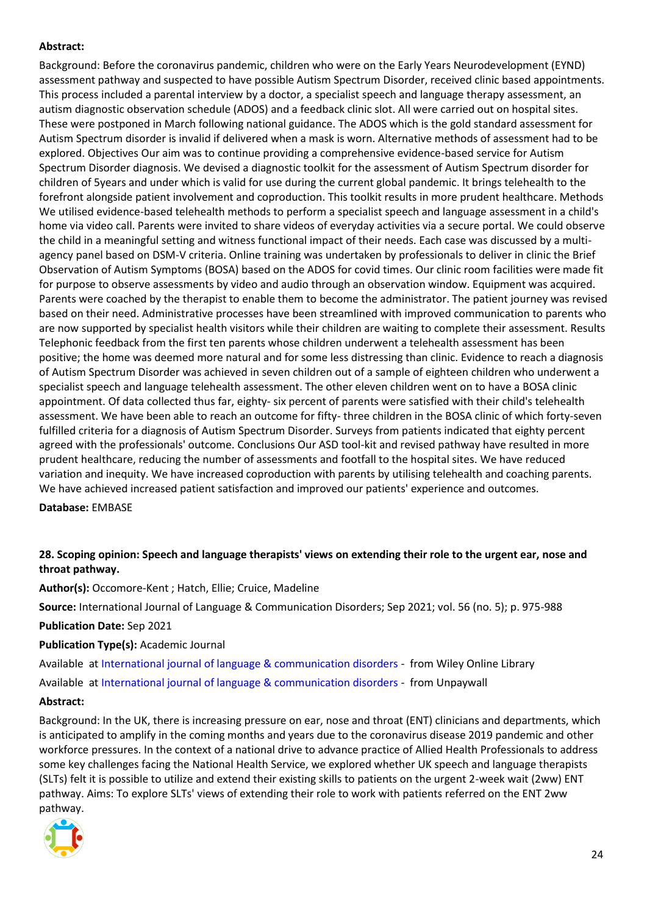**Abstract:**

Background: Before the coronavirus pandemic, children who were on the Early Years Neurodevelopment (EYND) assessment pathway and suspected to have possible Autism Spectrum Disorder, received clinic based appointments. This process included a parental interview by a doctor, a specialist speech and language therapy assessment, an autism diagnostic observation schedule (ADOS) and a feedback clinic slot. All were carried out on hospital sites. These were postponed in March following national guidance. The ADOS which is the gold standard assessment for Autism Spectrum disorder is invalid if delivered when a mask is worn. Alternative methods of assessment had to be explored. Objectives Our aim was to continue providing a comprehensive evidence-based service for Autism Spectrum Disorder diagnosis. We devised a diagnostic toolkit for the assessment of Autism Spectrum disorder for children of 5years and under which is valid for use during the current global pandemic. It brings telehealth to the forefront alongside patient involvement and coproduction. This toolkit results in more prudent healthcare. Methods We utilised evidence-based telehealth methods to perform a specialist speech and language assessment in a child's home via video call. Parents were invited to share videos of everyday activities via a secure portal. We could observe the child in a meaningful setting and witness functional impact of their needs. Each case was discussed by a multi-agency panel based on DSM-V criteria. Online training was undertaken by professionals to deliver in clinic the Brief Observation of Autism Symptoms (BOSA) based on the ADOS for covid times. Our clinic room facilities were made fit for purpose to observe assessments by video and audio through an observation window. Equipment was acquired. Parents were coached by the therapist to enable them to become the administrator. The patient journey was revised based on their need. Administrative processes have been streamlined with improved communication to parents who are now supported by specialist health visitors while their children are waiting to complete their assessment. Results Telephonic feedback from the first ten parents whose children underwent a telehealth assessment has been positive; the home was deemed more natural and for some less distressing than clinic. Evidence to reach a diagnosis of Autism Spectrum Disorder was achieved in seven children out of a sample of eighteen children who underwent a specialist speech and language telehealth assessment. The other eleven children went on to have a BOSA clinic appointment. Of data collected thus far, eighty- six percent of parents were satisfied with their child's telehealth assessment. We have been able to reach an outcome for fifty- three children in the BOSA clinic of which forty-seven fulfilled criteria for a diagnosis of Autism Spectrum Disorder. Surveys from patients indicated that eighty percent agreed with the professionals' outcome. Conclusions Our ASD tool-kit and revised pathway have resulted in more prudent healthcare, reducing the number of assessments and footfall to the hospital sites. We have reduced variation and inequity. We have increased coproduction with parents by utilising telehealth and coaching parents. We have achieved increased patient satisfaction and improved our patients' experience and outcomes.

**Database:** EMBASE

### 28. Scoping opinion: Speech and language therapists' views on extending their role to the urgent ear, nose and throat pathway.

**Author(s):** Occomore-Kent ; Hatch, Ellie; Cruice, Madeline

**Source:** International Journal of Language & Communication Disorders; Sep 2021; vol. 56 (no. 5); p. 975-988

**Publication Date:** Sep 2021

**Publication Type(s):** Academic Journal

Available at International journal of language & communication disorders - from Wiley Online Library

Available at International journal of language & communication disorders - from Unpaywall

**Abstract:**

Background: In the UK, there is increasing pressure on ear, nose and throat (ENT) clinicians and departments, which is anticipated to amplify in the coming months and years due to the coronavirus disease 2019 pandemic and other workforce pressures. In the context of a national drive to advance practice of Allied Health Professionals to address some key challenges facing the National Health Service, we explored whether UK speech and language therapists (SLTs) felt it is possible to utilize and extend their existing skills to patients on the urgent 2-week wait (2ww) ENT pathway. Aims: To explore SLTs' views of extending their role to work with patients referred on the ENT 2ww pathway.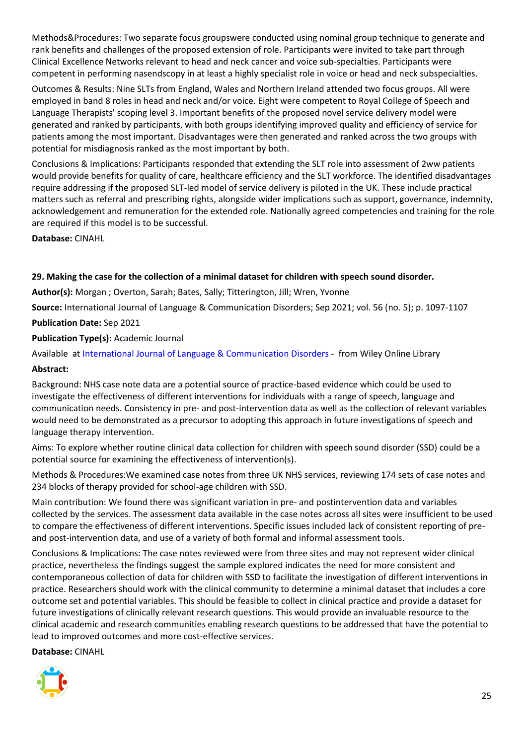Methods&Procedures: Two separate focus groupswere conducted using nominal group technique to generate and rank benefits and challenges of the proposed extension of role. Participants were invited to take part through Clinical Excellence Networks relevant to head and neck cancer and voice sub-specialties. Participants were competent in performing nasendscopy in at least a highly specialist role in voice or head and neck subspecialties.

Outcomes & Results: Nine SLTs from England, Wales and Northern Ireland attended two focus groups. All were employed in band 8 roles in head and neck and/or voice. Eight were competent to Royal College of Speech and Language Therapists' scoping level 3. Important benefits of the proposed novel service delivery model were generated and ranked by participants, with both groups identifying improved quality and efficiency of service for patients among the most important. Disadvantages were then generated and ranked across the two groups with potential for misdiagnosis ranked as the most important by both.

Conclusions & Implications: Participants responded that extending the SLT role into assessment of 2ww patients would provide benefits for quality of care, healthcare efficiency and the SLT workforce. The identified disadvantages require addressing if the proposed SLT-led model of service delivery is piloted in the UK. These include practical matters such as referral and prescribing rights, alongside wider implications such as support, governance, indemnity, acknowledgement and remuneration for the extended role. Nationally agreed competencies and training for the role are required if this model is to be successful.

**Database:** CINAHL

**29. Making the case for the collection of a minimal dataset for children with speech sound disorder.**

**Author(s):** Morgan ; Overton, Sarah; Bates, Sally; Titterington, Jill; Wren, Yvonne

**Source:** International Journal of Language & Communication Disorders; Sep 2021; vol. 56 (no. 5); p. 1097-1107

**Publication Date:** Sep 2021

**Publication Type(s):** Academic Journal

Available at International Journal of Language & Communication Disorders - from Wiley Online Library

**Abstract:**

Background: NHS case note data are a potential source of practice-based evidence which could be used to investigate the effectiveness of different interventions for individuals with a range of speech, language and communication needs. Consistency in pre- and post-intervention data as well as the collection of relevant variables would need to be demonstrated as a precursor to adopting this approach in future investigations of speech and language therapy intervention.

Aims: To explore whether routine clinical data collection for children with speech sound disorder (SSD) could be a potential source for examining the effectiveness of intervention(s).

Methods & Procedures:We examined case notes from three UK NHS services, reviewing 174 sets of case notes and 234 blocks of therapy provided for school-age children with SSD.

Main contribution: We found there was significant variation in pre- and postintervention data and variables collected by the services. The assessment data available in the case notes across all sites were insufficient to be used to compare the effectiveness of different interventions. Specific issues included lack of consistent reporting of pre- and post-intervention data, and use of a variety of both formal and informal assessment tools.

Conclusions & Implications: The case notes reviewed were from three sites and may not represent wider clinical practice, nevertheless the findings suggest the sample explored indicates the need for more consistent and contemporaneous collection of data for children with SSD to facilitate the investigation of different interventions in practice. Researchers should work with the clinical community to determine a minimal dataset that includes a core outcome set and potential variables. This should be feasible to collect in clinical practice and provide a dataset for future investigations of clinically relevant research questions. This would provide an invaluable resource to the clinical academic and research communities enabling research questions to be addressed that have the potential to lead to improved outcomes and more cost-effective services.

**Database:** CINAHL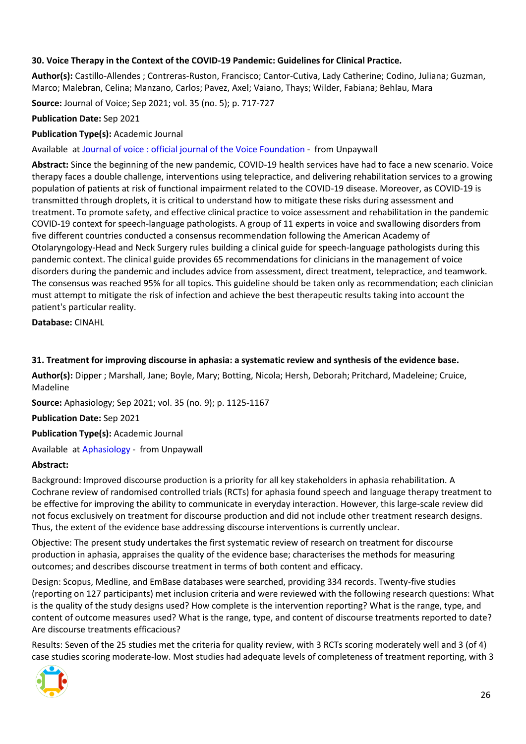### 30. Voice Therapy in the Context of the COVID-19 Pandemic: Guidelines for Clinical Practice.

**Author(s):** Castillo-Allendes ; Contreras-Ruston, Francisco; Cantor-Cutiva, Lady Catherine; Codino, Juliana; Guzman, Marco; Malebran, Celina; Manzano, Carlos; Pavez, Axel; Vaiano, Thays; Wilder, Fabiana; Behlau, Mara

**Source:** Journal of Voice; Sep 2021; vol. 35 (no. 5); p. 717-727

**Publication Date:** Sep 2021

**Publication Type(s):** Academic Journal

Available at Journal of voice : official journal of the Voice Foundation - from Unpaywall

**Abstract:** Since the beginning of the new pandemic, COVID-19 health services have had to face a new scenario. Voice therapy faces a double challenge, interventions using telepractice, and delivering rehabilitation services to a growing population of patients at risk of functional impairment related to the COVID-19 disease. Moreover, as COVID-19 is transmitted through droplets, it is critical to understand how to mitigate these risks during assessment and treatment. To promote safety, and effective clinical practice to voice assessment and rehabilitation in the pandemic COVID-19 context for speech-language pathologists. A group of 11 experts in voice and swallowing disorders from five different countries conducted a consensus recommendation following the American Academy of Otolaryngology-Head and Neck Surgery rules building a clinical guide for speech-language pathologists during this pandemic context. The clinical guide provides 65 recommendations for clinicians in the management of voice disorders during the pandemic and includes advice from assessment, direct treatment, telepractice, and teamwork. The consensus was reached 95% for all topics. This guideline should be taken only as recommendation; each clinician must attempt to mitigate the risk of infection and achieve the best therapeutic results taking into account the patient's particular reality.

**Database:** CINAHL

### 31. Treatment for improving discourse in aphasia: a systematic review and synthesis of the evidence base.

**Author(s):** Dipper ; Marshall, Jane; Boyle, Mary; Botting, Nicola; Hersh, Deborah; Pritchard, Madeleine; Cruice, Madeline

**Source:** Aphasiology; Sep 2021; vol. 35 (no. 9); p. 1125-1167

**Publication Date:** Sep 2021

**Publication Type(s):** Academic Journal

Available at Aphasiology - from Unpaywall

**Abstract:**

Background: Improved discourse production is a priority for all key stakeholders in aphasia rehabilitation. A Cochrane review of randomised controlled trials (RCTs) for aphasia found speech and language therapy treatment to be effective for improving the ability to communicate in everyday interaction. However, this large-scale review did not focus exclusively on treatment for discourse production and did not include other treatment research designs. Thus, the extent of the evidence base addressing discourse interventions is currently unclear.

Objective: The present study undertakes the first systematic review of research on treatment for discourse production in aphasia, appraises the quality of the evidence base; characterises the methods for measuring outcomes; and describes discourse treatment in terms of both content and efficacy.

Design: Scopus, Medline, and EmBase databases were searched, providing 334 records. Twenty-five studies (reporting on 127 participants) met inclusion criteria and were reviewed with the following research questions: What is the quality of the study designs used? How complete is the intervention reporting? What is the range, type, and content of outcome measures used? What is the range, type, and content of discourse treatments reported to date? Are discourse treatments efficacious?

Results: Seven of the 25 studies met the criteria for quality review, with 3 RCTs scoring moderately well and 3 (of 4) case studies scoring moderate-low. Most studies had adequate levels of completeness of treatment reporting, with 3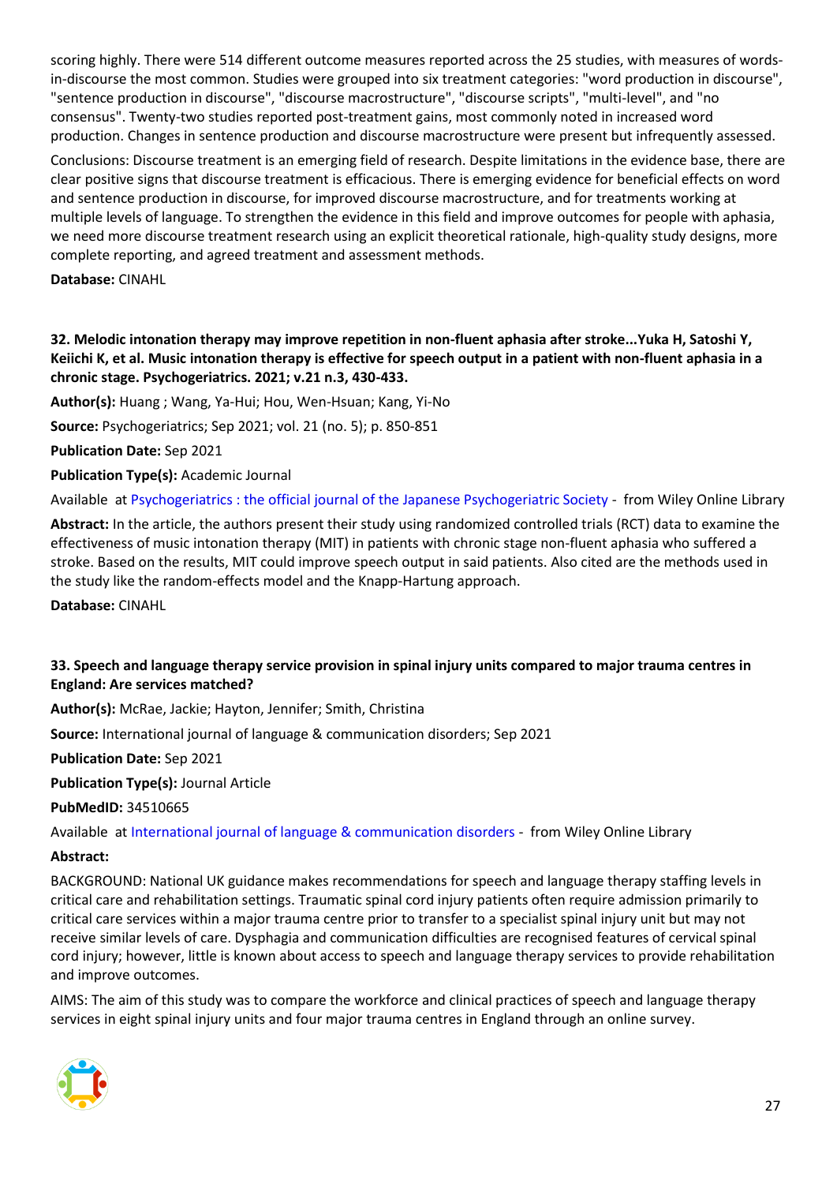scoring highly. There were 514 different outcome measures reported across the 25 studies, with measures of words-in-discourse the most common. Studies were grouped into six treatment categories: "word production in discourse", "sentence production in discourse", "discourse macrostructure", "discourse scripts", "multi-level", and "no consensus". Twenty-two studies reported post-treatment gains, most commonly noted in increased word production. Changes in sentence production and discourse macrostructure were present but infrequently assessed.

Conclusions: Discourse treatment is an emerging field of research. Despite limitations in the evidence base, there are clear positive signs that discourse treatment is efficacious. There is emerging evidence for beneficial effects on word and sentence production in discourse, for improved discourse macrostructure, and for treatments working at multiple levels of language. To strengthen the evidence in this field and improve outcomes for people with aphasia, we need more discourse treatment research using an explicit theoretical rationale, high-quality study designs, more complete reporting, and agreed treatment and assessment methods.

**Database:** CINAHL

### 32. Melodic intonation therapy may improve repetition in non-fluent aphasia after stroke...Yuka H, Satoshi Y, Keiichi K, et al. Music intonation therapy is effective for speech output in a patient with non-fluent aphasia in a chronic stage. Psychogeriatrics. 2021; v.21 n.3, 430-433.

**Author(s):** Huang ; Wang, Ya-Hui; Hou, Wen-Hsuan; Kang, Yi-No

**Source:** Psychogeriatrics; Sep 2021; vol. 21 (no. 5); p. 850-851

**Publication Date:** Sep 2021

**Publication Type(s):** Academic Journal

Available at Psychogeriatrics : the official journal of the Japanese Psychogeriatric Society - from Wiley Online Library

**Abstract:** In the article, the authors present their study using randomized controlled trials (RCT) data to examine the effectiveness of music intonation therapy (MIT) in patients with chronic stage non-fluent aphasia who suffered a stroke. Based on the results, MIT could improve speech output in said patients. Also cited are the methods used in the study like the random-effects model and the Knapp-Hartung approach.

**Database:** CINAHL

### 33. Speech and language therapy service provision in spinal injury units compared to major trauma centres in England: Are services matched?

**Author(s):** McRae, Jackie; Hayton, Jennifer; Smith, Christina

**Source:** International journal of language & communication disorders; Sep 2021

**Publication Date:** Sep 2021

**Publication Type(s):** Journal Article

**PubMedID:** 34510665

Available at International journal of language & communication disorders - from Wiley Online Library

**Abstract:**

BACKGROUND: National UK guidance makes recommendations for speech and language therapy staffing levels in critical care and rehabilitation settings. Traumatic spinal cord injury patients often require admission primarily to critical care services within a major trauma centre prior to transfer to a specialist spinal injury unit but may not receive similar levels of care. Dysphagia and communication difficulties are recognised features of cervical spinal cord injury; however, little is known about access to speech and language therapy services to provide rehabilitation and improve outcomes.

AIMS: The aim of this study was to compare the workforce and clinical practices of speech and language therapy services in eight spinal injury units and four major trauma centres in England through an online survey.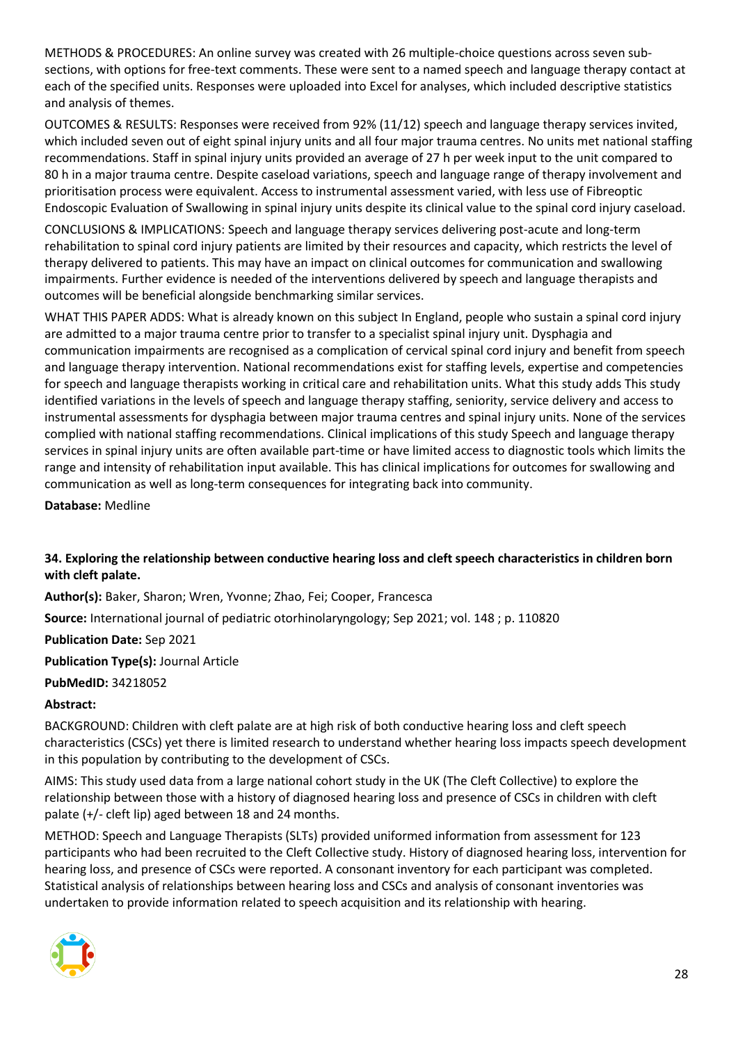METHODS & PROCEDURES: An online survey was created with 26 multiple-choice questions across seven sub-sections, with options for free-text comments. These were sent to a named speech and language therapy contact at each of the specified units. Responses were uploaded into Excel for analyses, which included descriptive statistics and analysis of themes.

OUTCOMES & RESULTS: Responses were received from 92% (11/12) speech and language therapy services invited, which included seven out of eight spinal injury units and all four major trauma centres. No units met national staffing recommendations. Staff in spinal injury units provided an average of 27 h per week input to the unit compared to 80 h in a major trauma centre. Despite caseload variations, speech and language range of therapy involvement and prioritisation process were equivalent. Access to instrumental assessment varied, with less use of Fibreoptic Endoscopic Evaluation of Swallowing in spinal injury units despite its clinical value to the spinal cord injury caseload.

CONCLUSIONS & IMPLICATIONS: Speech and language therapy services delivering post-acute and long-term rehabilitation to spinal cord injury patients are limited by their resources and capacity, which restricts the level of therapy delivered to patients. This may have an impact on clinical outcomes for communication and swallowing impairments. Further evidence is needed of the interventions delivered by speech and language therapists and outcomes will be beneficial alongside benchmarking similar services.

WHAT THIS PAPER ADDS: What is already known on this subject In England, people who sustain a spinal cord injury are admitted to a major trauma centre prior to transfer to a specialist spinal injury unit. Dysphagia and communication impairments are recognised as a complication of cervical spinal cord injury and benefit from speech and language therapy intervention. National recommendations exist for staffing levels, expertise and competencies for speech and language therapists working in critical care and rehabilitation units. What this study adds This study identified variations in the levels of speech and language therapy staffing, seniority, service delivery and access to instrumental assessments for dysphagia between major trauma centres and spinal injury units. None of the services complied with national staffing recommendations. Clinical implications of this study Speech and language therapy services in spinal injury units are often available part-time or have limited access to diagnostic tools which limits the range and intensity of rehabilitation input available. This has clinical implications for outcomes for swallowing and communication as well as long-term consequences for integrating back into community.

**Database:** Medline

### 34. Exploring the relationship between conductive hearing loss and cleft speech characteristics in children born with cleft palate.

**Author(s):** Baker, Sharon; Wren, Yvonne; Zhao, Fei; Cooper, Francesca

**Source:** International journal of pediatric otorhinolaryngology; Sep 2021; vol. 148 ; p. 110820

**Publication Date:** Sep 2021

**Publication Type(s):** Journal Article

**PubMedID:** 34218052

**Abstract:**

BACKGROUND: Children with cleft palate are at high risk of both conductive hearing loss and cleft speech characteristics (CSCs) yet there is limited research to understand whether hearing loss impacts speech development in this population by contributing to the development of CSCs.

AIMS: This study used data from a large national cohort study in the UK (The Cleft Collective) to explore the relationship between those with a history of diagnosed hearing loss and presence of CSCs in children with cleft palate (+/- cleft lip) aged between 18 and 24 months.

METHOD: Speech and Language Therapists (SLTs) provided uniformed information from assessment for 123 participants who had been recruited to the Cleft Collective study. History of diagnosed hearing loss, intervention for hearing loss, and presence of CSCs were reported. A consonant inventory for each participant was completed. Statistical analysis of relationships between hearing loss and CSCs and analysis of consonant inventories was undertaken to provide information related to speech acquisition and its relationship with hearing.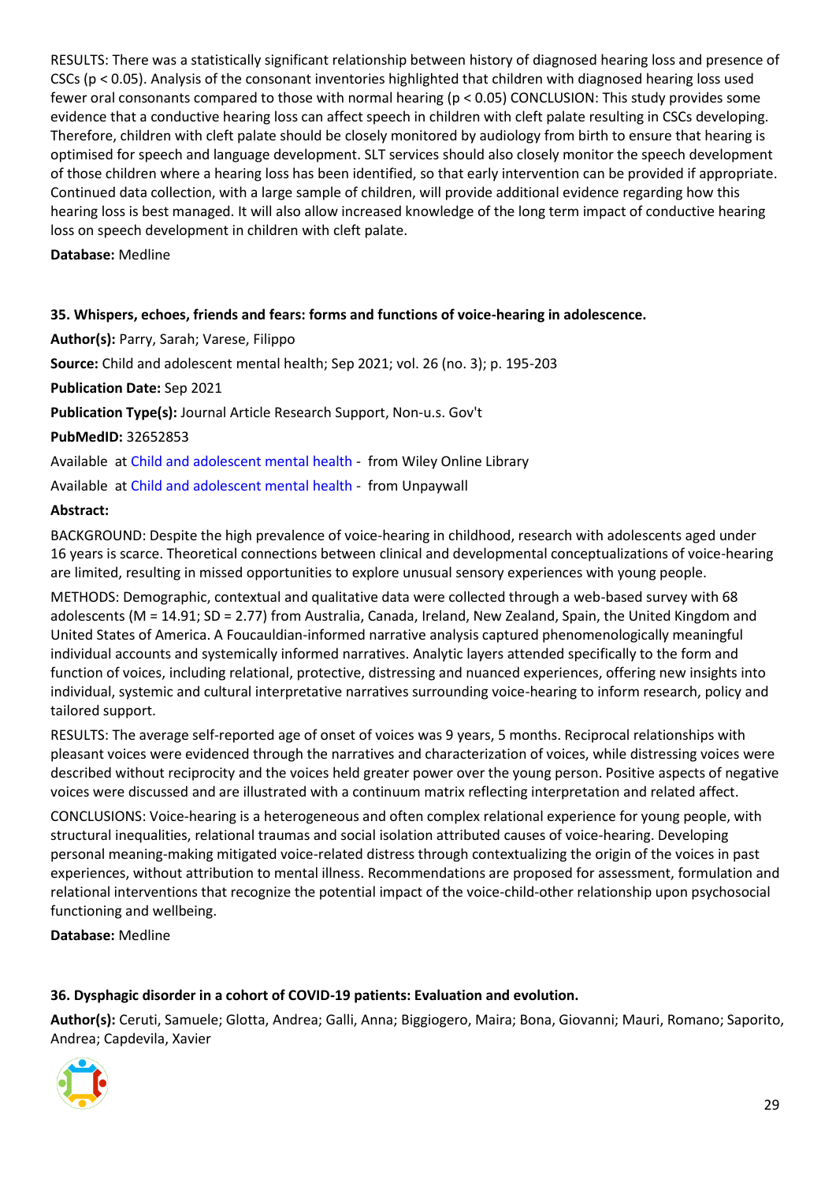RESULTS: There was a statistically significant relationship between history of diagnosed hearing loss and presence of CSCs ($p < 0.05$). Analysis of the consonant inventories highlighted that children with diagnosed hearing loss used fewer oral consonants compared to those with normal hearing ($p < 0.05$) CONCLUSION: This study provides some evidence that a conductive hearing loss can affect speech in children with cleft palate resulting in CSCs developing. Therefore, children with cleft palate should be closely monitored by audiology from birth to ensure that hearing is optimised for speech and language development. SLT services should also closely monitor the speech development of those children where a hearing loss has been identified, so that early intervention can be provided if appropriate. Continued data collection, with a large sample of children, will provide additional evidence regarding how this hearing loss is best managed. It will also allow increased knowledge of the long term impact of conductive hearing loss on speech development in children with cleft palate.

**Database:** Medline

### 35. Whispers, echoes, friends and fears: forms and functions of voice-hearing in adolescence.

**Author(s):** Parry, Sarah; Varese, Filippo

**Source:** Child and adolescent mental health; Sep 2021; vol. 26 (no. 3); p. 195-203

**Publication Date:** Sep 2021

**Publication Type(s):** Journal Article Research Support, Non-u.s. Gov't

**PubMedID:** 32652853

Available at Child and adolescent mental health - from Wiley Online Library

Available at Child and adolescent mental health - from Unpaywall

**Abstract:**

BACKGROUND: Despite the high prevalence of voice-hearing in childhood, research with adolescents aged under 16 years is scarce. Theoretical connections between clinical and developmental conceptualizations of voice-hearing are limited, resulting in missed opportunities to explore unusual sensory experiences with young people.

METHODS: Demographic, contextual and qualitative data were collected through a web-based survey with 68 adolescents ($M = 14.91$; $SD = 2.77$) from Australia, Canada, Ireland, New Zealand, Spain, the United Kingdom and United States of America. A Foucauldian-informed narrative analysis captured phenomenologically meaningful individual accounts and systemically informed narratives. Analytic layers attended specifically to the form and function of voices, including relational, protective, distressing and nuanced experiences, offering new insights into individual, systemic and cultural interpretative narratives surrounding voice-hearing to inform research, policy and tailored support.

RESULTS: The average self-reported age of onset of voices was 9 years, 5 months. Reciprocal relationships with pleasant voices were evidenced through the narratives and characterization of voices, while distressing voices were described without reciprocity and the voices held greater power over the young person. Positive aspects of negative voices were discussed and are illustrated with a continuum matrix reflecting interpretation and related affect.

CONCLUSIONS: Voice-hearing is a heterogeneous and often complex relational experience for young people, with structural inequalities, relational traumas and social isolation attributed causes of voice-hearing. Developing personal meaning-making mitigated voice-related distress through contextualizing the origin of the voices in past experiences, without attribution to mental illness. Recommendations are proposed for assessment, formulation and relational interventions that recognize the potential impact of the voice-child-other relationship upon psychosocial functioning and wellbeing.

**Database:** Medline

### 36. Dysphagic disorder in a cohort of COVID-19 patients: Evaluation and evolution.

**Author(s):** Ceruti, Samuele; Glotta, Andrea; Galli, Anna; Biggiogero, Maira; Bona, Giovanni; Mauri, Romano; Saporito, Andrea; Capdevila, Xavier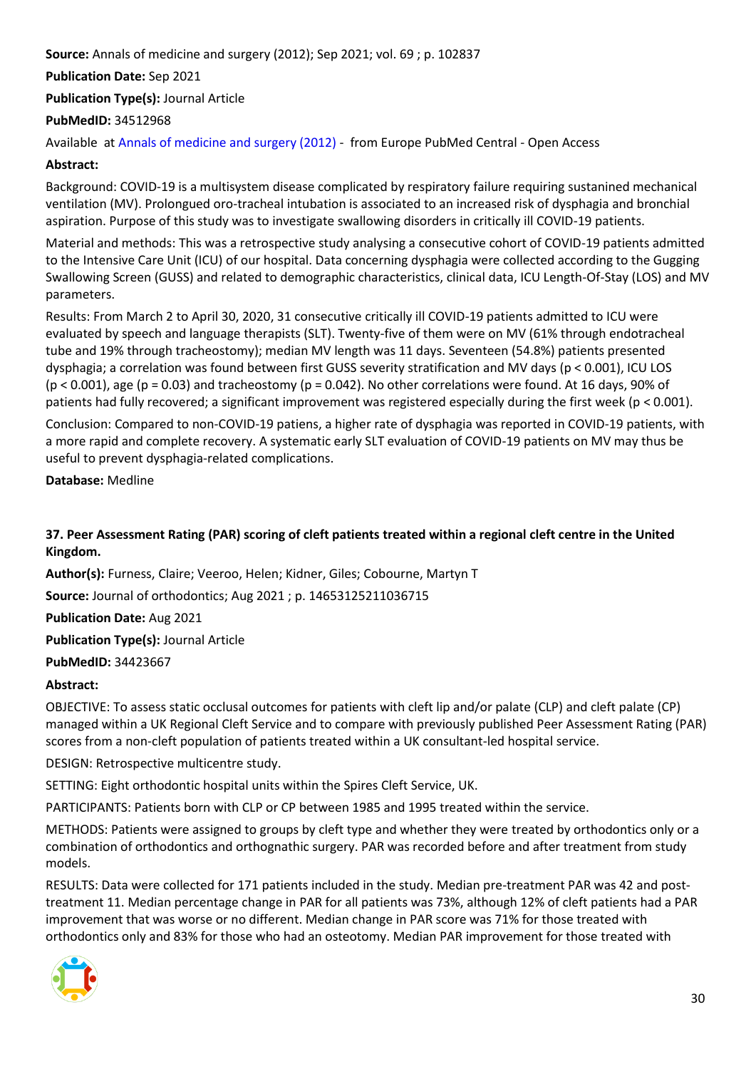**Source:** Annals of medicine and surgery (2012); Sep 2021; vol. 69 ; p. 102837

**Publication Date:** Sep 2021

**Publication Type(s):** Journal Article

**PubMedID:** 34512968

Available at Annals of medicine and surgery (2012) - from Europe PubMed Central - Open Access

**Abstract:**

Background: COVID-19 is a multisystem disease complicated by respiratory failure requiring sustanined mechanical ventilation (MV). Prolongued oro-tracheal intubation is associated to an increased risk of dysphagia and bronchial aspiration. Purpose of this study was to investigate swallowing disorders in critically ill COVID-19 patients.

Material and methods: This was a retrospective study analysing a consecutive cohort of COVID-19 patients admitted to the Intensive Care Unit (ICU) of our hospital. Data concerning dysphagia were collected according to the Gugging Swallowing Screen (GUSS) and related to demographic characteristics, clinical data, ICU Length-Of-Stay (LOS) and MV parameters.

Results: From March 2 to April 30, 2020, 31 consecutive critically ill COVID-19 patients admitted to ICU were evaluated by speech and language therapists (SLT). Twenty-five of them were on MV (61% through endotracheal tube and 19% through tracheostomy); median MV length was 11 days. Seventeen (54.8%) patients presented dysphagia; a correlation was found between first GUSS severity stratification and MV days ($p < 0.001$), ICU LOS ($p < 0.001$), age ($p = 0.03$) and tracheostomy ($p = 0.042$). No other correlations were found. At 16 days, 90% of patients had fully recovered; a significant improvement was registered especially during the first week ($p < 0.001$).

Conclusion: Compared to non-COVID-19 patiens, a higher rate of dysphagia was reported in COVID-19 patients, with a more rapid and complete recovery. A systematic early SLT evaluation of COVID-19 patients on MV may thus be useful to prevent dysphagia-related complications.

**Database:** Medline

### 37. Peer Assessment Rating (PAR) scoring of cleft patients treated within a regional cleft centre in the United Kingdom.

**Author(s):** Furness, Claire; Veeroo, Helen; Kidner, Giles; Cobourne, Martyn T

**Source:** Journal of orthodontics; Aug 2021 ; p. 14653125211036715

**Publication Date:** Aug 2021

**Publication Type(s):** Journal Article

**PubMedID:** 34423667

**Abstract:**

OBJECTIVE: To assess static occlusal outcomes for patients with cleft lip and/or palate (CLP) and cleft palate (CP) managed within a UK Regional Cleft Service and to compare with previously published Peer Assessment Rating (PAR) scores from a non-cleft population of patients treated within a UK consultant-led hospital service.

DESIGN: Retrospective multicentre study.

SETTING: Eight orthodontic hospital units within the Spires Cleft Service, UK.

PARTICIPANTS: Patients born with CLP or CP between 1985 and 1995 treated within the service.

METHODS: Patients were assigned to groups by cleft type and whether they were treated by orthodontics only or a combination of orthodontics and orthognathic surgery. PAR was recorded before and after treatment from study models.

RESULTS: Data were collected for 171 patients included in the study. Median pre-treatment PAR was 42 and post-treatment 11. Median percentage change in PAR for all patients was 73%, although 12% of cleft patients had a PAR improvement that was worse or no different. Median change in PAR score was 71% for those treated with orthodontics only and 83% for those who had an osteotomy. Median PAR improvement for those treated with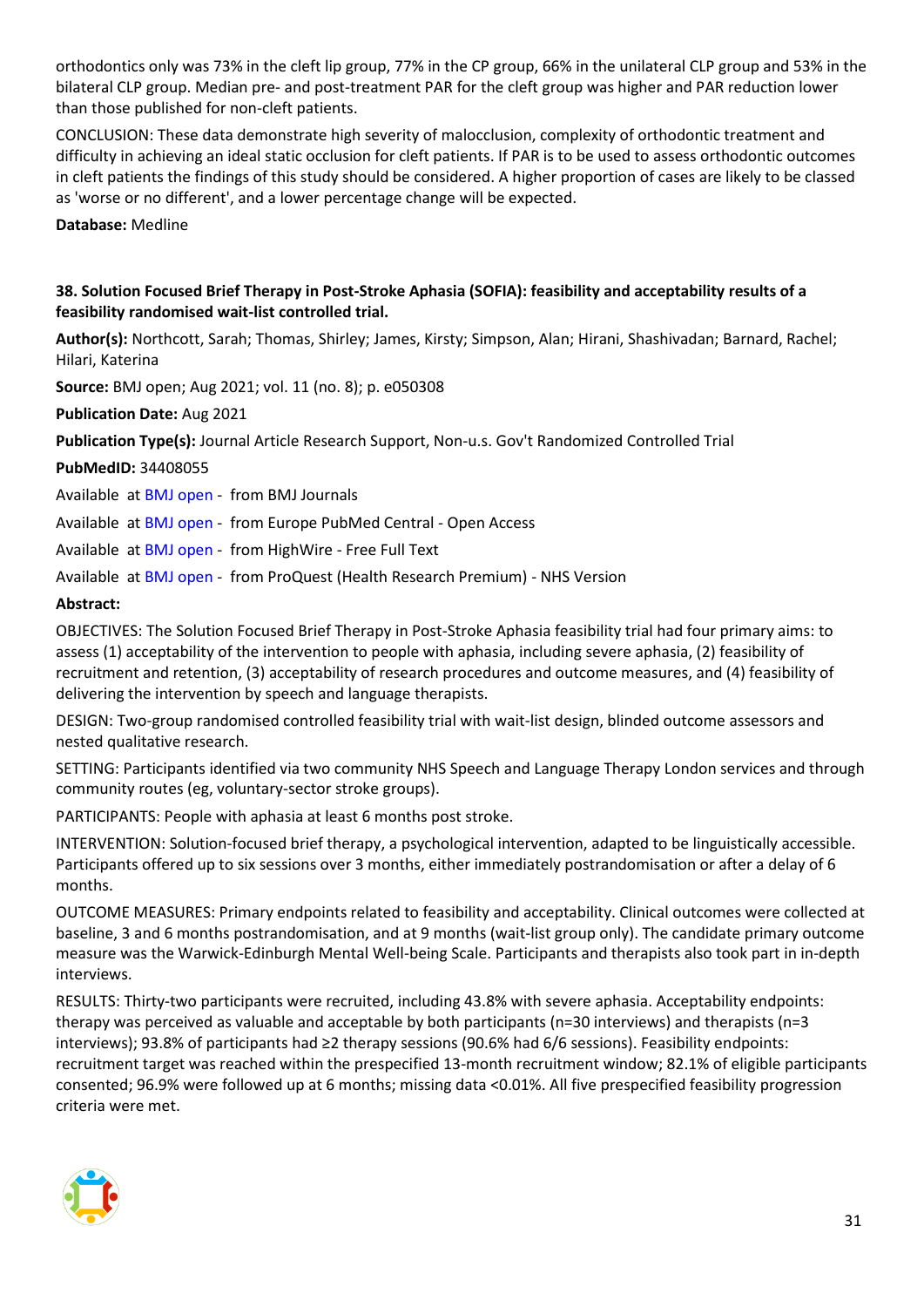orthodontics only was 73% in the cleft lip group, 77% in the CP group, 66% in the unilateral CLP group and 53% in the bilateral CLP group. Median pre- and post-treatment PAR for the cleft group was higher and PAR reduction lower than those published for non-cleft patients.

CONCLUSION: These data demonstrate high severity of malocclusion, complexity of orthodontic treatment and difficulty in achieving an ideal static occlusion for cleft patients. If PAR is to be used to assess orthodontic outcomes in cleft patients the findings of this study should be considered. A higher proportion of cases are likely to be classed as 'worse or no different', and a lower percentage change will be expected.

**Database:** Medline

### 38. Solution Focused Brief Therapy in Post-Stroke Aphasia (SOFIA): feasibility and acceptability results of a feasibility randomised wait-list controlled trial.

**Author(s):** Northcott, Sarah; Thomas, Shirley; James, Kirsty; Simpson, Alan; Hirani, Shashivadan; Barnard, Rachel; Hilari, Katerina

**Source:** BMJ open; Aug 2021; vol. 11 (no. 8); p. e050308

**Publication Date:** Aug 2021

**Publication Type(s):** Journal Article Research Support, Non-u.s. Gov't Randomized Controlled Trial

**PubMedID:** 34408055

Available at BMJ open - from BMJ Journals

Available at BMJ open - from Europe PubMed Central - Open Access

Available at BMJ open - from HighWire - Free Full Text

Available at BMJ open - from ProQuest (Health Research Premium) - NHS Version

**Abstract:**

OBJECTIVES: The Solution Focused Brief Therapy in Post-Stroke Aphasia feasibility trial had four primary aims: to assess (1) acceptability of the intervention to people with aphasia, including severe aphasia, (2) feasibility of recruitment and retention, (3) acceptability of research procedures and outcome measures, and (4) feasibility of delivering the intervention by speech and language therapists.

DESIGN: Two-group randomised controlled feasibility trial with wait-list design, blinded outcome assessors and nested qualitative research.

SETTING: Participants identified via two community NHS Speech and Language Therapy London services and through community routes (eg, voluntary-sector stroke groups).

PARTICIPANTS: People with aphasia at least 6 months post stroke.

INTERVENTION: Solution-focused brief therapy, a psychological intervention, adapted to be linguistically accessible. Participants offered up to six sessions over 3 months, either immediately postrandomisation or after a delay of 6 months.

OUTCOME MEASURES: Primary endpoints related to feasibility and acceptability. Clinical outcomes were collected at baseline, 3 and 6 months postrandomisation, and at 9 months (wait-list group only). The candidate primary outcome measure was the Warwick-Edinburgh Mental Well-being Scale. Participants and therapists also took part in in-depth interviews.

RESULTS: Thirty-two participants were recruited, including 43.8% with severe aphasia. Acceptability endpoints: therapy was perceived as valuable and acceptable by both participants (n=30 interviews) and therapists (n=3 interviews); 93.8% of participants had ≥2 therapy sessions (90.6% had 6/6 sessions). Feasibility endpoints: recruitment target was reached within the prespecified 13-month recruitment window; 82.1% of eligible participants consented; 96.9% were followed up at 6 months; missing data <0.01%. All five prespecified feasibility progression criteria were met.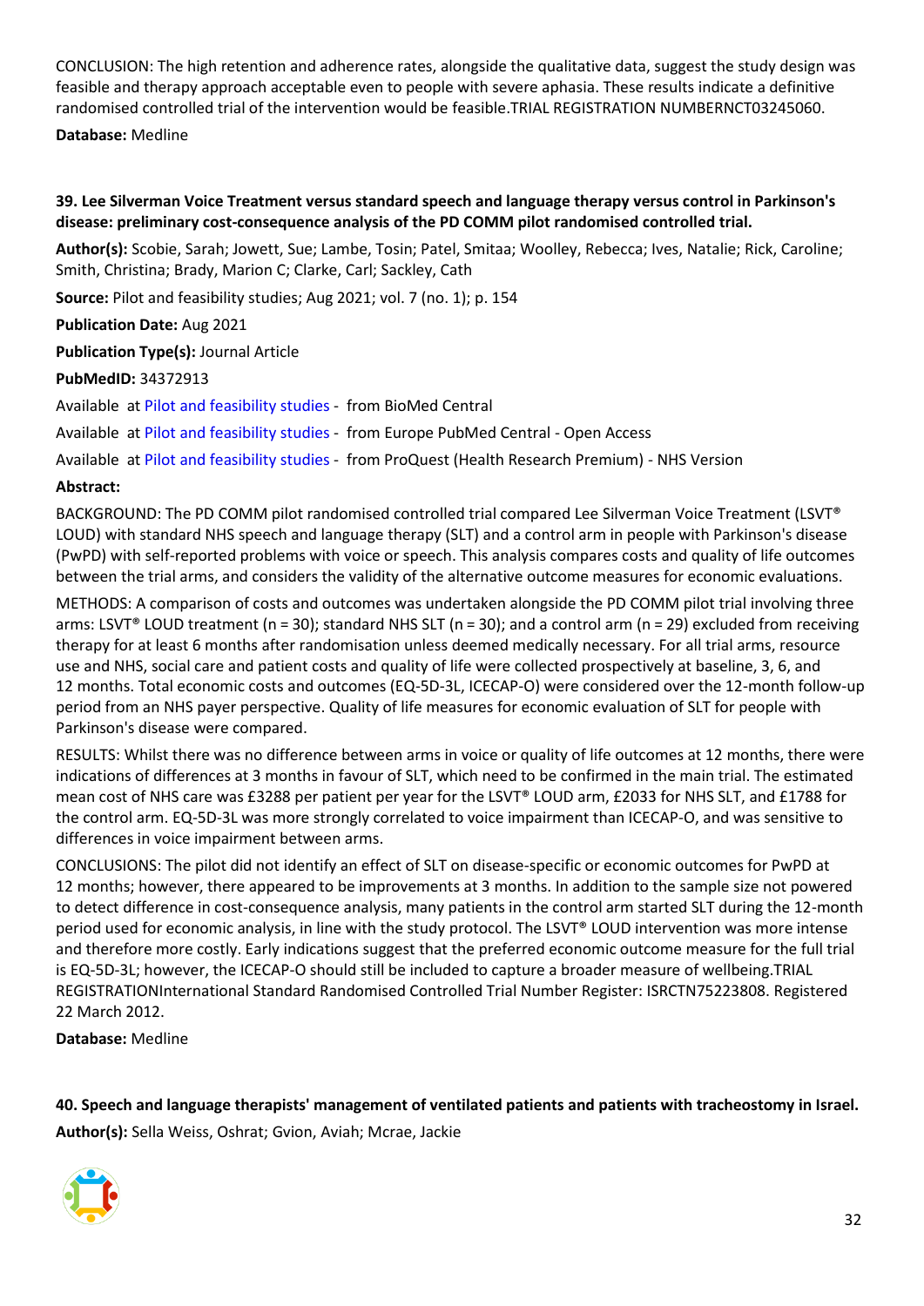CONCLUSION: The high retention and adherence rates, alongside the qualitative data, suggest the study design was feasible and therapy approach acceptable even to people with severe aphasia. These results indicate a definitive randomised controlled trial of the intervention would be feasible.TRIAL REGISTRATION NUMBERNCT03245060.

**Database:** Medline

### 39. Lee Silverman Voice Treatment versus standard speech and language therapy versus control in Parkinson's disease: preliminary cost-consequence analysis of the PD COMM pilot randomised controlled trial.

**Author(s):** Scobie, Sarah; Jowett, Sue; Lambe, Tosin; Patel, Smitaa; Woolley, Rebecca; Ives, Natalie; Rick, Caroline; Smith, Christina; Brady, Marion C; Clarke, Carl; Sackley, Cath

**Source:** Pilot and feasibility studies; Aug 2021; vol. 7 (no. 1); p. 154

**Publication Date:** Aug 2021

**Publication Type(s):** Journal Article

**PubMedID:** 34372913

Available at Pilot and feasibility studies - from BioMed Central

Available at Pilot and feasibility studies - from Europe PubMed Central - Open Access

Available at Pilot and feasibility studies - from ProQuest (Health Research Premium) - NHS Version

**Abstract:**

BACKGROUND: The PD COMM pilot randomised controlled trial compared Lee Silverman Voice Treatment (LSVT® LOUD) with standard NHS speech and language therapy (SLT) and a control arm in people with Parkinson's disease (PwPD) with self-reported problems with voice or speech. This analysis compares costs and quality of life outcomes between the trial arms, and considers the validity of the alternative outcome measures for economic evaluations.

METHODS: A comparison of costs and outcomes was undertaken alongside the PD COMM pilot trial involving three arms: LSVT® LOUD treatment (n = 30); standard NHS SLT (n = 30); and a control arm (n = 29) excluded from receiving therapy for at least 6 months after randomisation unless deemed medically necessary. For all trial arms, resource use and NHS, social care and patient costs and quality of life were collected prospectively at baseline, 3, 6, and 12 months. Total economic costs and outcomes (EQ-5D-3L, ICECAP-O) were considered over the 12-month follow-up period from an NHS payer perspective. Quality of life measures for economic evaluation of SLT for people with Parkinson's disease were compared.

RESULTS: Whilst there was no difference between arms in voice or quality of life outcomes at 12 months, there were indications of differences at 3 months in favour of SLT, which need to be confirmed in the main trial. The estimated mean cost of NHS care was £3288 per patient per year for the LSVT® LOUD arm, £2033 for NHS SLT, and £1788 for the control arm. EQ-5D-3L was more strongly correlated to voice impairment than ICECAP-O, and was sensitive to differences in voice impairment between arms.

CONCLUSIONS: The pilot did not identify an effect of SLT on disease-specific or economic outcomes for PwPD at 12 months; however, there appeared to be improvements at 3 months. In addition to the sample size not powered to detect difference in cost-consequence analysis, many patients in the control arm started SLT during the 12-month period used for economic analysis, in line with the study protocol. The LSVT® LOUD intervention was more intense and therefore more costly. Early indications suggest that the preferred economic outcome measure for the full trial is EQ-5D-3L; however, the ICECAP-O should still be included to capture a broader measure of wellbeing.TRIAL REGISTRATIONInternational Standard Randomised Controlled Trial Number Register: ISRCTN75223808. Registered 22 March 2012.

**Database:** Medline

### 40. Speech and language therapists' management of ventilated patients and patients with tracheostomy in Israel.

**Author(s):** Sella Weiss, Oshrat; Gvion, Aviah; Mcrae, Jackie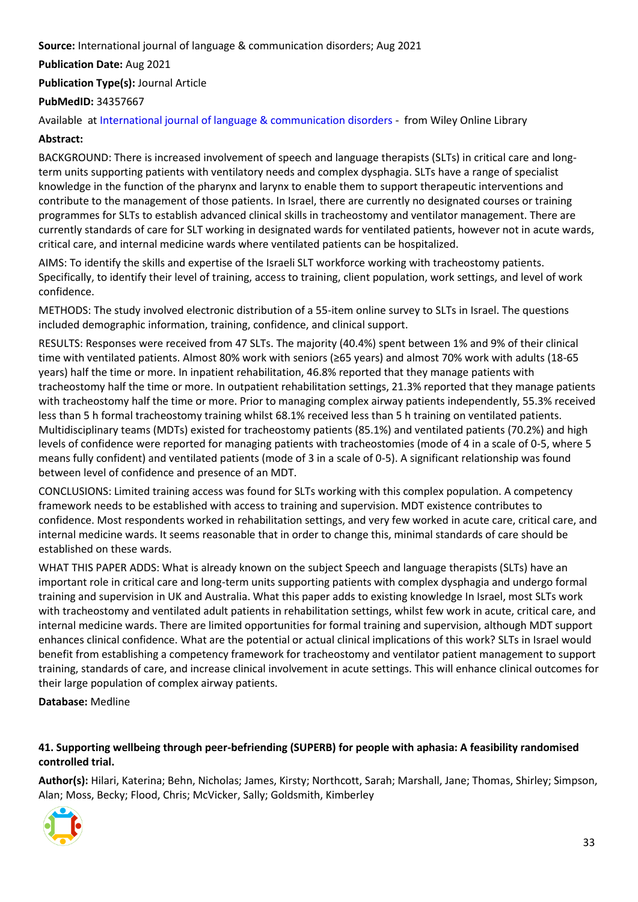**Source:** International journal of language & communication disorders; Aug 2021

**Publication Date:** Aug 2021

**Publication Type(s):** Journal Article

**PubMedID:** 34357667

Available at International journal of language & communication disorders - from Wiley Online Library

**Abstract:**

BACKGROUND: There is increased involvement of speech and language therapists (SLTs) in critical care and long-term units supporting patients with ventilatory needs and complex dysphagia. SLTs have a range of specialist knowledge in the function of the pharynx and larynx to enable them to support therapeutic interventions and contribute to the management of those patients. In Israel, there are currently no designated courses or training programmes for SLTs to establish advanced clinical skills in tracheostomy and ventilator management. There are currently standards of care for SLT working in designated wards for ventilated patients, however not in acute wards, critical care, and internal medicine wards where ventilated patients can be hospitalized.

AIMS: To identify the skills and expertise of the Israeli SLT workforce working with tracheostomy patients. Specifically, to identify their level of training, access to training, client population, work settings, and level of work confidence.

METHODS: The study involved electronic distribution of a 55-item online survey to SLTs in Israel. The questions included demographic information, training, confidence, and clinical support.

RESULTS: Responses were received from 47 SLTs. The majority (40.4%) spent between 1% and 9% of their clinical time with ventilated patients. Almost 80% work with seniors (≥65 years) and almost 70% work with adults (18-65 years) half the time or more. In inpatient rehabilitation, 46.8% reported that they manage patients with tracheostomy half the time or more. In outpatient rehabilitation settings, 21.3% reported that they manage patients with tracheostomy half the time or more. Prior to managing complex airway patients independently, 55.3% received less than 5 h formal tracheostomy training whilst 68.1% received less than 5 h training on ventilated patients. Multidisciplinary teams (MDTs) existed for tracheostomy patients (85.1%) and ventilated patients (70.2%) and high levels of confidence were reported for managing patients with tracheostomies (mode of 4 in a scale of 0-5, where 5 means fully confident) and ventilated patients (mode of 3 in a scale of 0-5). A significant relationship was found between level of confidence and presence of an MDT.

CONCLUSIONS: Limited training access was found for SLTs working with this complex population. A competency framework needs to be established with access to training and supervision. MDT existence contributes to confidence. Most respondents worked in rehabilitation settings, and very few worked in acute care, critical care, and internal medicine wards. It seems reasonable that in order to change this, minimal standards of care should be established on these wards.

WHAT THIS PAPER ADDS: What is already known on the subject Speech and language therapists (SLTs) have an important role in critical care and long-term units supporting patients with complex dysphagia and undergo formal training and supervision in UK and Australia. What this paper adds to existing knowledge In Israel, most SLTs work with tracheostomy and ventilated adult patients in rehabilitation settings, whilst few work in acute, critical care, and internal medicine wards. There are limited opportunities for formal training and supervision, although MDT support enhances clinical confidence. What are the potential or actual clinical implications of this work? SLTs in Israel would benefit from establishing a competency framework for tracheostomy and ventilator patient management to support training, standards of care, and increase clinical involvement in acute settings. This will enhance clinical outcomes for their large population of complex airway patients.

**Database:** Medline

### 41. Supporting wellbeing through peer-befriending (SUPERB) for people with aphasia: A feasibility randomised controlled trial.

**Author(s):** Hilari, Katerina; Behn, Nicholas; James, Kirsty; Northcott, Sarah; Marshall, Jane; Thomas, Shirley; Simpson, Alan; Moss, Becky; Flood, Chris; McVicker, Sally; Goldsmith, Kimberley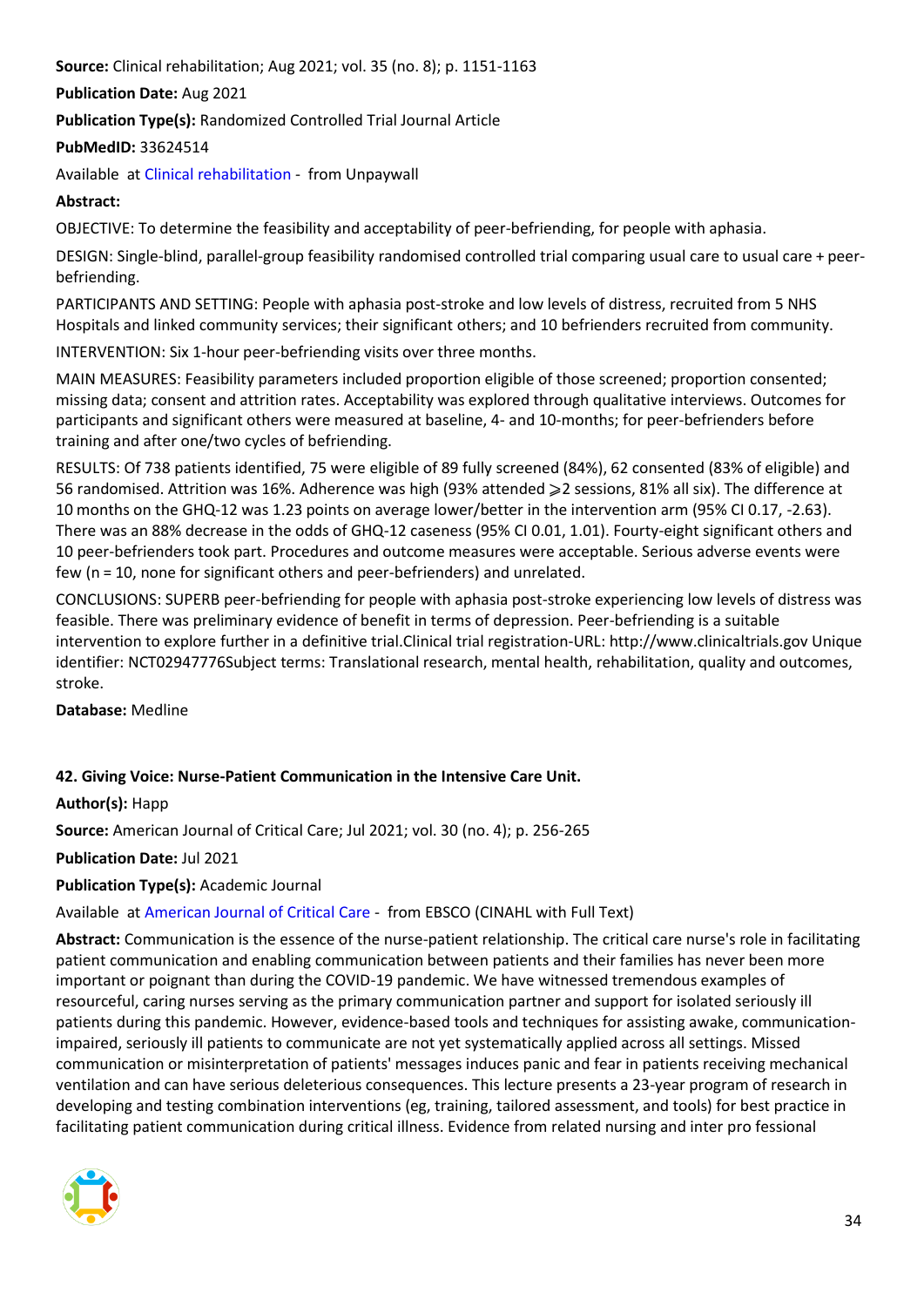**Source:** Clinical rehabilitation; Aug 2021; vol. 35 (no. 8); p. 1151-1163

**Publication Date:** Aug 2021

**Publication Type(s):** Randomized Controlled Trial Journal Article

**PubMedID:** 33624514

Available at Clinical rehabilitation - from Unpaywall

**Abstract:**

OBJECTIVE: To determine the feasibility and acceptability of peer-befriending, for people with aphasia.

DESIGN: Single-blind, parallel-group feasibility randomised controlled trial comparing usual care to usual care + peer-befriending.

PARTICIPANTS AND SETTING: People with aphasia post-stroke and low levels of distress, recruited from 5 NHS Hospitals and linked community services; their significant others; and 10 befrienders recruited from community.

INTERVENTION: Six 1-hour peer-befriending visits over three months.

MAIN MEASURES: Feasibility parameters included proportion eligible of those screened; proportion consented; missing data; consent and attrition rates. Acceptability was explored through qualitative interviews. Outcomes for participants and significant others were measured at baseline, 4- and 10-months; for peer-befrienders before training and after one/two cycles of befriending.

RESULTS: Of 738 patients identified, 75 were eligible of 89 fully screened (84%), 62 consented (83% of eligible) and 56 randomised. Attrition was 16%. Adherence was high (93% attended ⩾2 sessions, 81% all six). The difference at 10 months on the GHQ-12 was 1.23 points on average lower/better in the intervention arm (95% CI 0.17, -2.63). There was an 88% decrease in the odds of GHQ-12 caseness (95% CI 0.01, 1.01). Fourty-eight significant others and 10 peer-befrienders took part. Procedures and outcome measures were acceptable. Serious adverse events were few (n = 10, none for significant others and peer-befrienders) and unrelated.

CONCLUSIONS: SUPERB peer-befriending for people with aphasia post-stroke experiencing low levels of distress was feasible. There was preliminary evidence of benefit in terms of depression. Peer-befriending is a suitable intervention to explore further in a definitive trial.Clinical trial registration-URL: http://www.clinicaltrials.gov Unique identifier: NCT02947776Subject terms: Translational research, mental health, rehabilitation, quality and outcomes, stroke.

**Database:** Medline

### 42. Giving Voice: Nurse-Patient Communication in the Intensive Care Unit.

**Author(s):** Happ

**Source:** American Journal of Critical Care; Jul 2021; vol. 30 (no. 4); p. 256-265

**Publication Date:** Jul 2021

**Publication Type(s):** Academic Journal

Available at American Journal of Critical Care - from EBSCO (CINAHL with Full Text)

**Abstract:** Communication is the essence of the nurse-patient relationship. The critical care nurse's role in facilitating patient communication and enabling communication between patients and their families has never been more important or poignant than during the COVID-19 pandemic. We have witnessed tremendous examples of resourceful, caring nurses serving as the primary communication partner and support for isolated seriously ill patients during this pandemic. However, evidence-based tools and techniques for assisting awake, communication-impaired, seriously ill patients to communicate are not yet systematically applied across all settings. Missed communication or misinterpretation of patients' messages induces panic and fear in patients receiving mechanical ventilation and can have serious deleterious consequences. This lecture presents a 23-year program of research in developing and testing combination interventions (eg, training, tailored assessment, and tools) for best practice in facilitating patient communication during critical illness. Evidence from related nursing and inter pro fessional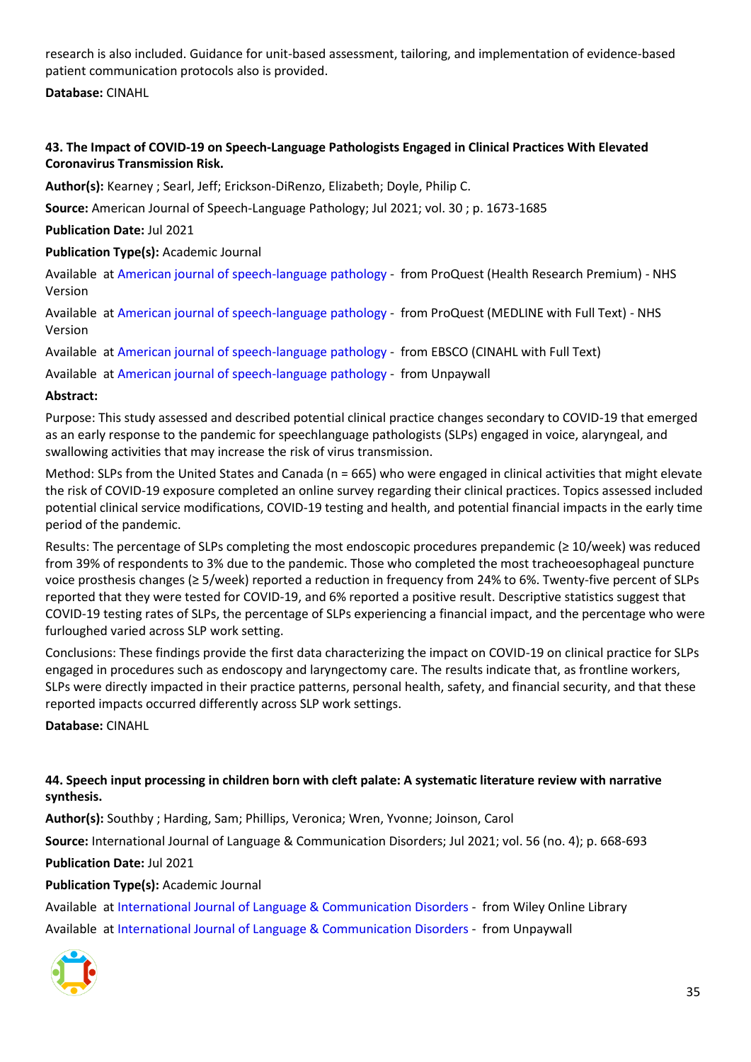research is also included. Guidance for unit-based assessment, tailoring, and implementation of evidence-based patient communication protocols also is provided.

**Database:** CINAHL

### 43. The Impact of COVID-19 on Speech-Language Pathologists Engaged in Clinical Practices With Elevated Coronavirus Transmission Risk.

**Author(s):** Kearney ; Searl, Jeff; Erickson-DiRenzo, Elizabeth; Doyle, Philip C.

**Source:** American Journal of Speech-Language Pathology; Jul 2021; vol. 30 ; p. 1673-1685

**Publication Date:** Jul 2021

**Publication Type(s):** Academic Journal

Available at American journal of speech-language pathology - from ProQuest (Health Research Premium) - NHS Version

Available at American journal of speech-language pathology - from ProQuest (MEDLINE with Full Text) - NHS Version

Available at American journal of speech-language pathology - from EBSCO (CINAHL with Full Text)

Available at American journal of speech-language pathology - from Unpaywall

**Abstract:**

Purpose: This study assessed and described potential clinical practice changes secondary to COVID-19 that emerged as an early response to the pandemic for speechlanguage pathologists (SLPs) engaged in voice, alaryngeal, and swallowing activities that may increase the risk of virus transmission.

Method: SLPs from the United States and Canada (n = 665) who were engaged in clinical activities that might elevate the risk of COVID-19 exposure completed an online survey regarding their clinical practices. Topics assessed included potential clinical service modifications, COVID-19 testing and health, and potential financial impacts in the early time period of the pandemic.

Results: The percentage of SLPs completing the most endoscopic procedures prepandemic (≥ 10/week) was reduced from 39% of respondents to 3% due to the pandemic. Those who completed the most tracheoesophageal puncture voice prosthesis changes (≥ 5/week) reported a reduction in frequency from 24% to 6%. Twenty-five percent of SLPs reported that they were tested for COVID-19, and 6% reported a positive result. Descriptive statistics suggest that COVID-19 testing rates of SLPs, the percentage of SLPs experiencing a financial impact, and the percentage who were furloughed varied across SLP work setting.

Conclusions: These findings provide the first data characterizing the impact on COVID-19 on clinical practice for SLPs engaged in procedures such as endoscopy and laryngectomy care. The results indicate that, as frontline workers, SLPs were directly impacted in their practice patterns, personal health, safety, and financial security, and that these reported impacts occurred differently across SLP work settings.

**Database:** CINAHL

### 44. Speech input processing in children born with cleft palate: A systematic literature review with narrative synthesis.

**Author(s):** Southby ; Harding, Sam; Phillips, Veronica; Wren, Yvonne; Joinson, Carol

**Source:** International Journal of Language & Communication Disorders; Jul 2021; vol. 56 (no. 4); p. 668-693

**Publication Date:** Jul 2021

**Publication Type(s):** Academic Journal

Available at International Journal of Language & Communication Disorders - from Wiley Online Library

Available at International Journal of Language & Communication Disorders - from Unpaywall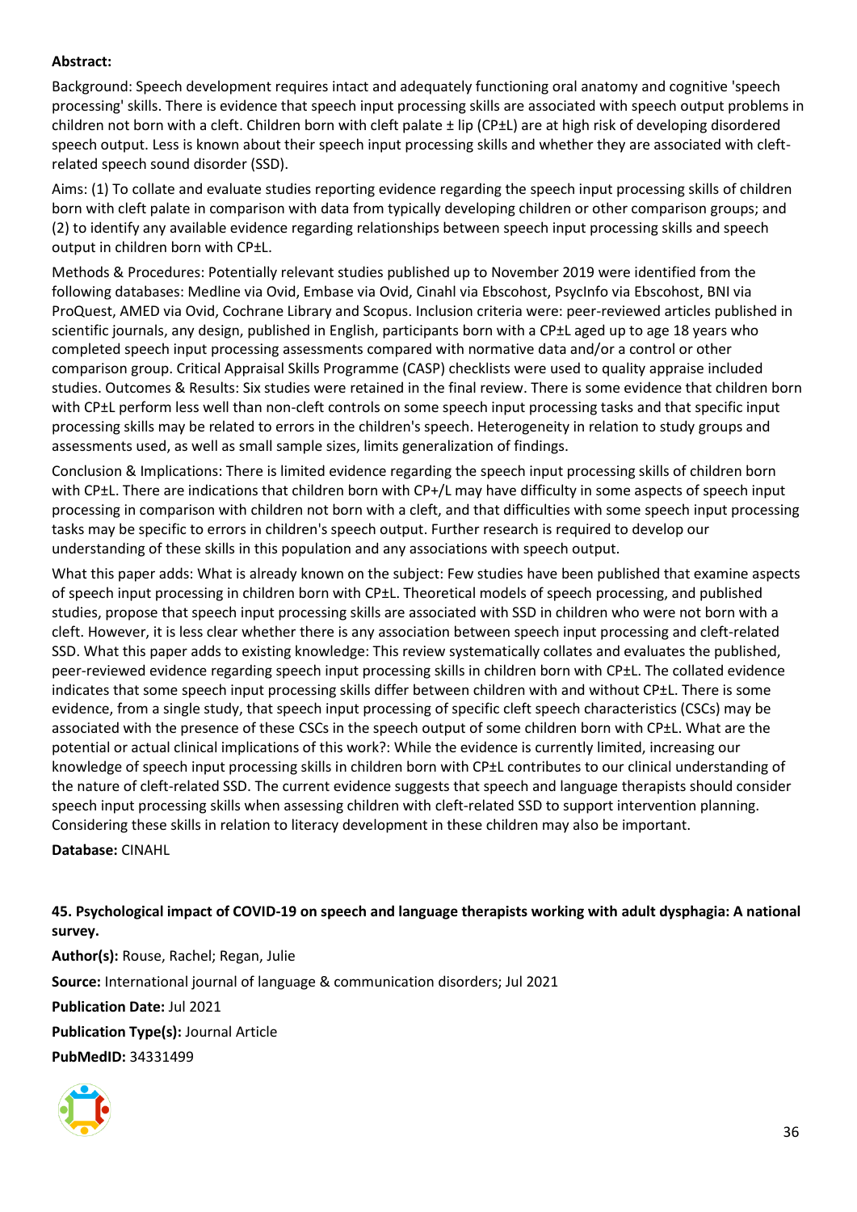**Abstract:**

Background: Speech development requires intact and adequately functioning oral anatomy and cognitive 'speech processing' skills. There is evidence that speech input processing skills are associated with speech output problems in children not born with a cleft. Children born with cleft palate ± lip (CP±L) are at high risk of developing disordered speech output. Less is known about their speech input processing skills and whether they are associated with cleft-related speech sound disorder (SSD).

Aims: (1) To collate and evaluate studies reporting evidence regarding the speech input processing skills of children born with cleft palate in comparison with data from typically developing children or other comparison groups; and (2) to identify any available evidence regarding relationships between speech input processing skills and speech output in children born with CP±L.

Methods & Procedures: Potentially relevant studies published up to November 2019 were identified from the following databases: Medline via Ovid, Embase via Ovid, Cinahl via Ebscohost, PsycInfo via Ebscohost, BNI via ProQuest, AMED via Ovid, Cochrane Library and Scopus. Inclusion criteria were: peer-reviewed articles published in scientific journals, any design, published in English, participants born with a CP±L aged up to age 18 years who completed speech input processing assessments compared with normative data and/or a control or other comparison group. Critical Appraisal Skills Programme (CASP) checklists were used to quality appraise included studies. Outcomes & Results: Six studies were retained in the final review. There is some evidence that children born with CP±L perform less well than non-cleft controls on some speech input processing tasks and that specific input processing skills may be related to errors in the children's speech. Heterogeneity in relation to study groups and assessments used, as well as small sample sizes, limits generalization of findings.

Conclusion & Implications: There is limited evidence regarding the speech input processing skills of children born with CP±L. There are indications that children born with CP+/L may have difficulty in some aspects of speech input processing in comparison with children not born with a cleft, and that difficulties with some speech input processing tasks may be specific to errors in children's speech output. Further research is required to develop our understanding of these skills in this population and any associations with speech output.

What this paper adds: What is already known on the subject: Few studies have been published that examine aspects of speech input processing in children born with CP±L. Theoretical models of speech processing, and published studies, propose that speech input processing skills are associated with SSD in children who were not born with a cleft. However, it is less clear whether there is any association between speech input processing and cleft-related SSD. What this paper adds to existing knowledge: This review systematically collates and evaluates the published, peer-reviewed evidence regarding speech input processing skills in children born with CP±L. The collated evidence indicates that some speech input processing skills differ between children with and without CP±L. There is some evidence, from a single study, that speech input processing of specific cleft speech characteristics (CSCs) may be associated with the presence of these CSCs in the speech output of some children born with CP±L. What are the potential or actual clinical implications of this work?: While the evidence is currently limited, increasing our knowledge of speech input processing skills in children born with CP±L contributes to our clinical understanding of the nature of cleft-related SSD. The current evidence suggests that speech and language therapists should consider speech input processing skills when assessing children with cleft-related SSD to support intervention planning. Considering these skills in relation to literacy development in these children may also be important.

**Database:** CINAHL

**45. Psychological impact of COVID-19 on speech and language therapists working with adult dysphagia: A national survey.**

**Author(s):** Rouse, Rachel; Regan, Julie

**Source:** International journal of language & communication disorders; Jul 2021

**Publication Date:** Jul 2021

**Publication Type(s):** Journal Article

**PubMedID:** 34331499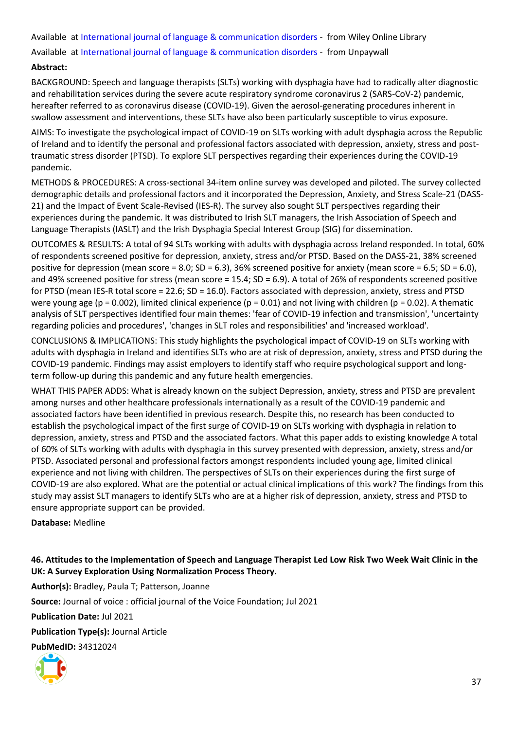Available at International journal of language & communication disorders - from Wiley Online Library

Available at International journal of language & communication disorders - from Unpaywall

**Abstract:**

BACKGROUND: Speech and language therapists (SLTs) working with dysphagia have had to radically alter diagnostic and rehabilitation services during the severe acute respiratory syndrome coronavirus 2 (SARS-CoV-2) pandemic, hereafter referred to as coronavirus disease (COVID-19). Given the aerosol-generating procedures inherent in swallow assessment and interventions, these SLTs have also been particularly susceptible to virus exposure.

AIMS: To investigate the psychological impact of COVID-19 on SLTs working with adult dysphagia across the Republic of Ireland and to identify the personal and professional factors associated with depression, anxiety, stress and post-traumatic stress disorder (PTSD). To explore SLT perspectives regarding their experiences during the COVID-19 pandemic.

METHODS & PROCEDURES: A cross-sectional 34-item online survey was developed and piloted. The survey collected demographic details and professional factors and it incorporated the Depression, Anxiety, and Stress Scale-21 (DASS-21) and the Impact of Event Scale-Revised (IES-R). The survey also sought SLT perspectives regarding their experiences during the pandemic. It was distributed to Irish SLT managers, the Irish Association of Speech and Language Therapists (IASLT) and the Irish Dysphagia Special Interest Group (SIG) for dissemination.

OUTCOMES & RESULTS: A total of 94 SLTs working with adults with dysphagia across Ireland responded. In total, 60% of respondents screened positive for depression, anxiety, stress and/or PTSD. Based on the DASS-21, 38% screened positive for depression (mean score = 8.0; SD = 6.3), 36% screened positive for anxiety (mean score = 6.5; SD = 6.0), and 49% screened positive for stress (mean score = 15.4; SD = 6.9). A total of 26% of respondents screened positive for PTSD (mean IES-R total score = 22.6; SD = 16.0). Factors associated with depression, anxiety, stress and PTSD were young age ($p = 0.002$), limited clinical experience ($p = 0.01$) and not living with children ($p = 0.02$). A thematic analysis of SLT perspectives identified four main themes: 'fear of COVID-19 infection and transmission', 'uncertainty regarding policies and procedures', 'changes in SLT roles and responsibilities' and 'increased workload'.

CONCLUSIONS & IMPLICATIONS: This study highlights the psychological impact of COVID-19 on SLTs working with adults with dysphagia in Ireland and identifies SLTs who are at risk of depression, anxiety, stress and PTSD during the COVID-19 pandemic. Findings may assist employers to identify staff who require psychological support and long-term follow-up during this pandemic and any future health emergencies.

WHAT THIS PAPER ADDS: What is already known on the subject Depression, anxiety, stress and PTSD are prevalent among nurses and other healthcare professionals internationally as a result of the COVID-19 pandemic and associated factors have been identified in previous research. Despite this, no research has been conducted to establish the psychological impact of the first surge of COVID-19 on SLTs working with dysphagia in relation to depression, anxiety, stress and PTSD and the associated factors. What this paper adds to existing knowledge A total of 60% of SLTs working with adults with dysphagia in this survey presented with depression, anxiety, stress and/or PTSD. Associated personal and professional factors amongst respondents included young age, limited clinical experience and not living with children. The perspectives of SLTs on their experiences during the first surge of COVID-19 are also explored. What are the potential or actual clinical implications of this work? The findings from this study may assist SLT managers to identify SLTs who are at a higher risk of depression, anxiety, stress and PTSD to ensure appropriate support can be provided.

**Database:** Medline

### 46. Attitudes to the Implementation of Speech and Language Therapist Led Low Risk Two Week Wait Clinic in the UK: A Survey Exploration Using Normalization Process Theory.

**Author(s):** Bradley, Paula T; Patterson, Joanne

**Source:** Journal of voice : official journal of the Voice Foundation; Jul 2021

**Publication Date:** Jul 2021

**Publication Type(s):** Journal Article

**PubMedID:** 34312024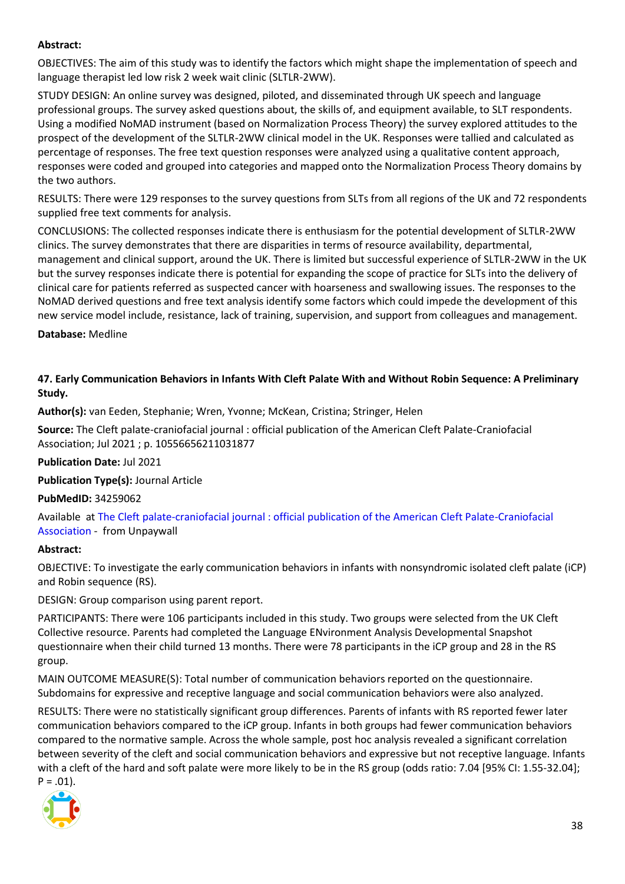**Abstract:**

OBJECTIVES: The aim of this study was to identify the factors which might shape the implementation of speech and language therapist led low risk 2 week wait clinic (SLTLR-2WW).

STUDY DESIGN: An online survey was designed, piloted, and disseminated through UK speech and language professional groups. The survey asked questions about, the skills of, and equipment available, to SLT respondents. Using a modified NoMAD instrument (based on Normalization Process Theory) the survey explored attitudes to the prospect of the development of the SLTLR-2WW clinical model in the UK. Responses were tallied and calculated as percentage of responses. The free text question responses were analyzed using a qualitative content approach, responses were coded and grouped into categories and mapped onto the Normalization Process Theory domains by the two authors.

RESULTS: There were 129 responses to the survey questions from SLTs from all regions of the UK and 72 respondents supplied free text comments for analysis.

CONCLUSIONS: The collected responses indicate there is enthusiasm for the potential development of SLTLR-2WW clinics. The survey demonstrates that there are disparities in terms of resource availability, departmental, management and clinical support, around the UK. There is limited but successful experience of SLTLR-2WW in the UK but the survey responses indicate there is potential for expanding the scope of practice for SLTs into the delivery of clinical care for patients referred as suspected cancer with hoarseness and swallowing issues. The responses to the NoMAD derived questions and free text analysis identify some factors which could impede the development of this new service model include, resistance, lack of training, supervision, and support from colleagues and management.

**Database:** Medline

### 47. Early Communication Behaviors in Infants With Cleft Palate With and Without Robin Sequence: A Preliminary Study.

**Author(s):** van Eeden, Stephanie; Wren, Yvonne; McKean, Cristina; Stringer, Helen

**Source:** The Cleft palate-craniofacial journal : official publication of the American Cleft Palate-Craniofacial Association; Jul 2021 ; p. 10556656211031877

**Publication Date:** Jul 2021

**Publication Type(s):** Journal Article

**PubMedID:** 34259062

Available at The Cleft palate-craniofacial journal : official publication of the American Cleft Palate-Craniofacial Association - from Unpaywall

**Abstract:**

OBJECTIVE: To investigate the early communication behaviors in infants with nonsyndromic isolated cleft palate (iCP) and Robin sequence (RS).

DESIGN: Group comparison using parent report.

PARTICIPANTS: There were 106 participants included in this study. Two groups were selected from the UK Cleft Collective resource. Parents had completed the Language ENvironment Analysis Developmental Snapshot questionnaire when their child turned 13 months. There were 78 participants in the iCP group and 28 in the RS group.

MAIN OUTCOME MEASURE(S): Total number of communication behaviors reported on the questionnaire. Subdomains for expressive and receptive language and social communication behaviors were also analyzed.

RESULTS: There were no statistically significant group differences. Parents of infants with RS reported fewer later communication behaviors compared to the iCP group. Infants in both groups had fewer communication behaviors compared to the normative sample. Across the whole sample, post hoc analysis revealed a significant correlation between severity of the cleft and social communication behaviors and expressive but not receptive language. Infants with a cleft of the hard and soft palate were more likely to be in the RS group (odds ratio: 7.04 [95% CI: 1.55-32.04]; $P = .01$).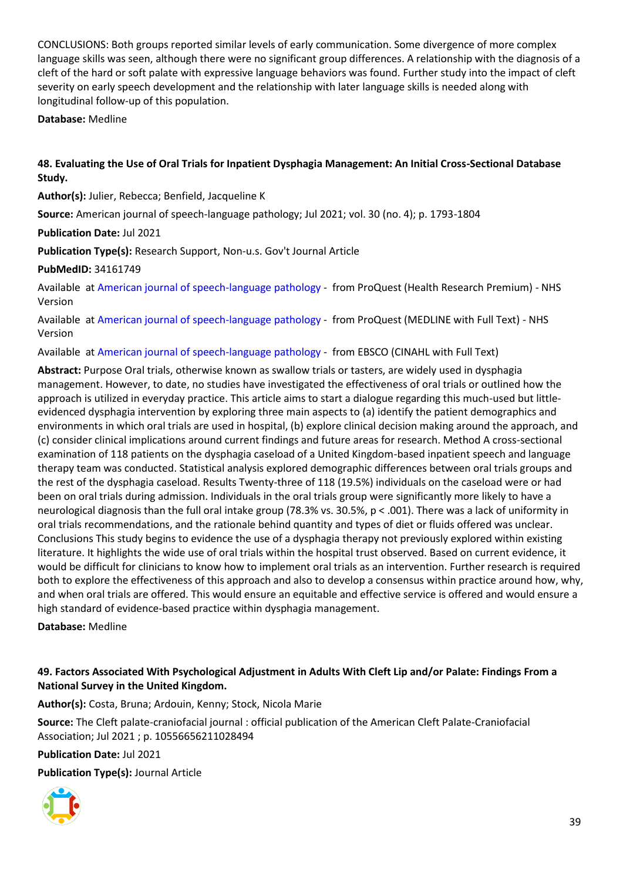CONCLUSIONS: Both groups reported similar levels of early communication. Some divergence of more complex language skills was seen, although there were no significant group differences. A relationship with the diagnosis of a cleft of the hard or soft palate with expressive language behaviors was found. Further study into the impact of cleft severity on early speech development and the relationship with later language skills is needed along with longitudinal follow-up of this population.

**Database:** Medline

### 48. Evaluating the Use of Oral Trials for Inpatient Dysphagia Management: An Initial Cross-Sectional Database Study.

**Author(s):** Julier, Rebecca; Benfield, Jacqueline K

**Source:** American journal of speech-language pathology; Jul 2021; vol. 30 (no. 4); p. 1793-1804

**Publication Date:** Jul 2021

**Publication Type(s):** Research Support, Non-u.s. Gov't Journal Article

**PubMedID:** 34161749

Available at American journal of speech-language pathology - from ProQuest (Health Research Premium) - NHS Version

Available at American journal of speech-language pathology - from ProQuest (MEDLINE with Full Text) - NHS Version

Available at American journal of speech-language pathology - from EBSCO (CINAHL with Full Text)

**Abstract:** Purpose Oral trials, otherwise known as swallow trials or tasters, are widely used in dysphagia management. However, to date, no studies have investigated the effectiveness of oral trials or outlined how the approach is utilized in everyday practice. This article aims to start a dialogue regarding this much-used but little-evidenced dysphagia intervention by exploring three main aspects to (a) identify the patient demographics and environments in which oral trials are used in hospital, (b) explore clinical decision making around the approach, and (c) consider clinical implications around current findings and future areas for research. Method A cross-sectional examination of 118 patients on the dysphagia caseload of a United Kingdom-based inpatient speech and language therapy team was conducted. Statistical analysis explored demographic differences between oral trials groups and the rest of the dysphagia caseload. Results Twenty-three of 118 (19.5%) individuals on the caseload were or had been on oral trials during admission. Individuals in the oral trials group were significantly more likely to have a neurological diagnosis than the full oral intake group (78.3% vs. 30.5%, $p < .001$). There was a lack of uniformity in oral trials recommendations, and the rationale behind quantity and types of diet or fluids offered was unclear. Conclusions This study begins to evidence the use of a dysphagia therapy not previously explored within existing literature. It highlights the wide use of oral trials within the hospital trust observed. Based on current evidence, it would be difficult for clinicians to know how to implement oral trials as an intervention. Further research is required both to explore the effectiveness of this approach and also to develop a consensus within practice around how, why, and when oral trials are offered. This would ensure an equitable and effective service is offered and would ensure a high standard of evidence-based practice within dysphagia management.

**Database:** Medline

### 49. Factors Associated With Psychological Adjustment in Adults With Cleft Lip and/or Palate: Findings From a National Survey in the United Kingdom.

**Author(s):** Costa, Bruna; Ardouin, Kenny; Stock, Nicola Marie

**Source:** The Cleft palate-craniofacial journal : official publication of the American Cleft Palate-Craniofacial Association; Jul 2021 ; p. 10556656211028494

**Publication Date:** Jul 2021

**Publication Type(s):** Journal Article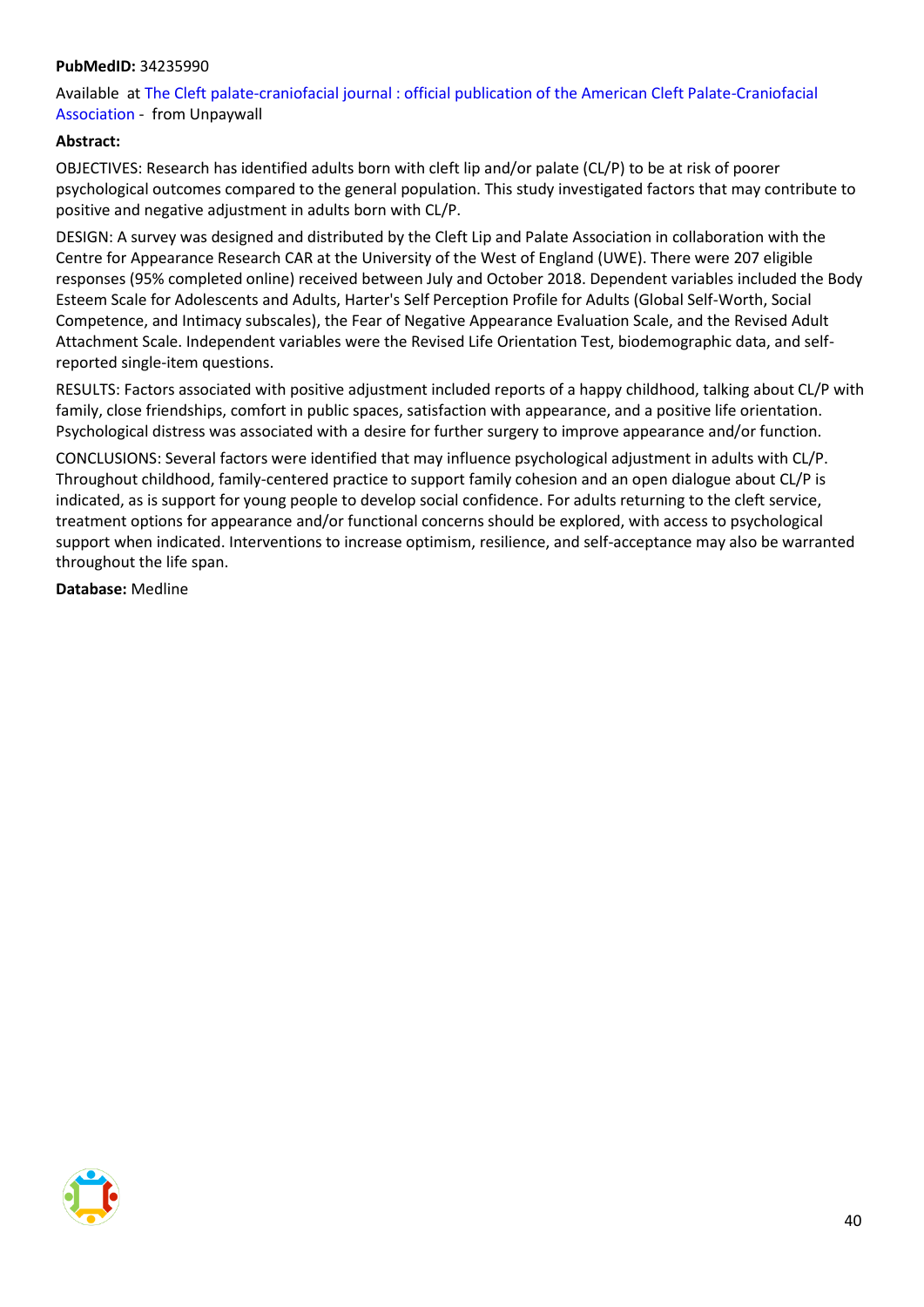**PubMedID:** 34235990

Available at The Cleft palate-craniofacial journal : official publication of the American Cleft Palate-Craniofacial Association - from Unpaywall

**Abstract:**

OBJECTIVES: Research has identified adults born with cleft lip and/or palate (CL/P) to be at risk of poorer psychological outcomes compared to the general population. This study investigated factors that may contribute to positive and negative adjustment in adults born with CL/P.

DESIGN: A survey was designed and distributed by the Cleft Lip and Palate Association in collaboration with the Centre for Appearance Research CAR at the University of the West of England (UWE). There were 207 eligible responses (95% completed online) received between July and October 2018. Dependent variables included the Body Esteem Scale for Adolescents and Adults, Harter's Self Perception Profile for Adults (Global Self-Worth, Social Competence, and Intimacy subscales), the Fear of Negative Appearance Evaluation Scale, and the Revised Adult Attachment Scale. Independent variables were the Revised Life Orientation Test, biodemographic data, and self-reported single-item questions.

RESULTS: Factors associated with positive adjustment included reports of a happy childhood, talking about CL/P with family, close friendships, comfort in public spaces, satisfaction with appearance, and a positive life orientation. Psychological distress was associated with a desire for further surgery to improve appearance and/or function.

CONCLUSIONS: Several factors were identified that may influence psychological adjustment in adults with CL/P. Throughout childhood, family-centered practice to support family cohesion and an open dialogue about CL/P is indicated, as is support for young people to develop social confidence. For adults returning to the cleft service, treatment options for appearance and/or functional concerns should be explored, with access to psychological support when indicated. Interventions to increase optimism, resilience, and self-acceptance may also be warranted throughout the life span.

**Database:** Medline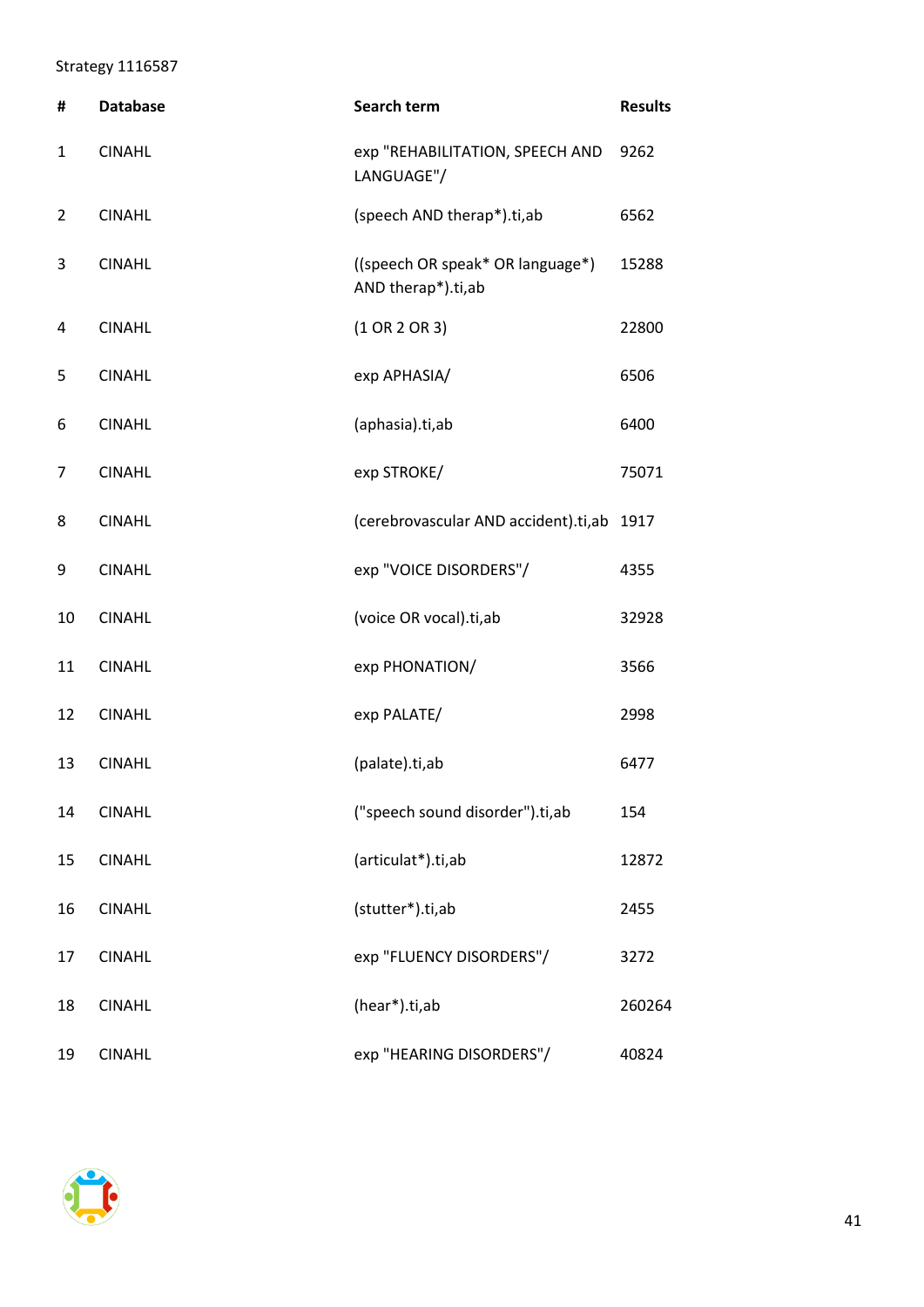Strategy 1116587

| # | Database | Search term | Results |
|---|---|---|---|
| 1 | CINAHL | exp "REHABILITATION, SPEECH AND LANGUAGE"/ | 9262 |
| 2 | CINAHL | (speech AND therap*).ti,ab | 6562 |
| 3 | CINAHL | ((speech OR speak* OR language*) AND therap*).ti,ab | 15288 |
| 4 | CINAHL | (1 OR 2 OR 3) | 22800 |
| 5 | CINAHL | exp APHASIA/ | 6506 |
| 6 | CINAHL | (aphasia).ti,ab | 6400 |
| 7 | CINAHL | exp STROKE/ | 75071 |
| 8 | CINAHL | (cerebrovascular AND accident).ti,ab | 1917 |
| 9 | CINAHL | exp "VOICE DISORDERS"/ | 4355 |
| 10 | CINAHL | (voice OR vocal).ti,ab | 32928 |
| 11 | CINAHL | exp PHONATION/ | 3566 |
| 12 | CINAHL | exp PALATE/ | 2998 |
| 13 | CINAHL | (palate).ti,ab | 6477 |
| 14 | CINAHL | ("speech sound disorder").ti,ab | 154 |
| 15 | CINAHL | (articulat*).ti,ab | 12872 |
| 16 | CINAHL | (stutter*).ti,ab | 2455 |
| 17 | CINAHL | exp "FLUENCY DISORDERS"/ | 3272 |
| 18 | CINAHL | (hear*).ti,ab | 260264 |
| 19 | CINAHL | exp "HEARING DISORDERS"/ | 40824 |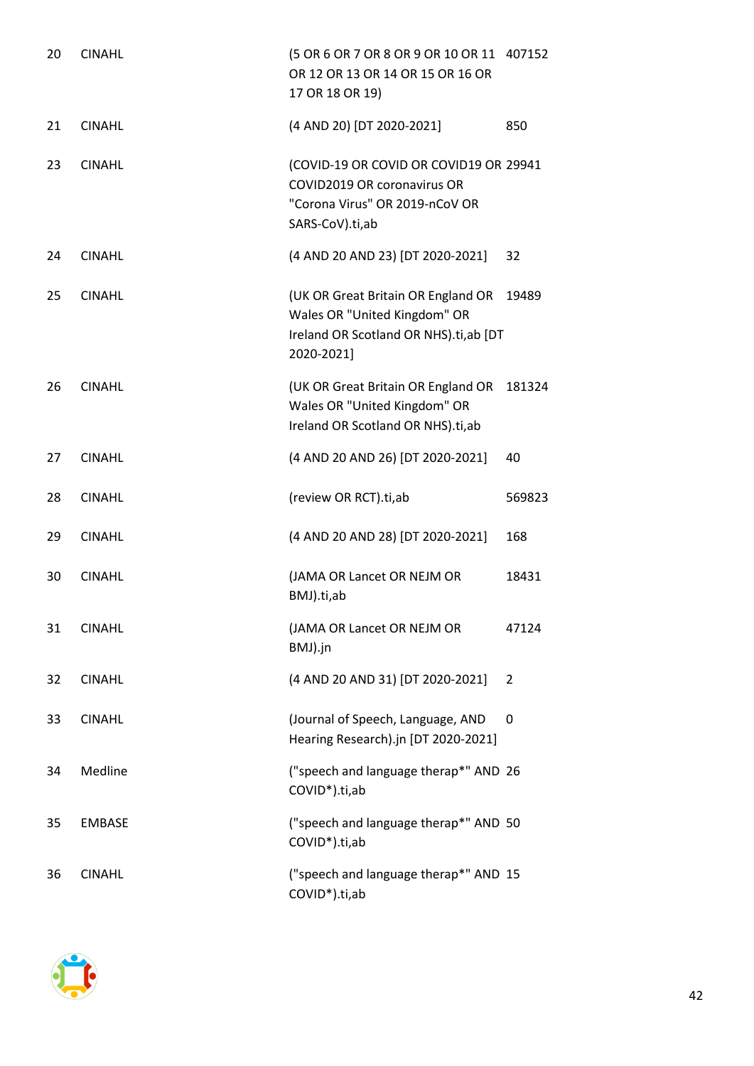| | | | |
|---|---|---|---|
| 20 | CINAHL | (5 OR 6 OR 7 OR 8 OR 9 OR 10 OR 11 OR 12 OR 13 OR 14 OR 15 OR 16 OR 17 OR 18 OR 19) | 407152 |
| 21 | CINAHL | (4 AND 20) [DT 2020-2021] | 850 |
| 23 | CINAHL | (COVID-19 OR COVID OR COVID19 OR COVID2019 OR coronavirus OR "Corona Virus" OR 2019-nCoV OR SARS-CoV).ti,ab | 29941 |
| 24 | CINAHL | (4 AND 20 AND 23) [DT 2020-2021] | 32 |
| 25 | CINAHL | (UK OR Great Britain OR England OR Wales OR "United Kingdom" OR Ireland OR Scotland OR NHS).ti,ab [DT 2020-2021] | 19489 |
| 26 | CINAHL | (UK OR Great Britain OR England OR Wales OR "United Kingdom" OR Ireland OR Scotland OR NHS).ti,ab | 181324 |
| 27 | CINAHL | (4 AND 20 AND 26) [DT 2020-2021] | 40 |
| 28 | CINAHL | (review OR RCT).ti,ab | 569823 |
| 29 | CINAHL | (4 AND 20 AND 28) [DT 2020-2021] | 168 |
| 30 | CINAHL | (JAMA OR Lancet OR NEJM OR BMJ).ti,ab | 18431 |
| 31 | CINAHL | (JAMA OR Lancet OR NEJM OR BMJ).jn | 47124 |
| 32 | CINAHL | (4 AND 20 AND 31) [DT 2020-2021] | 2 |
| 33 | CINAHL | (Journal of Speech, Language, AND Hearing Research).jn [DT 2020-2021] | 0 |
| 34 | Medline | ("speech and language therap*" AND COVID*).ti,ab | 26 |
| 35 | EMBASE | ("speech and language therap*" AND COVID*).ti,ab | 50 |
| 36 | CINAHL | ("speech and language therap*" AND COVID*).ti,ab | 15 |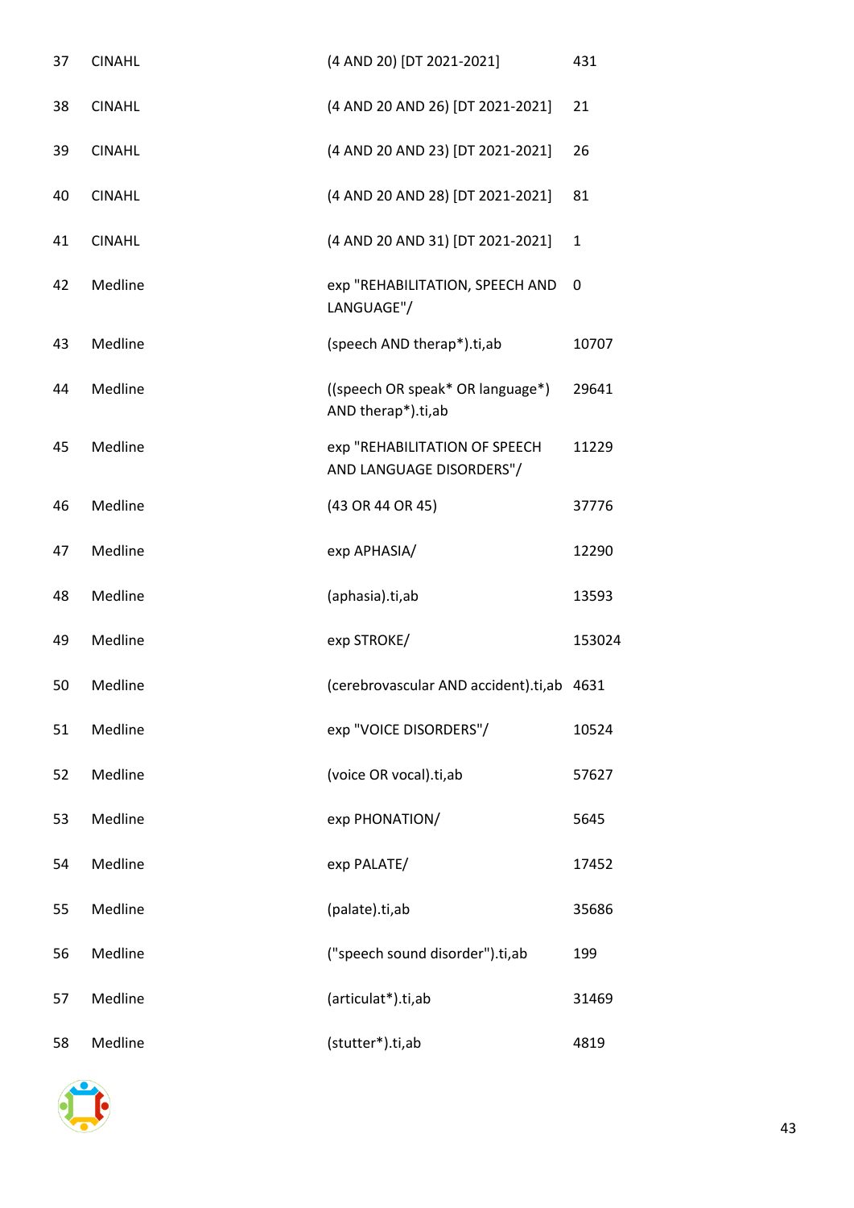| 37 | CINAHL | (4 AND 20) [DT 2021-2021] | 431 |
|---|---|---|---|
| 38 | CINAHL | (4 AND 20 AND 26) [DT 2021-2021] | 21 |
| 39 | CINAHL | (4 AND 20 AND 23) [DT 2021-2021] | 26 |
| 40 | CINAHL | (4 AND 20 AND 28) [DT 2021-2021] | 81 |
| 41 | CINAHL | (4 AND 20 AND 31) [DT 2021-2021] | 1 |
| 42 | Medline | exp "REHABILITATION, SPEECH AND LANGUAGE"/ | 0 |
| 43 | Medline | (speech AND therap*).ti,ab | 10707 |
| 44 | Medline | ((speech OR speak* OR language*) AND therap*).ti,ab | 29641 |
| 45 | Medline | exp "REHABILITATION OF SPEECH AND LANGUAGE DISORDERS"/ | 11229 |
| 46 | Medline | (43 OR 44 OR 45) | 37776 |
| 47 | Medline | exp APHASIA/ | 12290 |
| 48 | Medline | (aphasia).ti,ab | 13593 |
| 49 | Medline | exp STROKE/ | 153024 |
| 50 | Medline | (cerebrovascular AND accident).ti,ab | 4631 |
| 51 | Medline | exp "VOICE DISORDERS"/ | 10524 |
| 52 | Medline | (voice OR vocal).ti,ab | 57627 |
| 53 | Medline | exp PHONATION/ | 5645 |
| 54 | Medline | exp PALATE/ | 17452 |
| 55 | Medline | (palate).ti,ab | 35686 |
| 56 | Medline | ("speech sound disorder").ti,ab | 199 |
| 57 | Medline | (articulat*).ti,ab | 31469 |
| 58 | Medline | (stutter*).ti,ab | 4819 |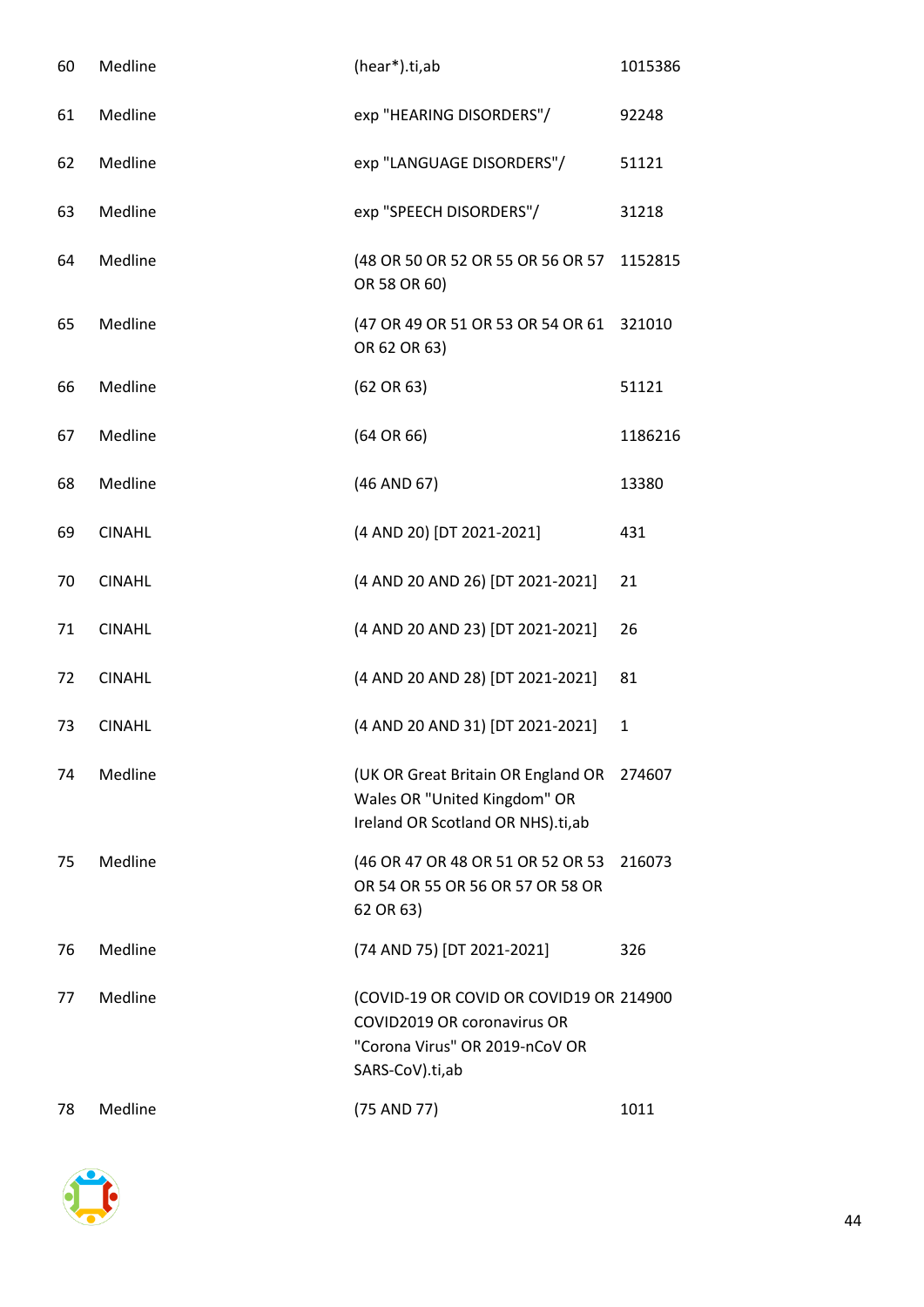| | | | |
|---|---|---|---|
| 60 | Medline | (hear*).ti,ab | 1015386 |
| 61 | Medline | exp "HEARING DISORDERS"/ | 92248 |
| 62 | Medline | exp "LANGUAGE DISORDERS"/ | 51121 |
| 63 | Medline | exp "SPEECH DISORDERS"/ | 31218 |
| 64 | Medline | (48 OR 50 OR 52 OR 55 OR 56 OR 57 OR 58 OR 60) | 1152815 |
| 65 | Medline | (47 OR 49 OR 51 OR 53 OR 54 OR 61 OR 62 OR 63) | 321010 |
| 66 | Medline | (62 OR 63) | 51121 |
| 67 | Medline | (64 OR 66) | 1186216 |
| 68 | Medline | (46 AND 67) | 13380 |
| 69 | CINAHL | (4 AND 20) [DT 2021-2021] | 431 |
| 70 | CINAHL | (4 AND 20 AND 26) [DT 2021-2021] | 21 |
| 71 | CINAHL | (4 AND 20 AND 23) [DT 2021-2021] | 26 |
| 72 | CINAHL | (4 AND 20 AND 28) [DT 2021-2021] | 81 |
| 73 | CINAHL | (4 AND 20 AND 31) [DT 2021-2021] | 1 |
| 74 | Medline | (UK OR Great Britain OR England OR Wales OR "United Kingdom" OR Ireland OR Scotland OR NHS).ti,ab | 274607 |
| 75 | Medline | (46 OR 47 OR 48 OR 51 OR 52 OR 53 OR 54 OR 55 OR 56 OR 57 OR 58 OR 62 OR 63) | 216073 |
| 76 | Medline | (74 AND 75) [DT 2021-2021] | 326 |
| 77 | Medline | (COVID-19 OR COVID OR COVID19 OR COVID2019 OR coronavirus OR "Corona Virus" OR 2019-nCoV OR SARS-CoV).ti,ab | 214900 |
| 78 | Medline | (75 AND 77) | 1011 |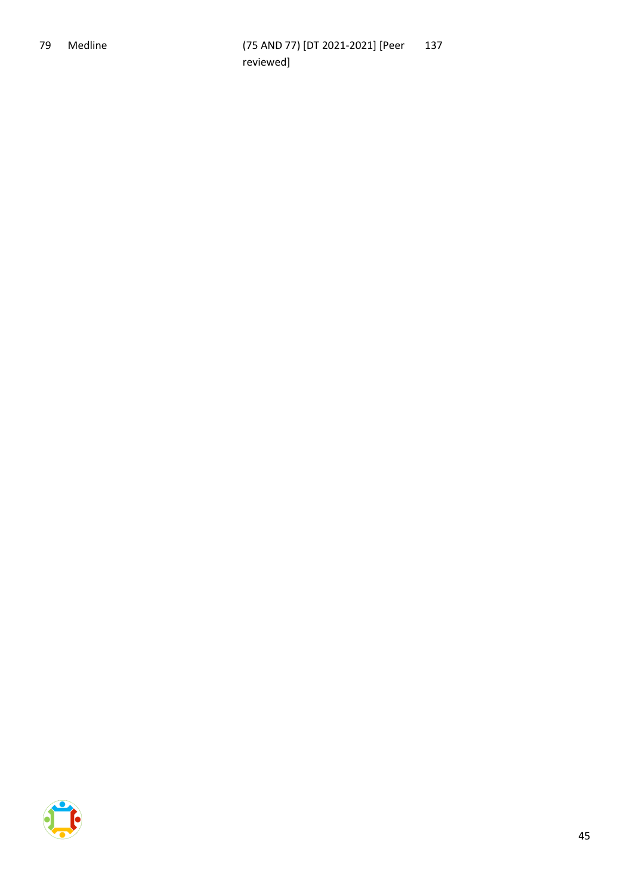| | | | |
|---|---|---|---|
| 79 | Medline | (75 AND 77) [DT 2021-2021] [Peer reviewed] | 137 |